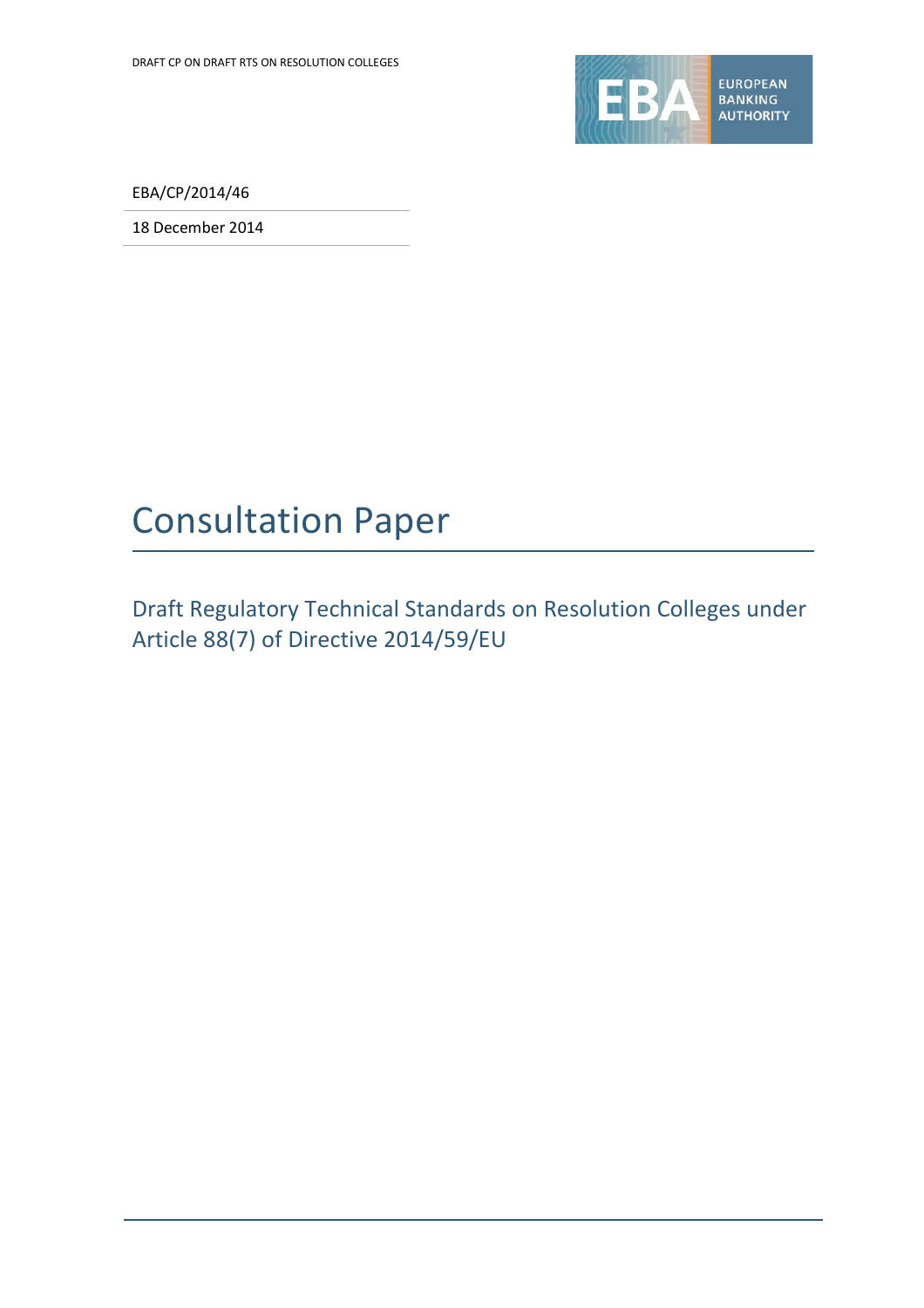EBA/CP/2014/46

18 December 2014

# Consultation Paper

## Draft Regulatory Technical Standards on Resolution Colleges under Article 88(7) of Directive 2014/59/EU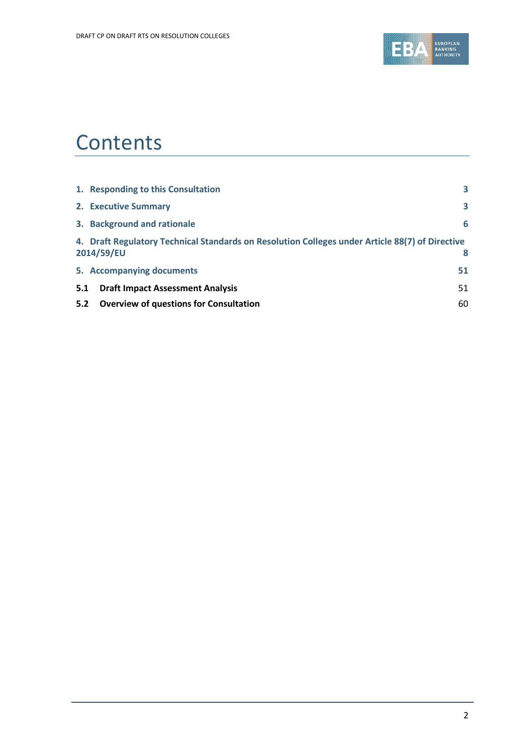# Contents

| | |
|---|---|
| **1. Responding to this Consultation** | **3** |
| **2. Executive Summary** | **3** |
| **3. Background and rationale** | **6** |
| **4. Draft Regulatory Technical Standards on Resolution Colleges under Article 88(7) of Directive 2014/59/EU** | **8** |
| **5. Accompanying documents** | **51** |
| **5.1 Draft Impact Assessment Analysis** | 51 |
| **5.2 Overview of questions for Consultation** | 60 |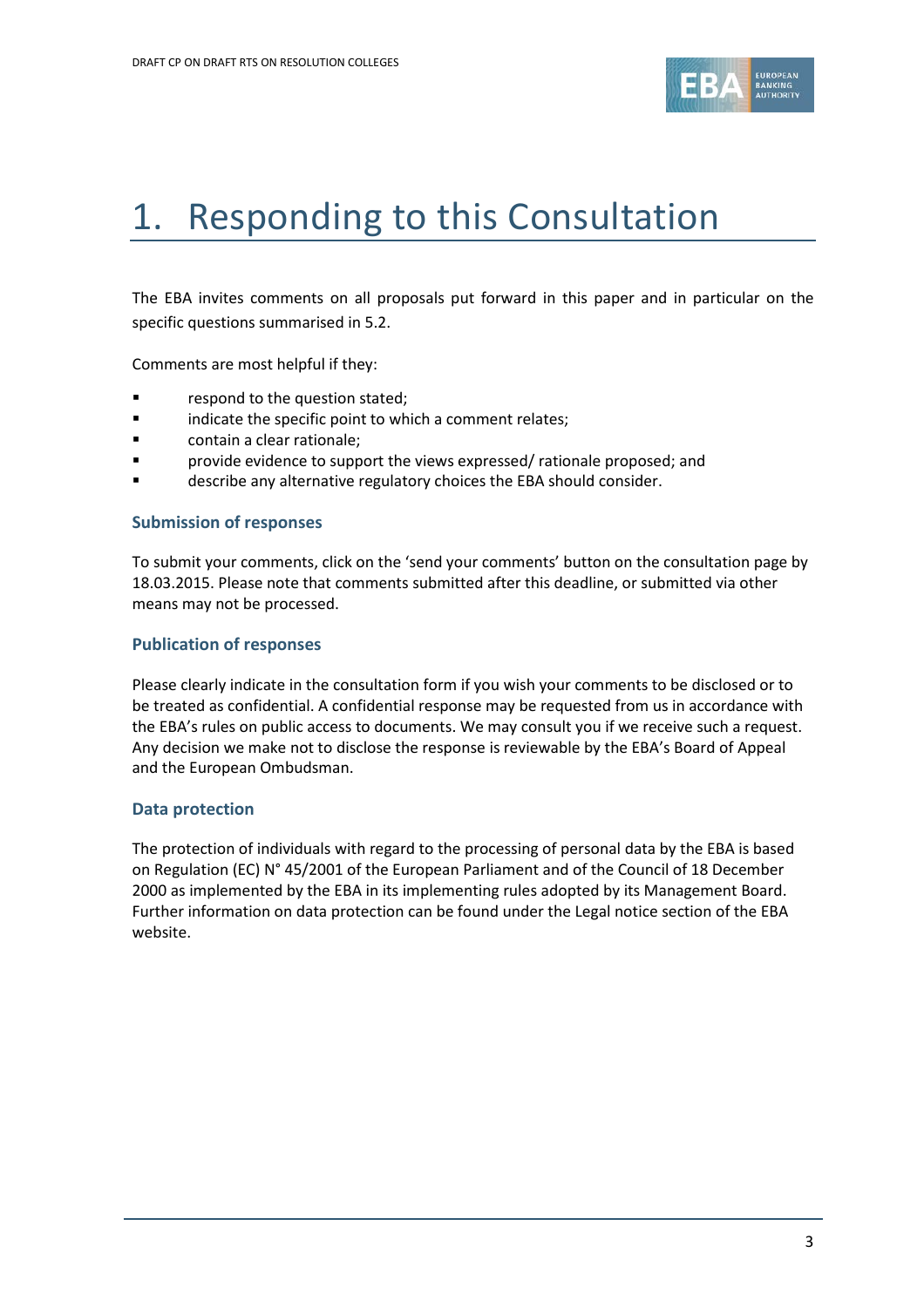# 1. Responding to this Consultation

The EBA invites comments on all proposals put forward in this paper and in particular on the specific questions summarised in 5.2.

Comments are most helpful if they:

- respond to the question stated;
- indicate the specific point to which a comment relates;
- contain a clear rationale;
- provide evidence to support the views expressed/ rationale proposed; and
- describe any alternative regulatory choices the EBA should consider.

### Submission of responses

To submit your comments, click on the 'send your comments' button on the consultation page by 18.03.2015. Please note that comments submitted after this deadline, or submitted via other means may not be processed.

### Publication of responses

Please clearly indicate in the consultation form if you wish your comments to be disclosed or to be treated as confidential. A confidential response may be requested from us in accordance with the EBA's rules on public access to documents. We may consult you if we receive such a request. Any decision we make not to disclose the response is reviewable by the EBA's Board of Appeal and the European Ombudsman.

### Data protection

The protection of individuals with regard to the processing of personal data by the EBA is based on Regulation (EC) N° 45/2001 of the European Parliament and of the Council of 18 December 2000 as implemented by the EBA in its implementing rules adopted by its Management Board. Further information on data protection can be found under the Legal notice section of the EBA website.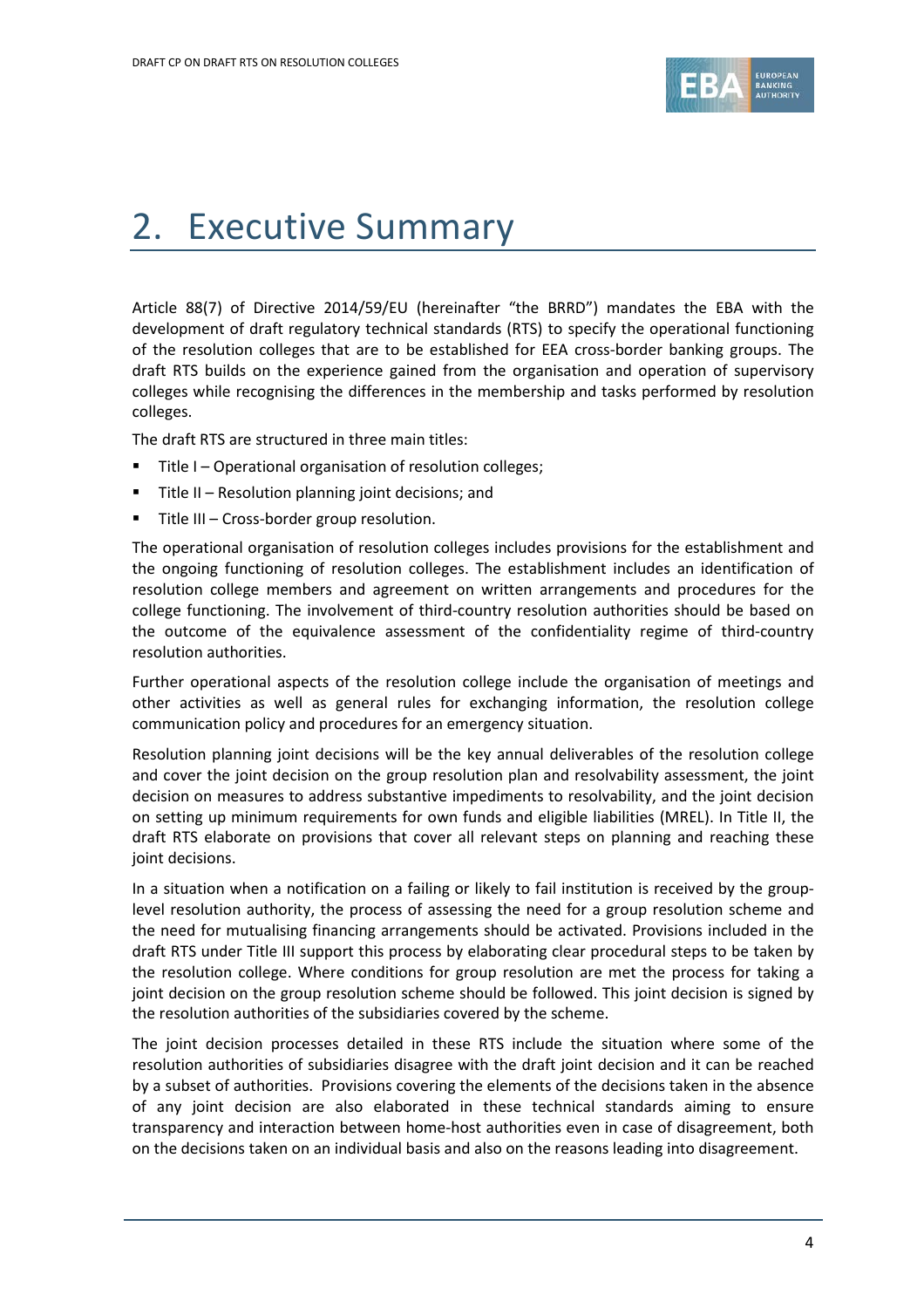# 2. Executive Summary

Article 88(7) of Directive 2014/59/EU (hereinafter "the BRRD") mandates the EBA with the development of draft regulatory technical standards (RTS) to specify the operational functioning of the resolution colleges that are to be established for EEA cross-border banking groups. The draft RTS builds on the experience gained from the organisation and operation of supervisory colleges while recognising the differences in the membership and tasks performed by resolution colleges.

The draft RTS are structured in three main titles:

- Title I – Operational organisation of resolution colleges;
- Title II – Resolution planning joint decisions; and
- Title III – Cross-border group resolution.

The operational organisation of resolution colleges includes provisions for the establishment and the ongoing functioning of resolution colleges. The establishment includes an identification of resolution college members and agreement on written arrangements and procedures for the college functioning. The involvement of third-country resolution authorities should be based on the outcome of the equivalence assessment of the confidentiality regime of third-country resolution authorities.

Further operational aspects of the resolution college include the organisation of meetings and other activities as well as general rules for exchanging information, the resolution college communication policy and procedures for an emergency situation.

Resolution planning joint decisions will be the key annual deliverables of the resolution college and cover the joint decision on the group resolution plan and resolvability assessment, the joint decision on measures to address substantive impediments to resolvability, and the joint decision on setting up minimum requirements for own funds and eligible liabilities (MREL). In Title II, the draft RTS elaborate on provisions that cover all relevant steps on planning and reaching these joint decisions.

In a situation when a notification on a failing or likely to fail institution is received by the group-level resolution authority, the process of assessing the need for a group resolution scheme and the need for mutualising financing arrangements should be activated. Provisions included in the draft RTS under Title III support this process by elaborating clear procedural steps to be taken by the resolution college. Where conditions for group resolution are met the process for taking a joint decision on the group resolution scheme should be followed. This joint decision is signed by the resolution authorities of the subsidiaries covered by the scheme.

The joint decision processes detailed in these RTS include the situation where some of the resolution authorities of subsidiaries disagree with the draft joint decision and it can be reached by a subset of authorities. Provisions covering the elements of the decisions taken in the absence of any joint decision are also elaborated in these technical standards aiming to ensure transparency and interaction between home-host authorities even in case of disagreement, both on the decisions taken on an individual basis and also on the reasons leading into disagreement.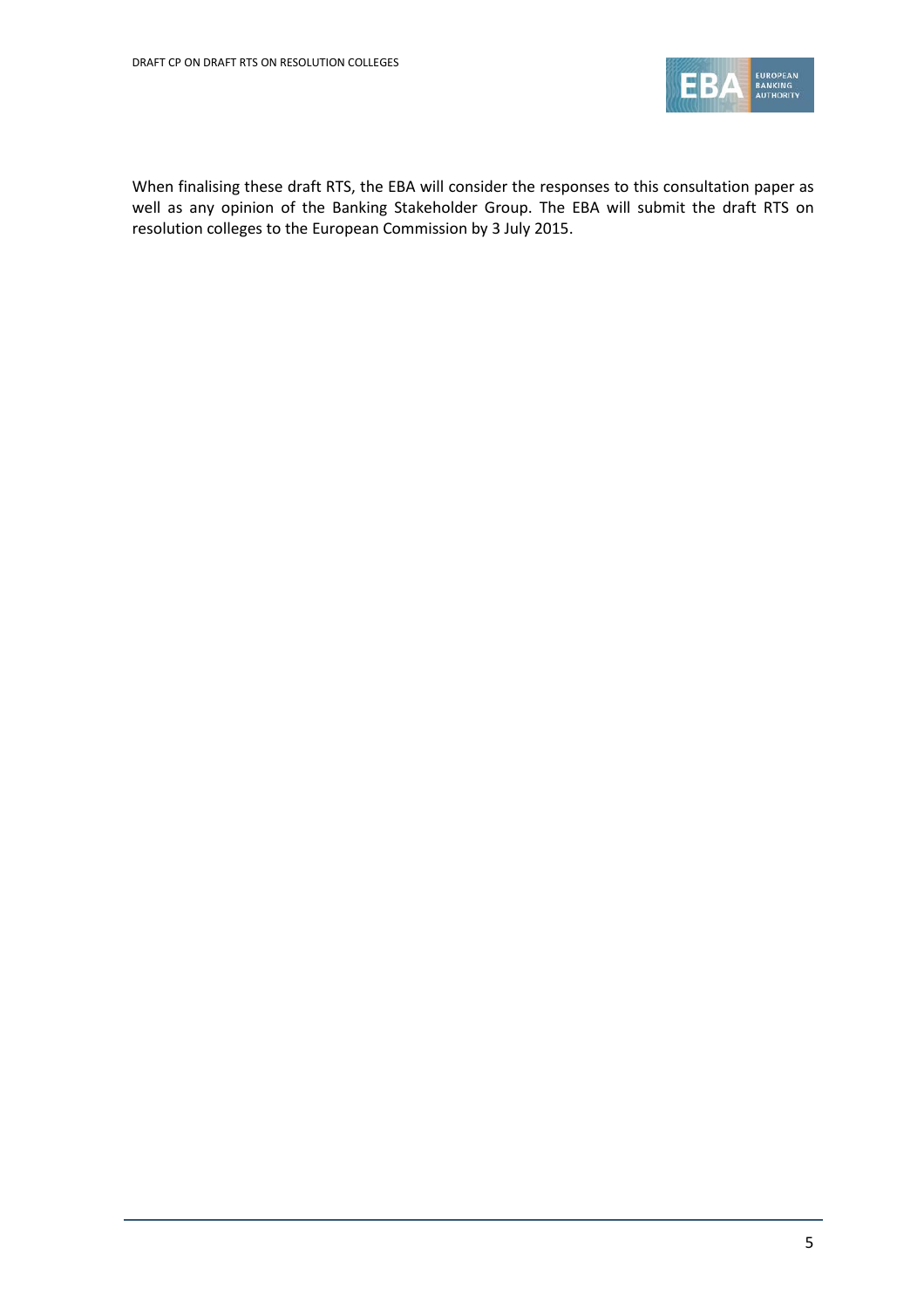When finalising these draft RTS, the EBA will consider the responses to this consultation paper as well as any opinion of the Banking Stakeholder Group. The EBA will submit the draft RTS on resolution colleges to the European Commission by 3 July 2015.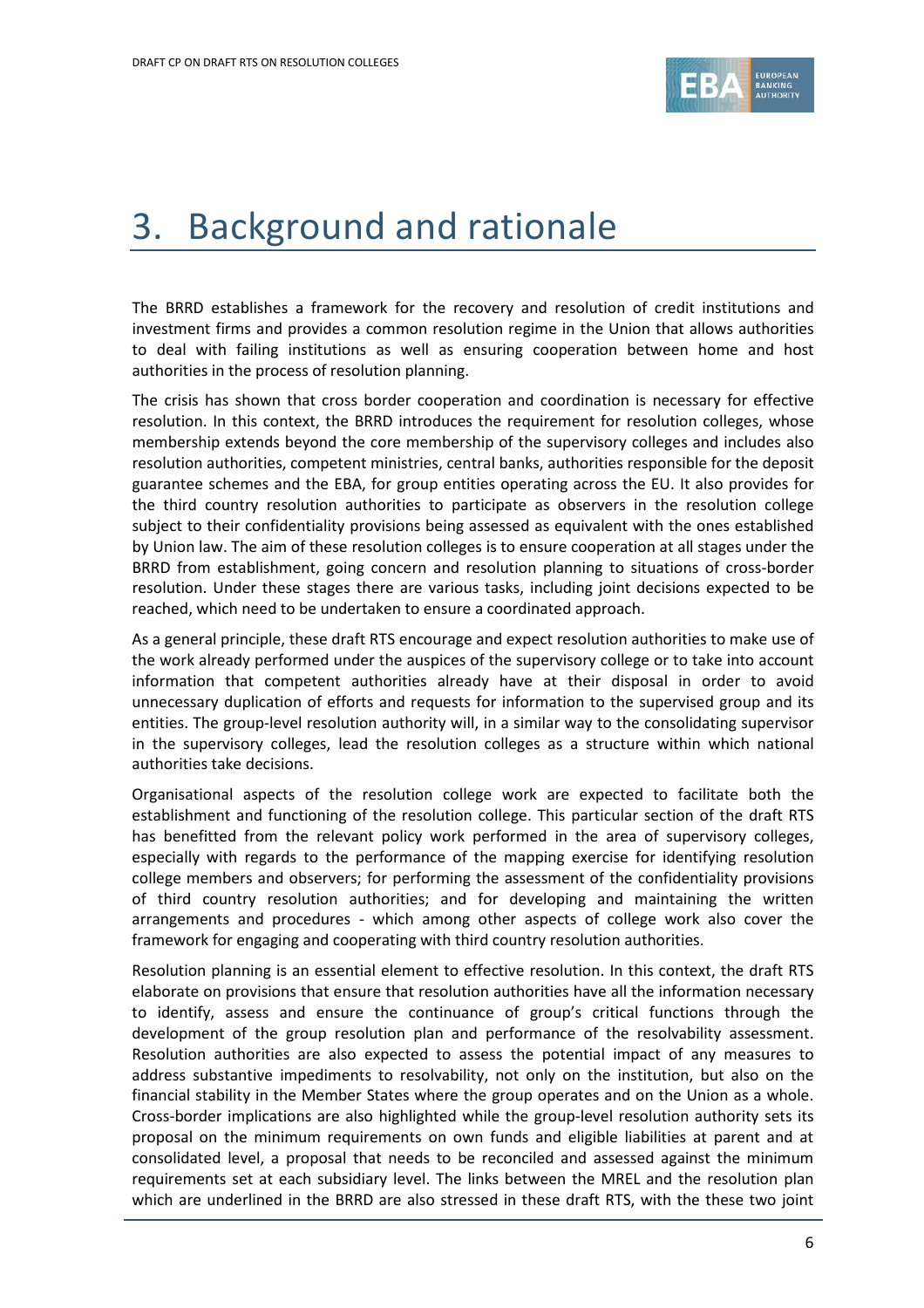# 3. Background and rationale

The BRRD establishes a framework for the recovery and resolution of credit institutions and investment firms and provides a common resolution regime in the Union that allows authorities to deal with failing institutions as well as ensuring cooperation between home and host authorities in the process of resolution planning.

The crisis has shown that cross border cooperation and coordination is necessary for effective resolution. In this context, the BRRD introduces the requirement for resolution colleges, whose membership extends beyond the core membership of the supervisory colleges and includes also resolution authorities, competent ministries, central banks, authorities responsible for the deposit guarantee schemes and the EBA, for group entities operating across the EU. It also provides for the third country resolution authorities to participate as observers in the resolution college subject to their confidentiality provisions being assessed as equivalent with the ones established by Union law. The aim of these resolution colleges is to ensure cooperation at all stages under the BRRD from establishment, going concern and resolution planning to situations of cross-border resolution. Under these stages there are various tasks, including joint decisions expected to be reached, which need to be undertaken to ensure a coordinated approach.

As a general principle, these draft RTS encourage and expect resolution authorities to make use of the work already performed under the auspices of the supervisory college or to take into account information that competent authorities already have at their disposal in order to avoid unnecessary duplication of efforts and requests for information to the supervised group and its entities. The group-level resolution authority will, in a similar way to the consolidating supervisor in the supervisory colleges, lead the resolution colleges as a structure within which national authorities take decisions.

Organisational aspects of the resolution college work are expected to facilitate both the establishment and functioning of the resolution college. This particular section of the draft RTS has benefitted from the relevant policy work performed in the area of supervisory colleges, especially with regards to the performance of the mapping exercise for identifying resolution college members and observers; for performing the assessment of the confidentiality provisions of third country resolution authorities; and for developing and maintaining the written arrangements and procedures - which among other aspects of college work also cover the framework for engaging and cooperating with third country resolution authorities.

Resolution planning is an essential element to effective resolution. In this context, the draft RTS elaborate on provisions that ensure that resolution authorities have all the information necessary to identify, assess and ensure the continuance of group's critical functions through the development of the group resolution plan and performance of the resolvability assessment. Resolution authorities are also expected to assess the potential impact of any measures to address substantive impediments to resolvability, not only on the institution, but also on the financial stability in the Member States where the group operates and on the Union as a whole. Cross-border implications are also highlighted while the group-level resolution authority sets its proposal on the minimum requirements on own funds and eligible liabilities at parent and at consolidated level, a proposal that needs to be reconciled and assessed against the minimum requirements set at each subsidiary level. The links between the MREL and the resolution plan which are underlined in the BRRD are also stressed in these draft RTS, with the these two joint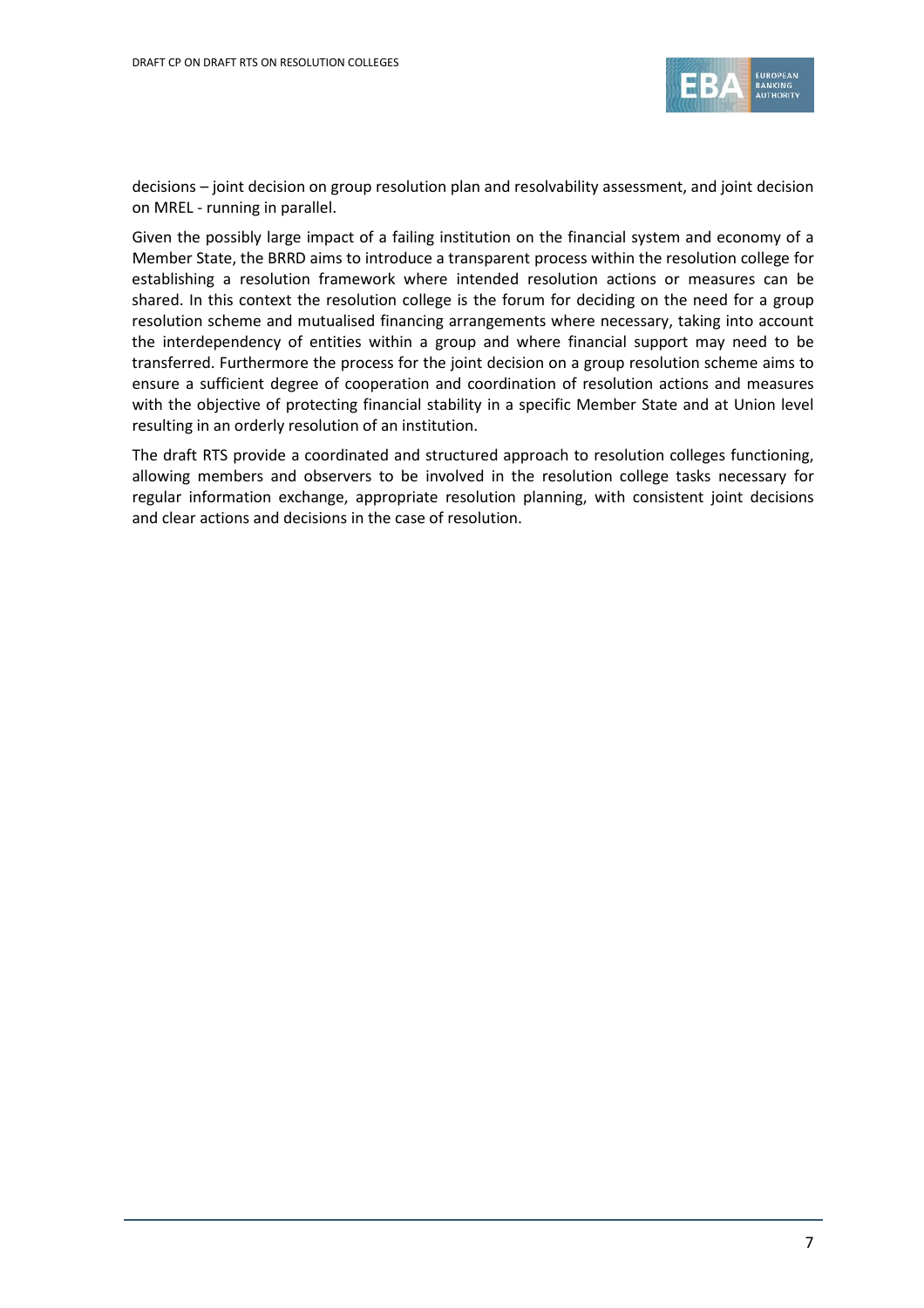decisions – joint decision on group resolution plan and resolvability assessment, and joint decision on MREL - running in parallel.

Given the possibly large impact of a failing institution on the financial system and economy of a Member State, the BRRD aims to introduce a transparent process within the resolution college for establishing a resolution framework where intended resolution actions or measures can be shared. In this context the resolution college is the forum for deciding on the need for a group resolution scheme and mutualised financing arrangements where necessary, taking into account the interdependency of entities within a group and where financial support may need to be transferred. Furthermore the process for the joint decision on a group resolution scheme aims to ensure a sufficient degree of cooperation and coordination of resolution actions and measures with the objective of protecting financial stability in a specific Member State and at Union level resulting in an orderly resolution of an institution.

The draft RTS provide a coordinated and structured approach to resolution colleges functioning, allowing members and observers to be involved in the resolution college tasks necessary for regular information exchange, appropriate resolution planning, with consistent joint decisions and clear actions and decisions in the case of resolution.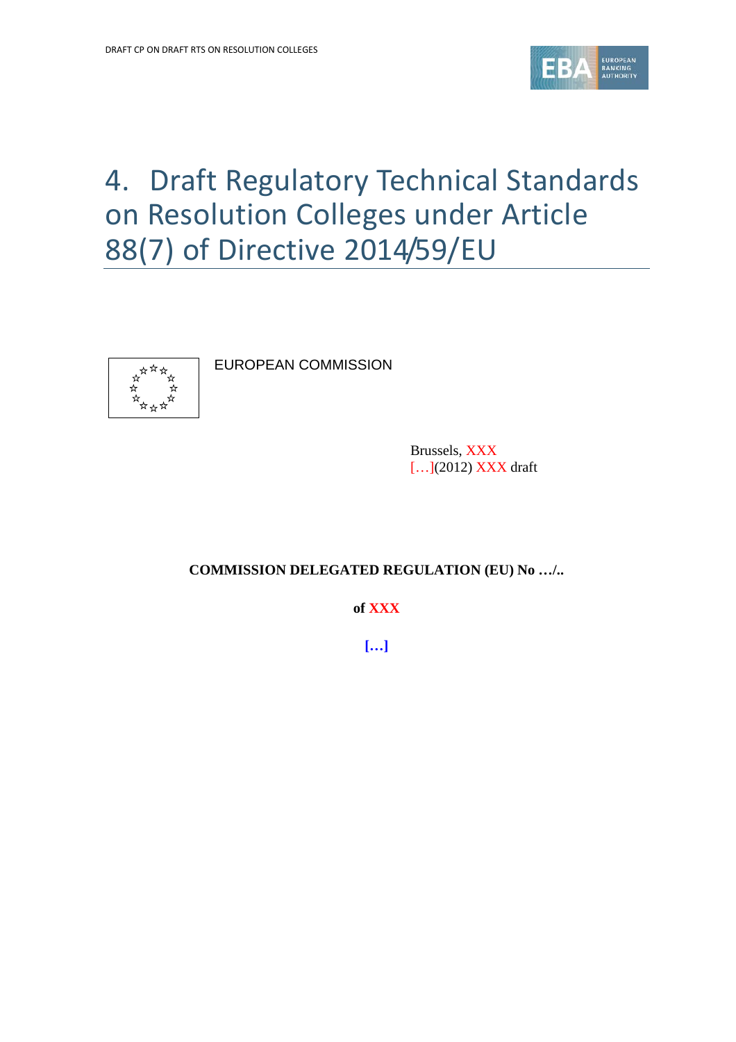# 4. Draft Regulatory Technical Standards on Resolution Colleges under Article 88(7) of Directive 2014/59/EU

EUROPEAN COMMISSION

Brussels, XXX
[…](2012) XXX draft

**COMMISSION DELEGATED REGULATION (EU) No …/..**

**of XXX**

**[…]**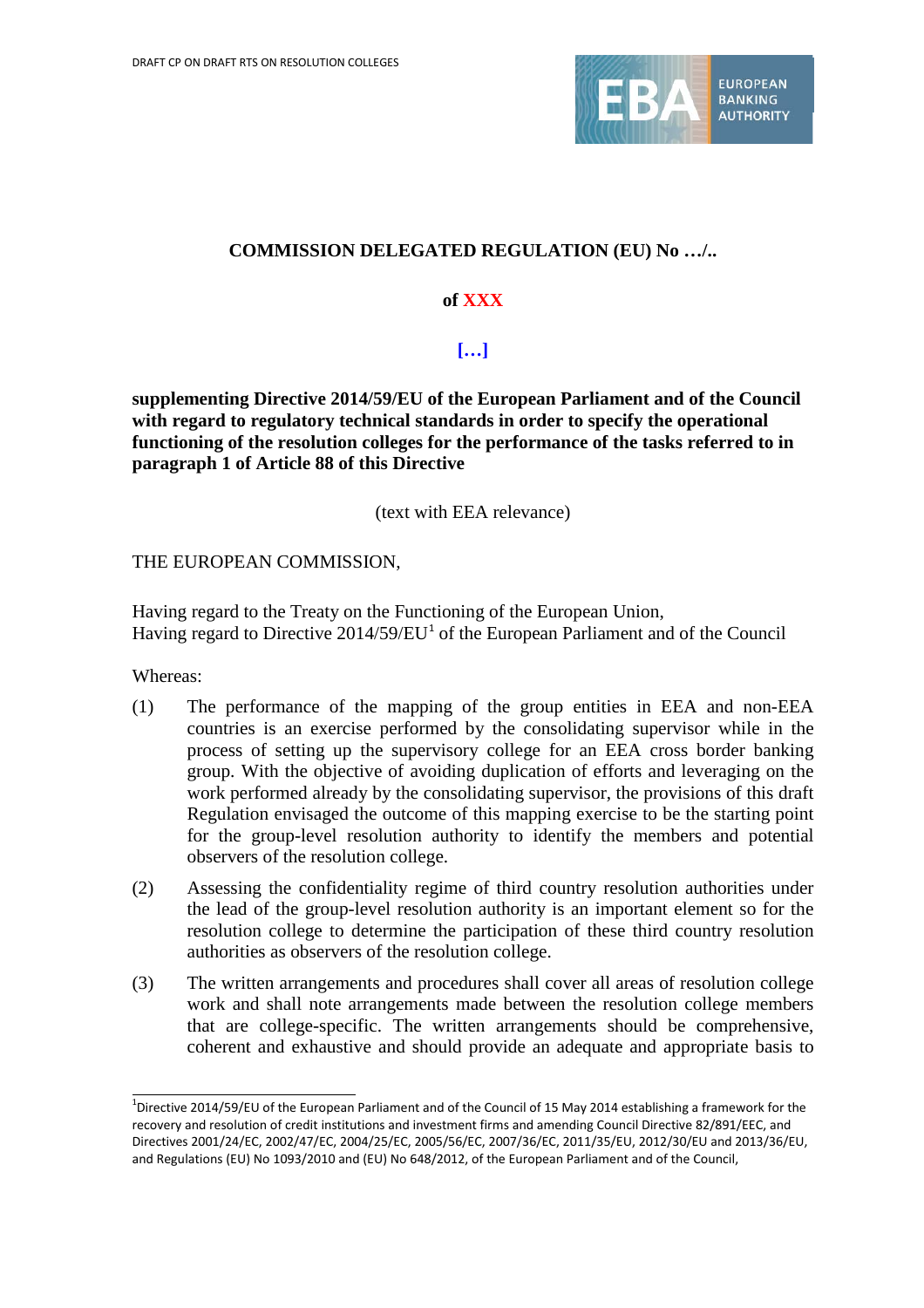**COMMISSION DELEGATED REGULATION (EU) No …/..**

**of XXX**

**[…]**

**supplementing Directive 2014/59/EU of the European Parliament and of the Council with regard to regulatory technical standards in order to specify the operational functioning of the resolution colleges for the performance of the tasks referred to in paragraph 1 of Article 88 of this Directive**

(text with EEA relevance)

THE EUROPEAN COMMISSION,

Having regard to the Treaty on the Functioning of the European Union,
Having regard to Directive 2014/59/EU[1] of the European Parliament and of the Council

Whereas:

(1) The performance of the mapping of the group entities in EEA and non-EEA countries is an exercise performed by the consolidating supervisor while in the process of setting up the supervisory college for an EEA cross border banking group. With the objective of avoiding duplication of efforts and leveraging on the work performed already by the consolidating supervisor, the provisions of this draft Regulation envisaged the outcome of this mapping exercise to be the starting point for the group-level resolution authority to identify the members and potential observers of the resolution college.

(2) Assessing the confidentiality regime of third country resolution authorities under the lead of the group-level resolution authority is an important element so for the resolution college to determine the participation of these third country resolution authorities as observers of the resolution college.

(3) The written arrangements and procedures shall cover all areas of resolution college work and shall note arrangements made between the resolution college members that are college-specific. The written arrangements should be comprehensive, coherent and exhaustive and should provide an adequate and appropriate basis to

[1] Directive 2014/59/EU of the European Parliament and of the Council of 15 May 2014 establishing a framework for the recovery and resolution of credit institutions and investment firms and amending Council Directive 82/891/EEC, and Directives 2001/24/EC, 2002/47/EC, 2004/25/EC, 2005/56/EC, 2007/36/EC, 2011/35/EU, 2012/30/EU and 2013/36/EU, and Regulations (EU) No 1093/2010 and (EU) No 648/2012, of the European Parliament and of the Council,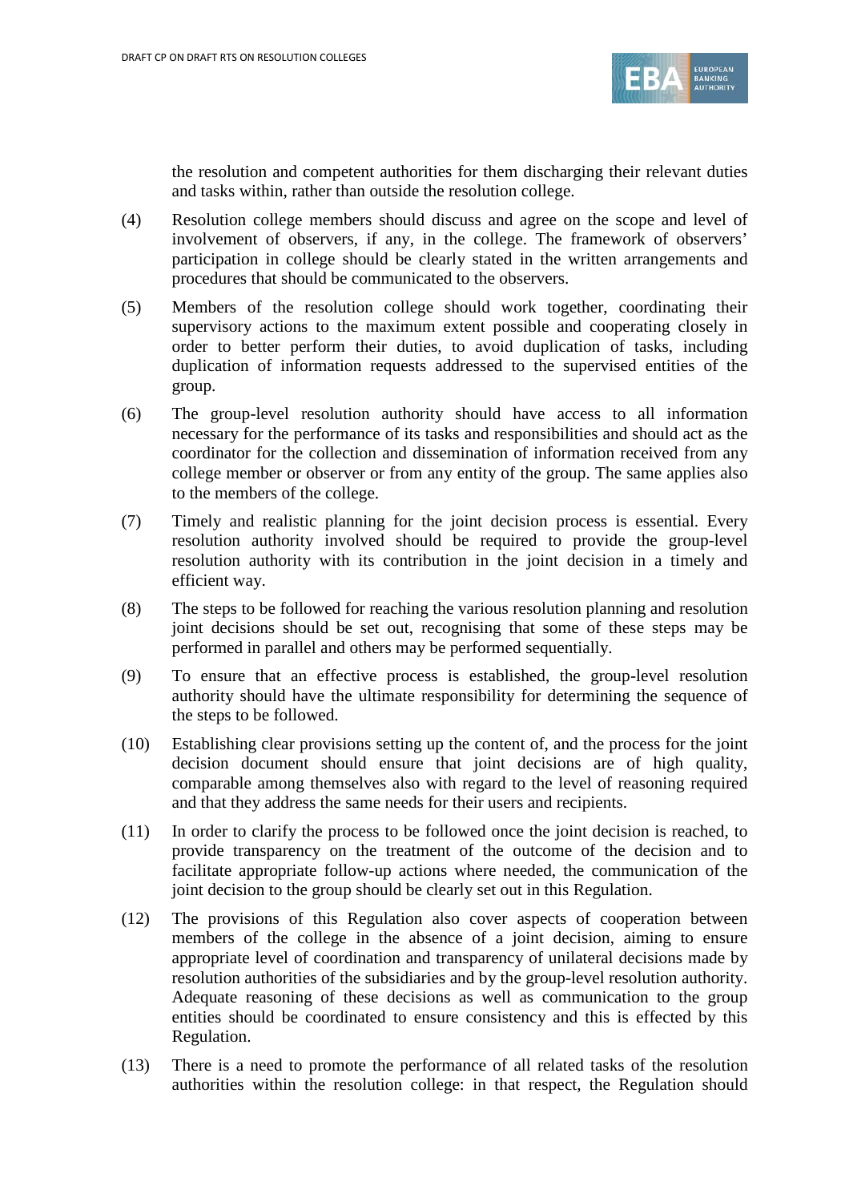the resolution and competent authorities for them discharging their relevant duties and tasks within, rather than outside the resolution college.

(4) Resolution college members should discuss and agree on the scope and level of involvement of observers, if any, in the college. The framework of observers' participation in college should be clearly stated in the written arrangements and procedures that should be communicated to the observers.

(5) Members of the resolution college should work together, coordinating their supervisory actions to the maximum extent possible and cooperating closely in order to better perform their duties, to avoid duplication of tasks, including duplication of information requests addressed to the supervised entities of the group.

(6) The group-level resolution authority should have access to all information necessary for the performance of its tasks and responsibilities and should act as the coordinator for the collection and dissemination of information received from any college member or observer or from any entity of the group. The same applies also to the members of the college.

(7) Timely and realistic planning for the joint decision process is essential. Every resolution authority involved should be required to provide the group-level resolution authority with its contribution in the joint decision in a timely and efficient way.

(8) The steps to be followed for reaching the various resolution planning and resolution joint decisions should be set out, recognising that some of these steps may be performed in parallel and others may be performed sequentially.

(9) To ensure that an effective process is established, the group-level resolution authority should have the ultimate responsibility for determining the sequence of the steps to be followed.

(10) Establishing clear provisions setting up the content of, and the process for the joint decision document should ensure that joint decisions are of high quality, comparable among themselves also with regard to the level of reasoning required and that they address the same needs for their users and recipients.

(11) In order to clarify the process to be followed once the joint decision is reached, to provide transparency on the treatment of the outcome of the decision and to facilitate appropriate follow-up actions where needed, the communication of the joint decision to the group should be clearly set out in this Regulation.

(12) The provisions of this Regulation also cover aspects of cooperation between members of the college in the absence of a joint decision, aiming to ensure appropriate level of coordination and transparency of unilateral decisions made by resolution authorities of the subsidiaries and by the group-level resolution authority. Adequate reasoning of these decisions as well as communication to the group entities should be coordinated to ensure consistency and this is effected by this Regulation.

(13) There is a need to promote the performance of all related tasks of the resolution authorities within the resolution college: in that respect, the Regulation should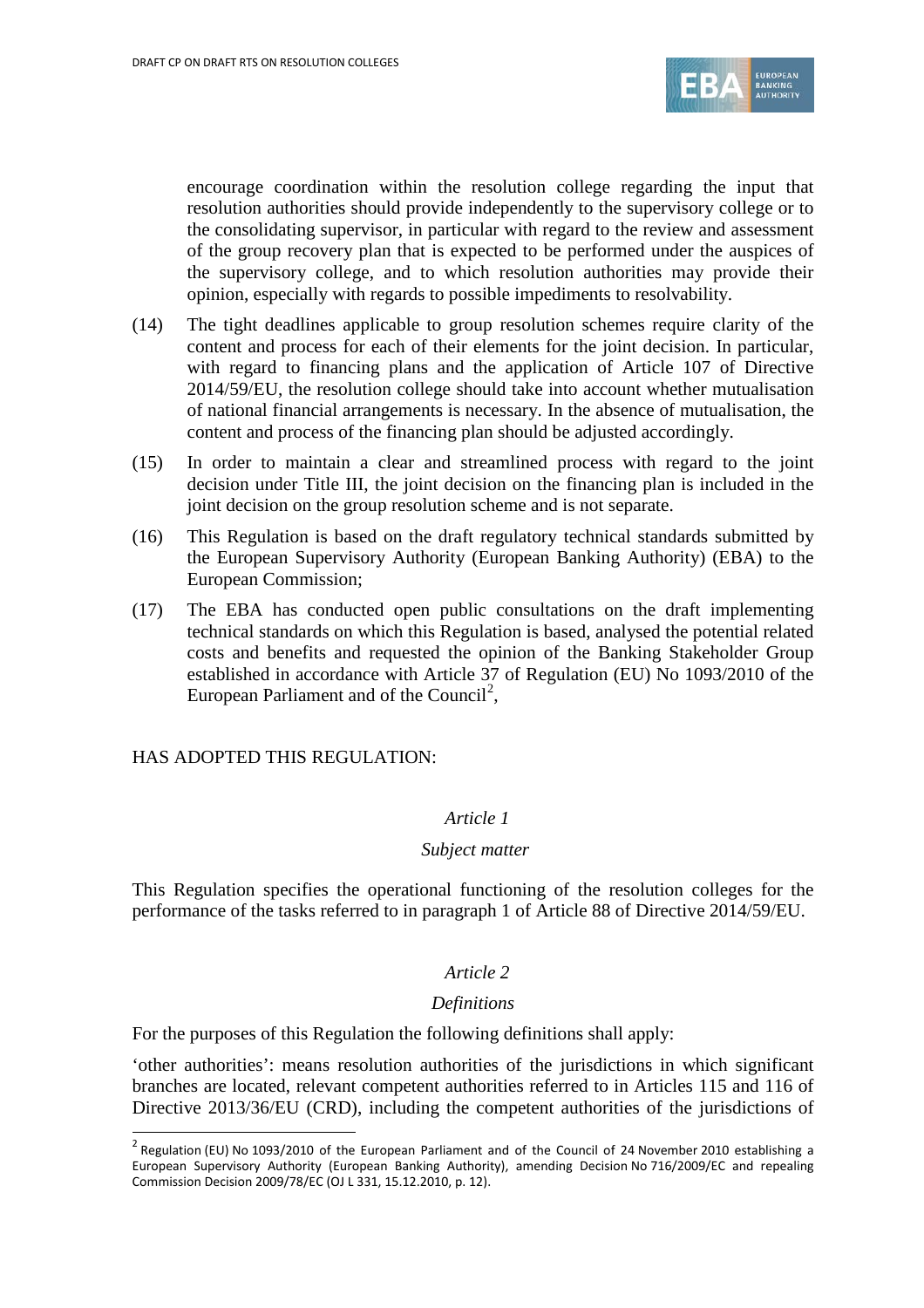encourage coordination within the resolution college regarding the input that resolution authorities should provide independently to the supervisory college or to the consolidating supervisor, in particular with regard to the review and assessment of the group recovery plan that is expected to be performed under the auspices of the supervisory college, and to which resolution authorities may provide their opinion, especially with regards to possible impediments to resolvability.

(14) The tight deadlines applicable to group resolution schemes require clarity of the content and process for each of their elements for the joint decision. In particular, with regard to financing plans and the application of Article 107 of Directive 2014/59/EU, the resolution college should take into account whether mutualisation of national financial arrangements is necessary. In the absence of mutualisation, the content and process of the financing plan should be adjusted accordingly.

(15) In order to maintain a clear and streamlined process with regard to the joint decision under Title III, the joint decision on the financing plan is included in the joint decision on the group resolution scheme and is not separate.

(16) This Regulation is based on the draft regulatory technical standards submitted by the European Supervisory Authority (European Banking Authority) (EBA) to the European Commission;

(17) The EBA has conducted open public consultations on the draft implementing technical standards on which this Regulation is based, analysed the potential related costs and benefits and requested the opinion of the Banking Stakeholder Group established in accordance with Article 37 of Regulation (EU) No 1093/2010 of the European Parliament and of the Council[2],

HAS ADOPTED THIS REGULATION:

*Article 1*

*Subject matter*

This Regulation specifies the operational functioning of the resolution colleges for the performance of the tasks referred to in paragraph 1 of Article 88 of Directive 2014/59/EU.

*Article 2*

*Definitions*

For the purposes of this Regulation the following definitions shall apply:

'other authorities': means resolution authorities of the jurisdictions in which significant branches are located, relevant competent authorities referred to in Articles 115 and 116 of Directive 2013/36/EU (CRD), including the competent authorities of the jurisdictions of

[2] Regulation (EU) No 1093/2010 of the European Parliament and of the Council of 24 November 2010 establishing a European Supervisory Authority (European Banking Authority), amending Decision No 716/2009/EC and repealing Commission Decision 2009/78/EC (OJ L 331, 15.12.2010, p. 12).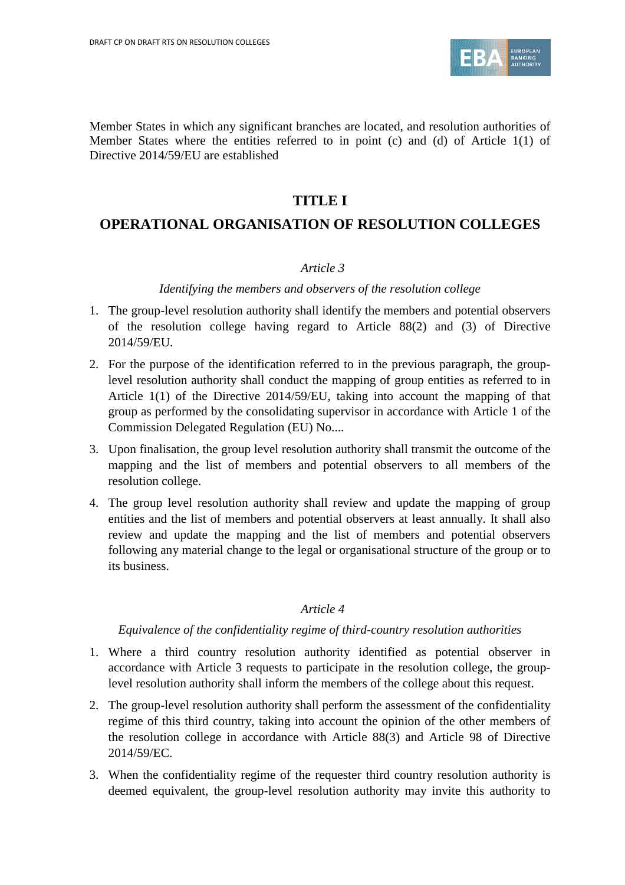Member States in which any significant branches are located, and resolution authorities of Member States where the entities referred to in point (c) and (d) of Article 1(1) of Directive 2014/59/EU are established

# TITLE I

# OPERATIONAL ORGANISATION OF RESOLUTION COLLEGES

*Article 3*

*Identifying the members and observers of the resolution college*

1. The group-level resolution authority shall identify the members and potential observers of the resolution college having regard to Article 88(2) and (3) of Directive 2014/59/EU.
2. For the purpose of the identification referred to in the previous paragraph, the group-level resolution authority shall conduct the mapping of group entities as referred to in Article 1(1) of the Directive 2014/59/EU, taking into account the mapping of that group as performed by the consolidating supervisor in accordance with Article 1 of the Commission Delegated Regulation (EU) No....
3. Upon finalisation, the group level resolution authority shall transmit the outcome of the mapping and the list of members and potential observers to all members of the resolution college.
4. The group level resolution authority shall review and update the mapping of group entities and the list of members and potential observers at least annually. It shall also review and update the mapping and the list of members and potential observers following any material change to the legal or organisational structure of the group or to its business.

*Article 4*

*Equivalence of the confidentiality regime of third-country resolution authorities*

1. Where a third country resolution authority identified as potential observer in accordance with Article 3 requests to participate in the resolution college, the group-level resolution authority shall inform the members of the college about this request.
2. The group-level resolution authority shall perform the assessment of the confidentiality regime of this third country, taking into account the opinion of the other members of the resolution college in accordance with Article 88(3) and Article 98 of Directive 2014/59/EC.
3. When the confidentiality regime of the requester third country resolution authority is deemed equivalent, the group-level resolution authority may invite this authority to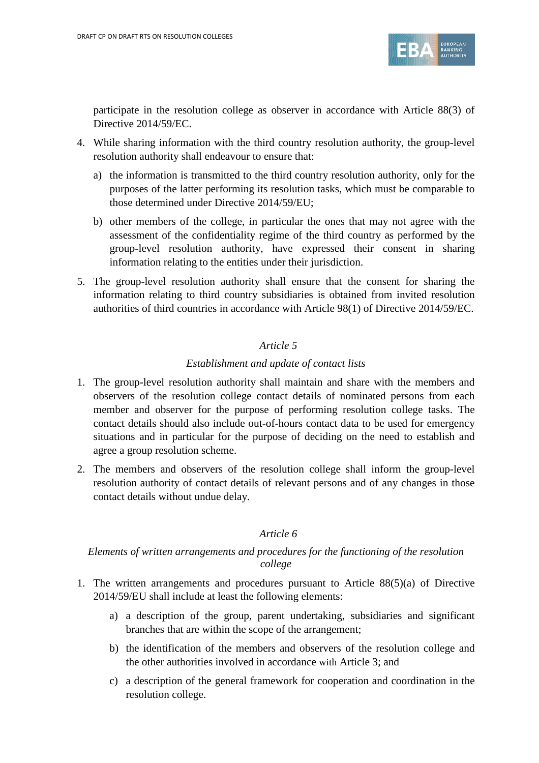participate in the resolution college as observer in accordance with Article 88(3) of Directive 2014/59/EC.

4. While sharing information with the third country resolution authority, the group-level resolution authority shall endeavour to ensure that:

   a) the information is transmitted to the third country resolution authority, only for the purposes of the latter performing its resolution tasks, which must be comparable to those determined under Directive 2014/59/EU;

   b) other members of the college, in particular the ones that may not agree with the assessment of the confidentiality regime of the third country as performed by the group-level resolution authority, have expressed their consent in sharing information relating to the entities under their jurisdiction.

5. The group-level resolution authority shall ensure that the consent for sharing the information relating to third country subsidiaries is obtained from invited resolution authorities of third countries in accordance with Article 98(1) of Directive 2014/59/EC.

*Article 5*

*Establishment and update of contact lists*

1. The group-level resolution authority shall maintain and share with the members and observers of the resolution college contact details of nominated persons from each member and observer for the purpose of performing resolution college tasks. The contact details should also include out-of-hours contact data to be used for emergency situations and in particular for the purpose of deciding on the need to establish and agree a group resolution scheme.

2. The members and observers of the resolution college shall inform the group-level resolution authority of contact details of relevant persons and of any changes in those contact details without undue delay.

*Article 6*

*Elements of written arrangements and procedures for the functioning of the resolution college*

1. The written arrangements and procedures pursuant to Article 88(5)(a) of Directive 2014/59/EU shall include at least the following elements:

   a) a description of the group, parent undertaking, subsidiaries and significant branches that are within the scope of the arrangement;

   b) the identification of the members and observers of the resolution college and the other authorities involved in accordance with Article 3; and

   c) a description of the general framework for cooperation and coordination in the resolution college.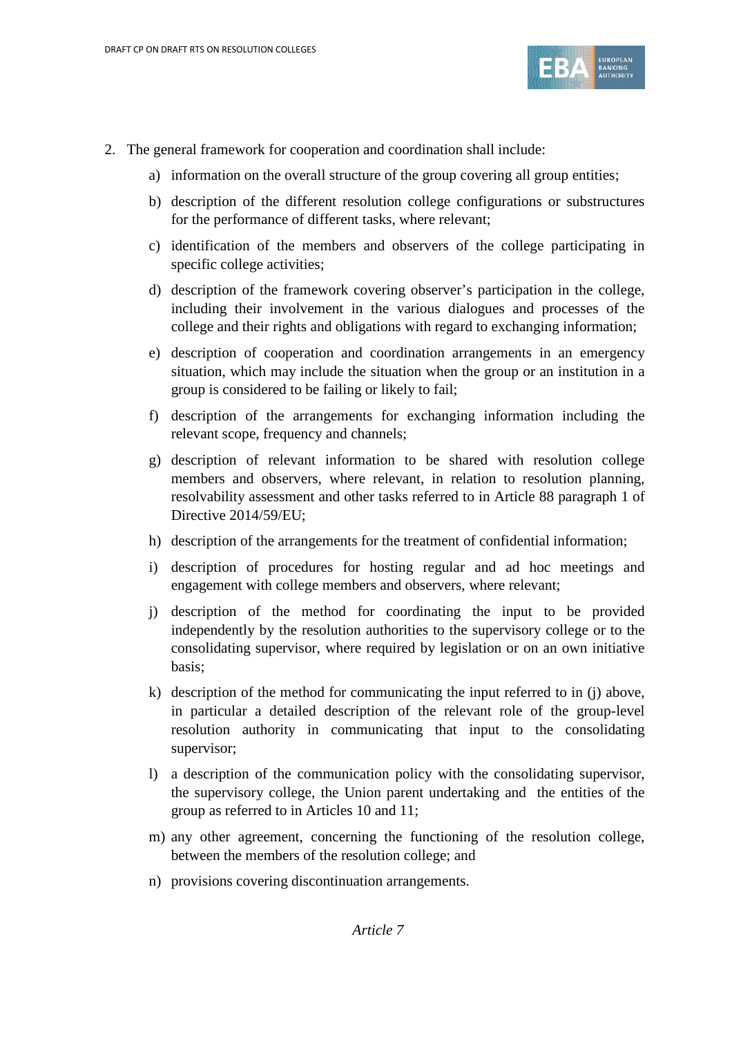2. The general framework for cooperation and coordination shall include:

   a) information on the overall structure of the group covering all group entities;

   b) description of the different resolution college configurations or substructures for the performance of different tasks, where relevant;

   c) identification of the members and observers of the college participating in specific college activities;

   d) description of the framework covering observer's participation in the college, including their involvement in the various dialogues and processes of the college and their rights and obligations with regard to exchanging information;

   e) description of cooperation and coordination arrangements in an emergency situation, which may include the situation when the group or an institution in a group is considered to be failing or likely to fail;

   f) description of the arrangements for exchanging information including the relevant scope, frequency and channels;

   g) description of relevant information to be shared with resolution college members and observers, where relevant, in relation to resolution planning, resolvability assessment and other tasks referred to in Article 88 paragraph 1 of Directive 2014/59/EU;

   h) description of the arrangements for the treatment of confidential information;

   i) description of procedures for hosting regular and ad hoc meetings and engagement with college members and observers, where relevant;

   j) description of the method for coordinating the input to be provided independently by the resolution authorities to the supervisory college or to the consolidating supervisor, where required by legislation or on an own initiative basis;

   k) description of the method for communicating the input referred to in (j) above, in particular a detailed description of the relevant role of the group-level resolution authority in communicating that input to the consolidating supervisor;

   l) a description of the communication policy with the consolidating supervisor, the supervisory college, the Union parent undertaking and the entities of the group as referred to in Articles 10 and 11;

   m) any other agreement, concerning the functioning of the resolution college, between the members of the resolution college; and

   n) provisions covering discontinuation arrangements.

*Article 7*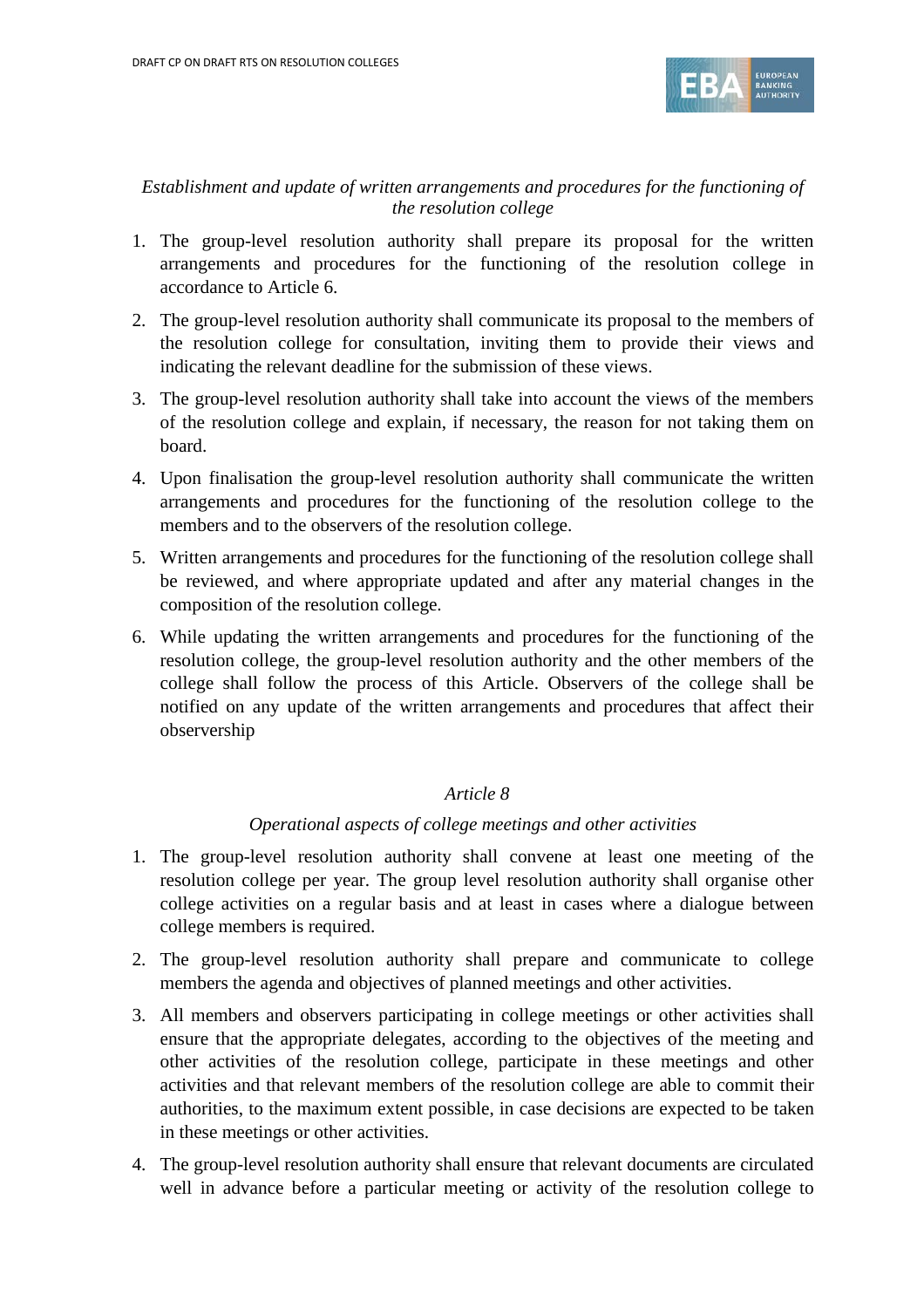*Establishment and update of written arrangements and procedures for the functioning of the resolution college*

1. The group-level resolution authority shall prepare its proposal for the written arrangements and procedures for the functioning of the resolution college in accordance to Article 6.
2. The group-level resolution authority shall communicate its proposal to the members of the resolution college for consultation, inviting them to provide their views and indicating the relevant deadline for the submission of these views.
3. The group-level resolution authority shall take into account the views of the members of the resolution college and explain, if necessary, the reason for not taking them on board.
4. Upon finalisation the group-level resolution authority shall communicate the written arrangements and procedures for the functioning of the resolution college to the members and to the observers of the resolution college.
5. Written arrangements and procedures for the functioning of the resolution college shall be reviewed, and where appropriate updated and after any material changes in the composition of the resolution college.
6. While updating the written arrangements and procedures for the functioning of the resolution college, the group-level resolution authority and the other members of the college shall follow the process of this Article. Observers of the college shall be notified on any update of the written arrangements and procedures that affect their observership

*Article 8*

*Operational aspects of college meetings and other activities*

1. The group-level resolution authority shall convene at least one meeting of the resolution college per year. The group level resolution authority shall organise other college activities on a regular basis and at least in cases where a dialogue between college members is required.
2. The group-level resolution authority shall prepare and communicate to college members the agenda and objectives of planned meetings and other activities.
3. All members and observers participating in college meetings or other activities shall ensure that the appropriate delegates, according to the objectives of the meeting and other activities of the resolution college, participate in these meetings and other activities and that relevant members of the resolution college are able to commit their authorities, to the maximum extent possible, in case decisions are expected to be taken in these meetings or other activities.
4. The group-level resolution authority shall ensure that relevant documents are circulated well in advance before a particular meeting or activity of the resolution college to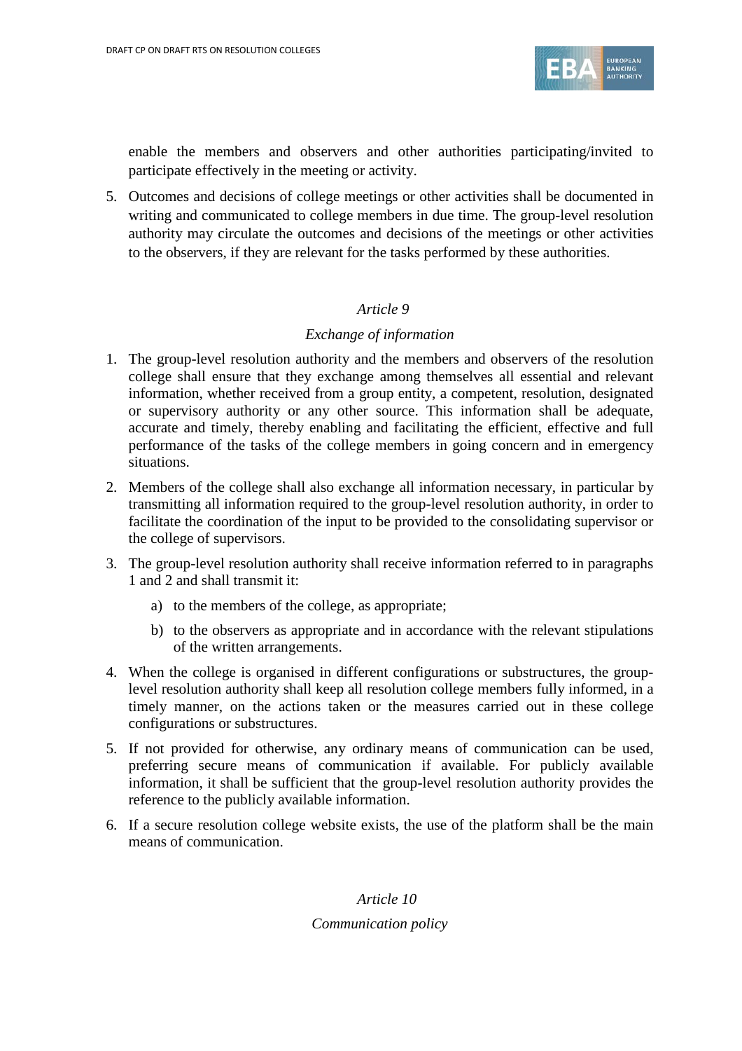enable the members and observers and other authorities participating/invited to participate effectively in the meeting or activity.

5. Outcomes and decisions of college meetings or other activities shall be documented in writing and communicated to college members in due time. The group-level resolution authority may circulate the outcomes and decisions of the meetings or other activities to the observers, if they are relevant for the tasks performed by these authorities.

*Article 9*

*Exchange of information*

1. The group-level resolution authority and the members and observers of the resolution college shall ensure that they exchange among themselves all essential and relevant information, whether received from a group entity, a competent, resolution, designated or supervisory authority or any other source. This information shall be adequate, accurate and timely, thereby enabling and facilitating the efficient, effective and full performance of the tasks of the college members in going concern and in emergency situations.

2. Members of the college shall also exchange all information necessary, in particular by transmitting all information required to the group-level resolution authority, in order to facilitate the coordination of the input to be provided to the consolidating supervisor or the college of supervisors.

3. The group-level resolution authority shall receive information referred to in paragraphs 1 and 2 and shall transmit it:

   a) to the members of the college, as appropriate;

   b) to the observers as appropriate and in accordance with the relevant stipulations of the written arrangements.

4. When the college is organised in different configurations or substructures, the group-level resolution authority shall keep all resolution college members fully informed, in a timely manner, on the actions taken or the measures carried out in these college configurations or substructures.

5. If not provided for otherwise, any ordinary means of communication can be used, preferring secure means of communication if available. For publicly available information, it shall be sufficient that the group-level resolution authority provides the reference to the publicly available information.

6. If a secure resolution college website exists, the use of the platform shall be the main means of communication.

*Article 10*

*Communication policy*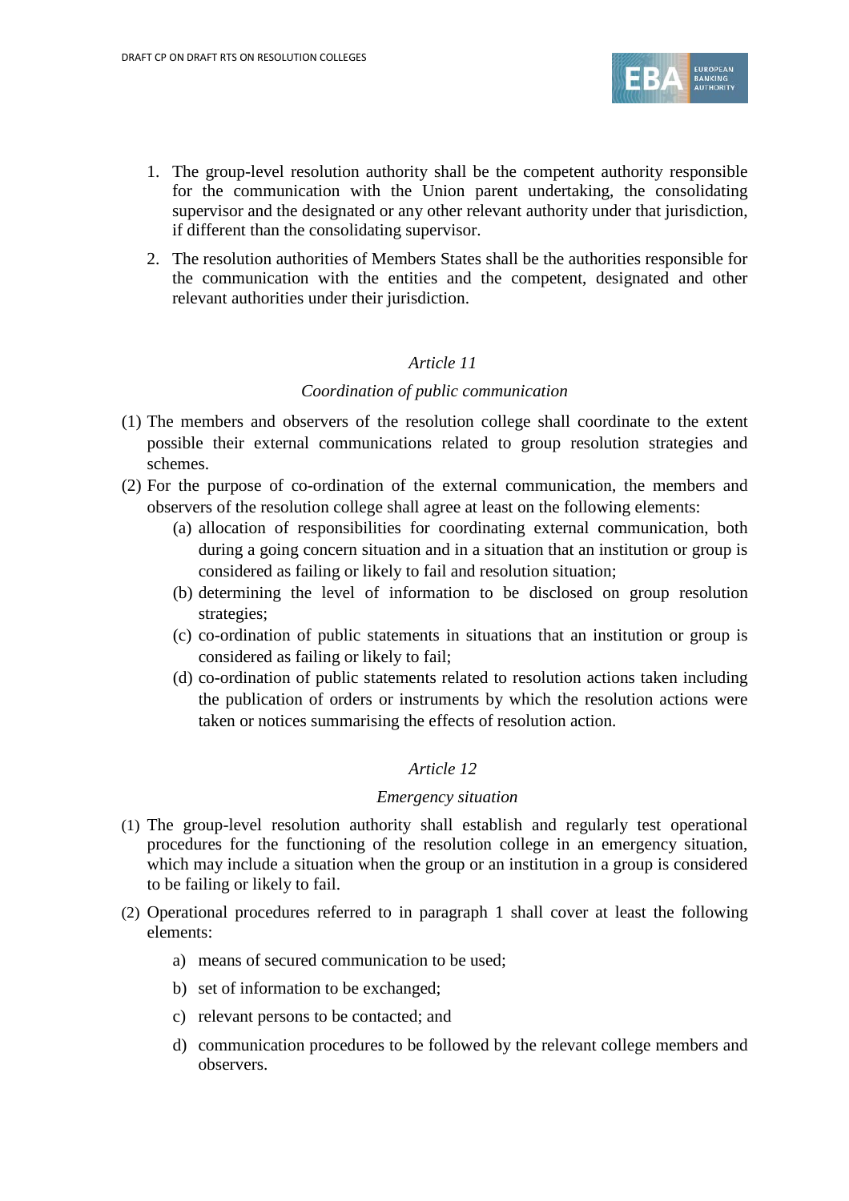1. The group-level resolution authority shall be the competent authority responsible for the communication with the Union parent undertaking, the consolidating supervisor and the designated or any other relevant authority under that jurisdiction, if different than the consolidating supervisor.

2. The resolution authorities of Members States shall be the authorities responsible for the communication with the entities and the competent, designated and other relevant authorities under their jurisdiction.

*Article 11*

*Coordination of public communication*

(1) The members and observers of the resolution college shall coordinate to the extent possible their external communications related to group resolution strategies and schemes.

(2) For the purpose of co-ordination of the external communication, the members and observers of the resolution college shall agree at least on the following elements:

   (a) allocation of responsibilities for coordinating external communication, both during a going concern situation and in a situation that an institution or group is considered as failing or likely to fail and resolution situation;

   (b) determining the level of information to be disclosed on group resolution strategies;

   (c) co-ordination of public statements in situations that an institution or group is considered as failing or likely to fail;

   (d) co-ordination of public statements related to resolution actions taken including the publication of orders or instruments by which the resolution actions were taken or notices summarising the effects of resolution action.

*Article 12*

*Emergency situation*

(1) The group-level resolution authority shall establish and regularly test operational procedures for the functioning of the resolution college in an emergency situation, which may include a situation when the group or an institution in a group is considered to be failing or likely to fail.

(2) Operational procedures referred to in paragraph 1 shall cover at least the following elements:

   a) means of secured communication to be used;

   b) set of information to be exchanged;

   c) relevant persons to be contacted; and

   d) communication procedures to be followed by the relevant college members and observers.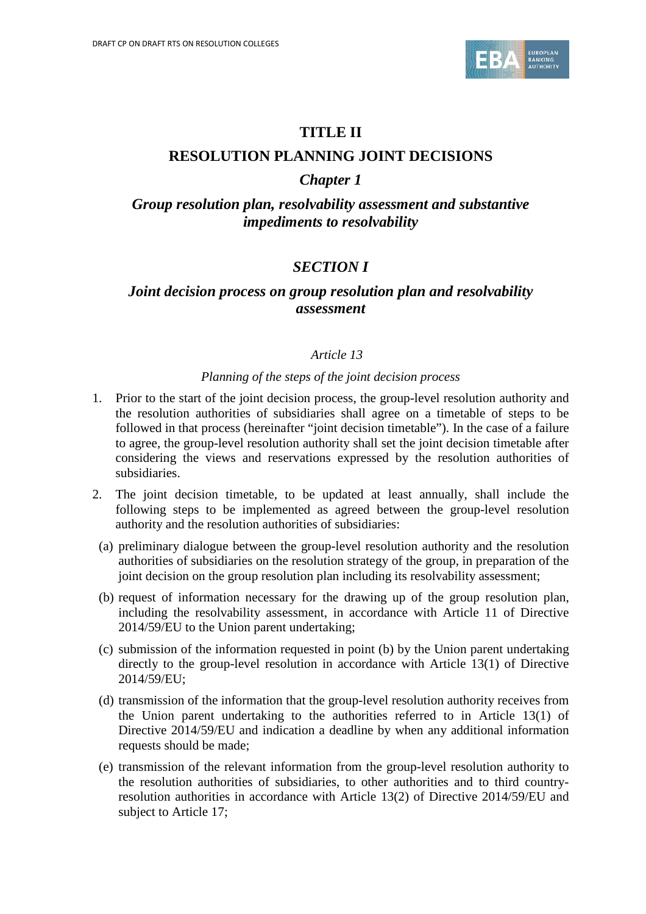# TITLE II

# RESOLUTION PLANNING JOINT DECISIONS

## *Chapter 1*

## *Group resolution plan, resolvability assessment and substantive impediments to resolvability*

### *SECTION I*

### *Joint decision process on group resolution plan and resolvability assessment*

*Article 13*

*Planning of the steps of the joint decision process*

1. Prior to the start of the joint decision process, the group-level resolution authority and the resolution authorities of subsidiaries shall agree on a timetable of steps to be followed in that process (hereinafter "joint decision timetable"). In the case of a failure to agree, the group-level resolution authority shall set the joint decision timetable after considering the views and reservations expressed by the resolution authorities of subsidiaries.

2. The joint decision timetable, to be updated at least annually, shall include the following steps to be implemented as agreed between the group-level resolution authority and the resolution authorities of subsidiaries:

   (a) preliminary dialogue between the group-level resolution authority and the resolution authorities of subsidiaries on the resolution strategy of the group, in preparation of the joint decision on the group resolution plan including its resolvability assessment;

   (b) request of information necessary for the drawing up of the group resolution plan, including the resolvability assessment, in accordance with Article 11 of Directive 2014/59/EU to the Union parent undertaking;

   (c) submission of the information requested in point (b) by the Union parent undertaking directly to the group-level resolution in accordance with Article 13(1) of Directive 2014/59/EU;

   (d) transmission of the information that the group-level resolution authority receives from the Union parent undertaking to the authorities referred to in Article 13(1) of Directive 2014/59/EU and indication a deadline by when any additional information requests should be made;

   (e) transmission of the relevant information from the group-level resolution authority to the resolution authorities of subsidiaries, to other authorities and to third country-resolution authorities in accordance with Article 13(2) of Directive 2014/59/EU and subject to Article 17;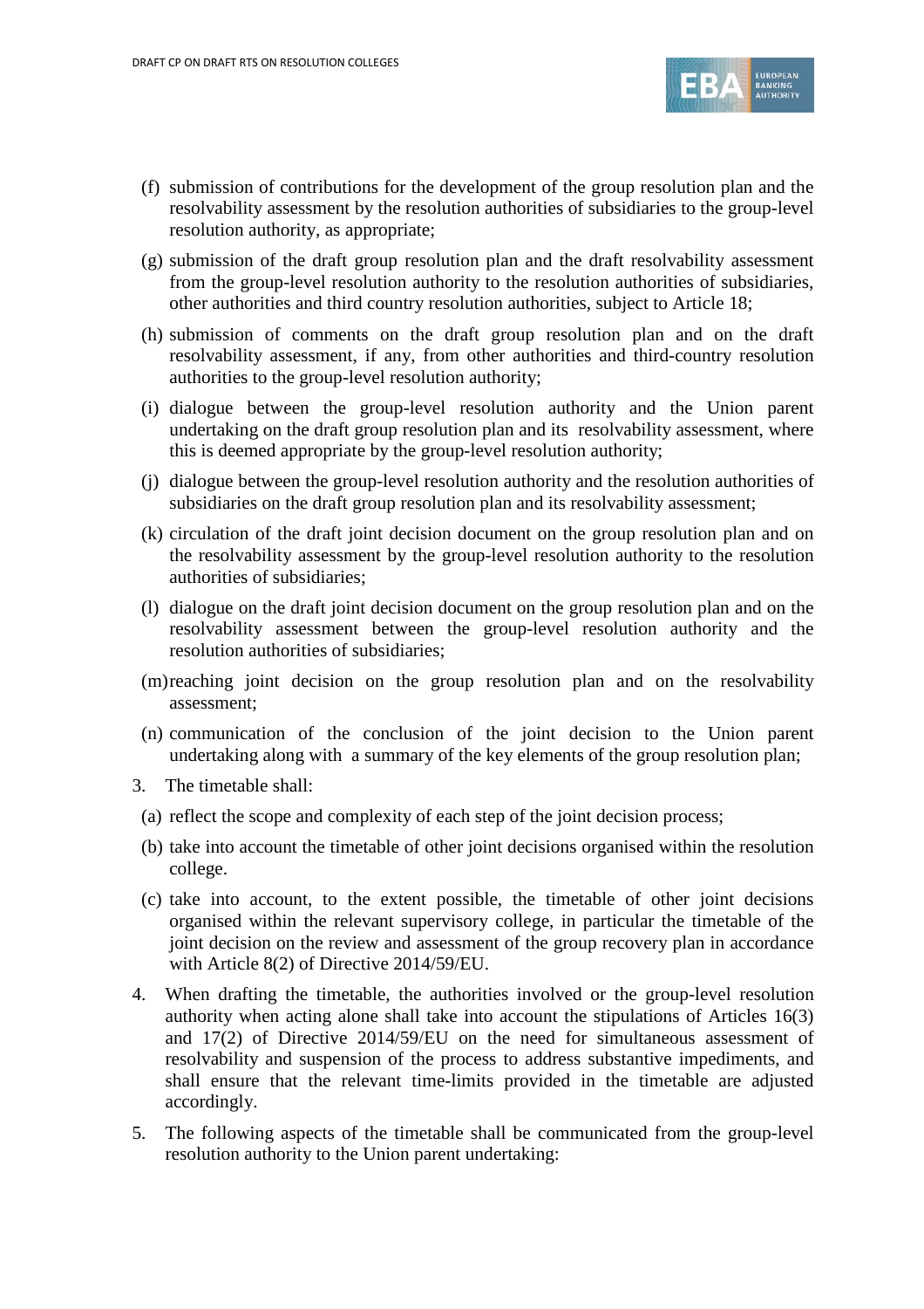(f) submission of contributions for the development of the group resolution plan and the resolvability assessment by the resolution authorities of subsidiaries to the group-level resolution authority, as appropriate;

(g) submission of the draft group resolution plan and the draft resolvability assessment from the group-level resolution authority to the resolution authorities of subsidiaries, other authorities and third country resolution authorities, subject to Article 18;

(h) submission of comments on the draft group resolution plan and on the draft resolvability assessment, if any, from other authorities and third-country resolution authorities to the group-level resolution authority;

(i) dialogue between the group-level resolution authority and the Union parent undertaking on the draft group resolution plan and its resolvability assessment, where this is deemed appropriate by the group-level resolution authority;

(j) dialogue between the group-level resolution authority and the resolution authorities of subsidiaries on the draft group resolution plan and its resolvability assessment;

(k) circulation of the draft joint decision document on the group resolution plan and on the resolvability assessment by the group-level resolution authority to the resolution authorities of subsidiaries;

(l) dialogue on the draft joint decision document on the group resolution plan and on the resolvability assessment between the group-level resolution authority and the resolution authorities of subsidiaries;

(m) reaching joint decision on the group resolution plan and on the resolvability assessment;

(n) communication of the conclusion of the joint decision to the Union parent undertaking along with a summary of the key elements of the group resolution plan;

3. The timetable shall:

(a) reflect the scope and complexity of each step of the joint decision process;

(b) take into account the timetable of other joint decisions organised within the resolution college.

(c) take into account, to the extent possible, the timetable of other joint decisions organised within the relevant supervisory college, in particular the timetable of the joint decision on the review and assessment of the group recovery plan in accordance with Article 8(2) of Directive 2014/59/EU.

4. When drafting the timetable, the authorities involved or the group-level resolution authority when acting alone shall take into account the stipulations of Articles 16(3) and 17(2) of Directive 2014/59/EU on the need for simultaneous assessment of resolvability and suspension of the process to address substantive impediments, and shall ensure that the relevant time-limits provided in the timetable are adjusted accordingly.

5. The following aspects of the timetable shall be communicated from the group-level resolution authority to the Union parent undertaking: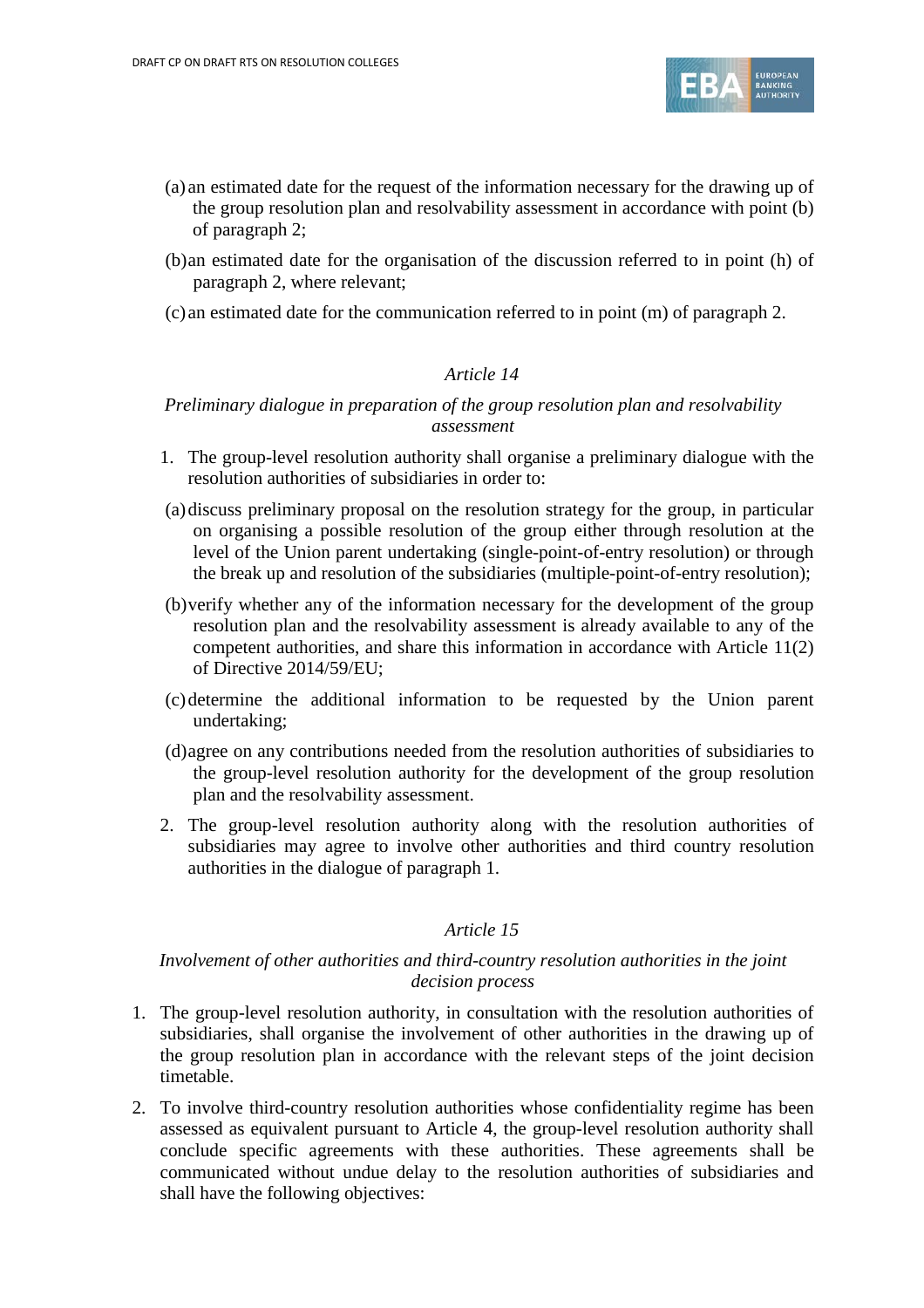(a) an estimated date for the request of the information necessary for the drawing up of the group resolution plan and resolvability assessment in accordance with point (b) of paragraph 2;

(b) an estimated date for the organisation of the discussion referred to in point (h) of paragraph 2, where relevant;

(c) an estimated date for the communication referred to in point (m) of paragraph 2.

*Article 14*

*Preliminary dialogue in preparation of the group resolution plan and resolvability assessment*

1. The group-level resolution authority shall organise a preliminary dialogue with the resolution authorities of subsidiaries in order to:

(a) discuss preliminary proposal on the resolution strategy for the group, in particular on organising a possible resolution of the group either through resolution at the level of the Union parent undertaking (single-point-of-entry resolution) or through the break up and resolution of the subsidiaries (multiple-point-of-entry resolution);

(b) verify whether any of the information necessary for the development of the group resolution plan and the resolvability assessment is already available to any of the competent authorities, and share this information in accordance with Article 11(2) of Directive 2014/59/EU;

(c) determine the additional information to be requested by the Union parent undertaking;

(d) agree on any contributions needed from the resolution authorities of subsidiaries to the group-level resolution authority for the development of the group resolution plan and the resolvability assessment.

2. The group-level resolution authority along with the resolution authorities of subsidiaries may agree to involve other authorities and third country resolution authorities in the dialogue of paragraph 1.

*Article 15*

*Involvement of other authorities and third-country resolution authorities in the joint decision process*

1. The group-level resolution authority, in consultation with the resolution authorities of subsidiaries, shall organise the involvement of other authorities in the drawing up of the group resolution plan in accordance with the relevant steps of the joint decision timetable.

2. To involve third-country resolution authorities whose confidentiality regime has been assessed as equivalent pursuant to Article 4, the group-level resolution authority shall conclude specific agreements with these authorities. These agreements shall be communicated without undue delay to the resolution authorities of subsidiaries and shall have the following objectives: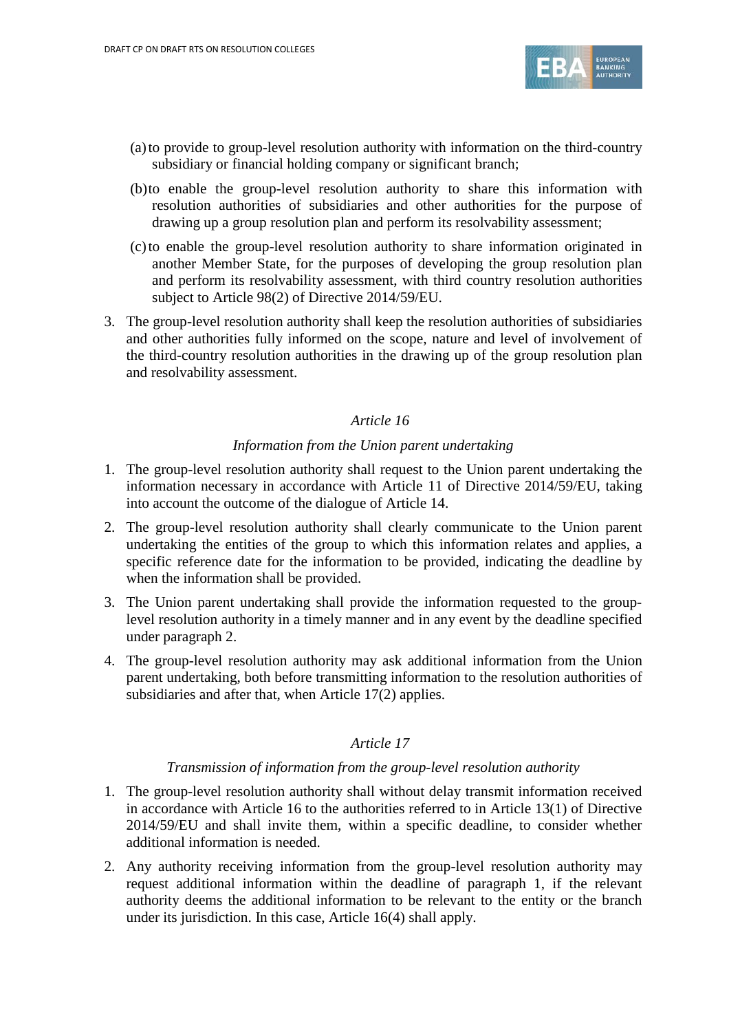(a) to provide to group-level resolution authority with information on the third-country subsidiary or financial holding company or significant branch;

(b) to enable the group-level resolution authority to share this information with resolution authorities of subsidiaries and other authorities for the purpose of drawing up a group resolution plan and perform its resolvability assessment;

(c) to enable the group-level resolution authority to share information originated in another Member State, for the purposes of developing the group resolution plan and perform its resolvability assessment, with third country resolution authorities subject to Article 98(2) of Directive 2014/59/EU.

3. The group-level resolution authority shall keep the resolution authorities of subsidiaries and other authorities fully informed on the scope, nature and level of involvement of the third-country resolution authorities in the drawing up of the group resolution plan and resolvability assessment.

*Article 16*

*Information from the Union parent undertaking*

1. The group-level resolution authority shall request to the Union parent undertaking the information necessary in accordance with Article 11 of Directive 2014/59/EU, taking into account the outcome of the dialogue of Article 14.

2. The group-level resolution authority shall clearly communicate to the Union parent undertaking the entities of the group to which this information relates and applies, a specific reference date for the information to be provided, indicating the deadline by when the information shall be provided.

3. The Union parent undertaking shall provide the information requested to the group-level resolution authority in a timely manner and in any event by the deadline specified under paragraph 2.

4. The group-level resolution authority may ask additional information from the Union parent undertaking, both before transmitting information to the resolution authorities of subsidiaries and after that, when Article 17(2) applies.

*Article 17*

*Transmission of information from the group-level resolution authority*

1. The group-level resolution authority shall without delay transmit information received in accordance with Article 16 to the authorities referred to in Article 13(1) of Directive 2014/59/EU and shall invite them, within a specific deadline, to consider whether additional information is needed.

2. Any authority receiving information from the group-level resolution authority may request additional information within the deadline of paragraph 1, if the relevant authority deems the additional information to be relevant to the entity or the branch under its jurisdiction. In this case, Article 16(4) shall apply.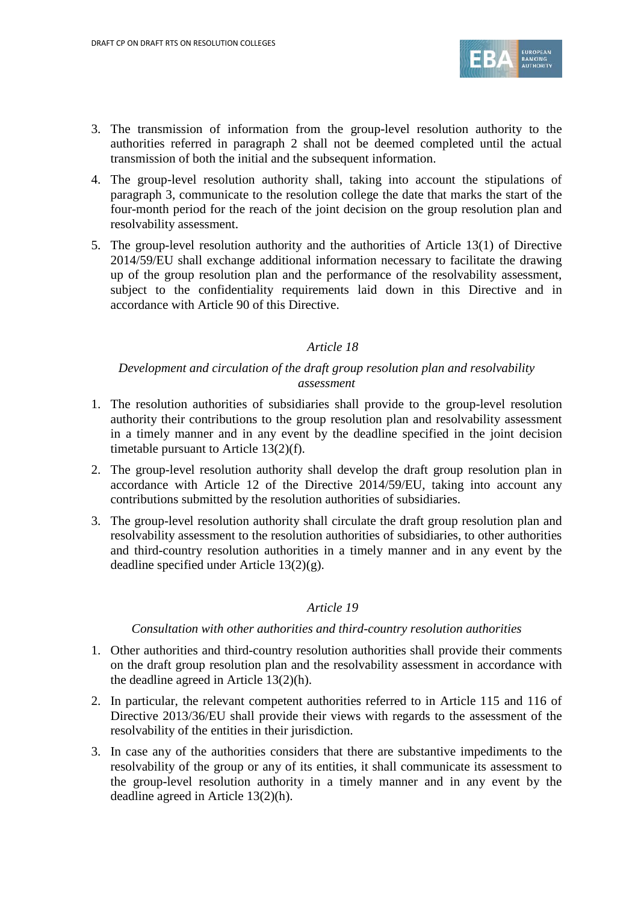3. The transmission of information from the group-level resolution authority to the authorities referred in paragraph 2 shall not be deemed completed until the actual transmission of both the initial and the subsequent information.

4. The group-level resolution authority shall, taking into account the stipulations of paragraph 3, communicate to the resolution college the date that marks the start of the four-month period for the reach of the joint decision on the group resolution plan and resolvability assessment.

5. The group-level resolution authority and the authorities of Article 13(1) of Directive 2014/59/EU shall exchange additional information necessary to facilitate the drawing up of the group resolution plan and the performance of the resolvability assessment, subject to the confidentiality requirements laid down in this Directive and in accordance with Article 90 of this Directive.

*Article 18*

*Development and circulation of the draft group resolution plan and resolvability assessment*

1. The resolution authorities of subsidiaries shall provide to the group-level resolution authority their contributions to the group resolution plan and resolvability assessment in a timely manner and in any event by the deadline specified in the joint decision timetable pursuant to Article 13(2)(f).

2. The group-level resolution authority shall develop the draft group resolution plan in accordance with Article 12 of the Directive 2014/59/EU, taking into account any contributions submitted by the resolution authorities of subsidiaries.

3. The group-level resolution authority shall circulate the draft group resolution plan and resolvability assessment to the resolution authorities of subsidiaries, to other authorities and third-country resolution authorities in a timely manner and in any event by the deadline specified under Article 13(2)(g).

*Article 19*

*Consultation with other authorities and third-country resolution authorities*

1. Other authorities and third-country resolution authorities shall provide their comments on the draft group resolution plan and the resolvability assessment in accordance with the deadline agreed in Article 13(2)(h).

2. In particular, the relevant competent authorities referred to in Article 115 and 116 of Directive 2013/36/EU shall provide their views with regards to the assessment of the resolvability of the entities in their jurisdiction.

3. In case any of the authorities considers that there are substantive impediments to the resolvability of the group or any of its entities, it shall communicate its assessment to the group-level resolution authority in a timely manner and in any event by the deadline agreed in Article 13(2)(h).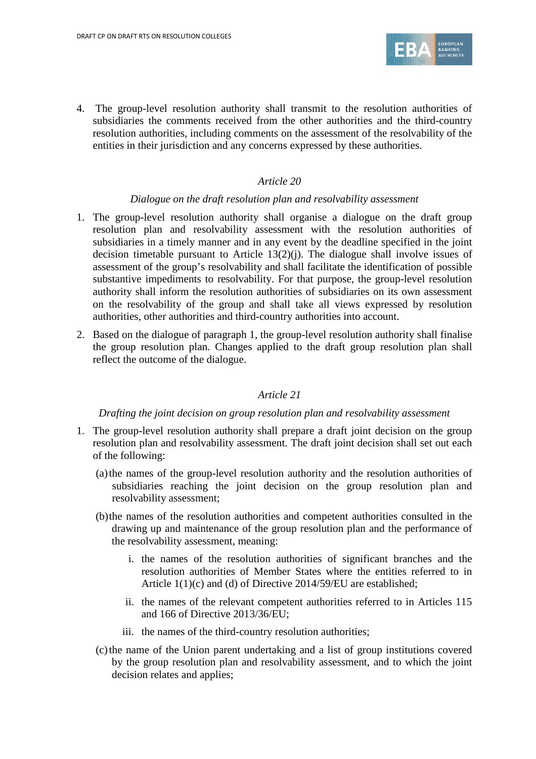4. The group-level resolution authority shall transmit to the resolution authorities of subsidiaries the comments received from the other authorities and the third-country resolution authorities, including comments on the assessment of the resolvability of the entities in their jurisdiction and any concerns expressed by these authorities.

*Article 20*

*Dialogue on the draft resolution plan and resolvability assessment*

1. The group-level resolution authority shall organise a dialogue on the draft group resolution plan and resolvability assessment with the resolution authorities of subsidiaries in a timely manner and in any event by the deadline specified in the joint decision timetable pursuant to Article 13(2)(j). The dialogue shall involve issues of assessment of the group's resolvability and shall facilitate the identification of possible substantive impediments to resolvability. For that purpose, the group-level resolution authority shall inform the resolution authorities of subsidiaries on its own assessment on the resolvability of the group and shall take all views expressed by resolution authorities, other authorities and third-country authorities into account.
2. Based on the dialogue of paragraph 1, the group-level resolution authority shall finalise the group resolution plan. Changes applied to the draft group resolution plan shall reflect the outcome of the dialogue.

*Article 21*

*Drafting the joint decision on group resolution plan and resolvability assessment*

1. The group-level resolution authority shall prepare a draft joint decision on the group resolution plan and resolvability assessment. The draft joint decision shall set out each of the following:
   - (a) the names of the group-level resolution authority and the resolution authorities of subsidiaries reaching the joint decision on the group resolution plan and resolvability assessment;
   - (b) the names of the resolution authorities and competent authorities consulted in the drawing up and maintenance of the group resolution plan and the performance of the resolvability assessment, meaning:
     - i. the names of the resolution authorities of significant branches and the resolution authorities of Member States where the entities referred to in Article 1(1)(c) and (d) of Directive 2014/59/EU are established;
     - ii. the names of the relevant competent authorities referred to in Articles 115 and 166 of Directive 2013/36/EU;
     - iii. the names of the third-country resolution authorities;
   - (c) the name of the Union parent undertaking and a list of group institutions covered by the group resolution plan and resolvability assessment, and to which the joint decision relates and applies;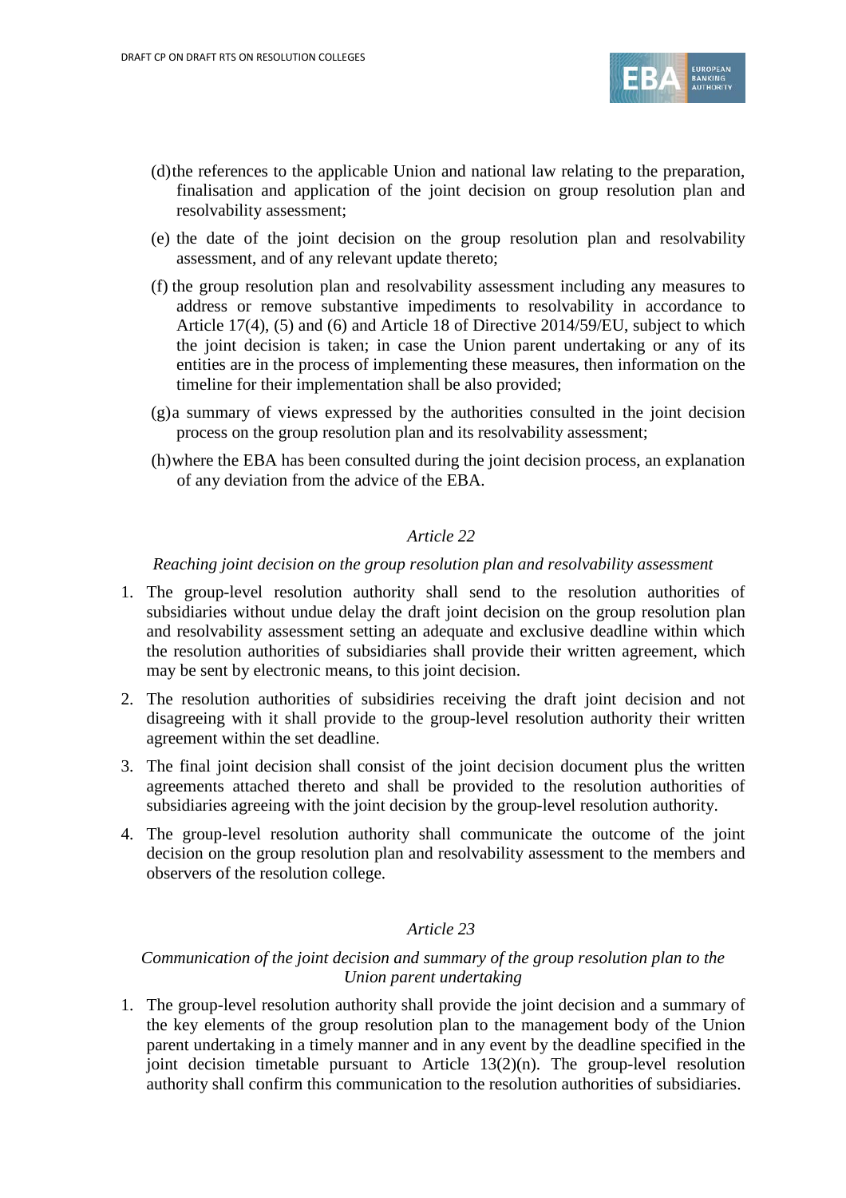(d) the references to the applicable Union and national law relating to the preparation, finalisation and application of the joint decision on group resolution plan and resolvability assessment;

(e) the date of the joint decision on the group resolution plan and resolvability assessment, and of any relevant update thereto;

(f) the group resolution plan and resolvability assessment including any measures to address or remove substantive impediments to resolvability in accordance to Article 17(4), (5) and (6) and Article 18 of Directive 2014/59/EU, subject to which the joint decision is taken; in case the Union parent undertaking or any of its entities are in the process of implementing these measures, then information on the timeline for their implementation shall be also provided;

(g) a summary of views expressed by the authorities consulted in the joint decision process on the group resolution plan and its resolvability assessment;

(h) where the EBA has been consulted during the joint decision process, an explanation of any deviation from the advice of the EBA.

*Article 22*

*Reaching joint decision on the group resolution plan and resolvability assessment*

1. The group-level resolution authority shall send to the resolution authorities of subsidiaries without undue delay the draft joint decision on the group resolution plan and resolvability assessment setting an adequate and exclusive deadline within which the resolution authorities of subsidiaries shall provide their written agreement, which may be sent by electronic means, to this joint decision.

2. The resolution authorities of subsidiries receiving the draft joint decision and not disagreeing with it shall provide to the group-level resolution authority their written agreement within the set deadline.

3. The final joint decision shall consist of the joint decision document plus the written agreements attached thereto and shall be provided to the resolution authorities of subsidiaries agreeing with the joint decision by the group-level resolution authority.

4. The group-level resolution authority shall communicate the outcome of the joint decision on the group resolution plan and resolvability assessment to the members and observers of the resolution college.

*Article 23*

*Communication of the joint decision and summary of the group resolution plan to the Union parent undertaking*

1. The group-level resolution authority shall provide the joint decision and a summary of the key elements of the group resolution plan to the management body of the Union parent undertaking in a timely manner and in any event by the deadline specified in the joint decision timetable pursuant to Article 13(2)(n). The group-level resolution authority shall confirm this communication to the resolution authorities of subsidiaries.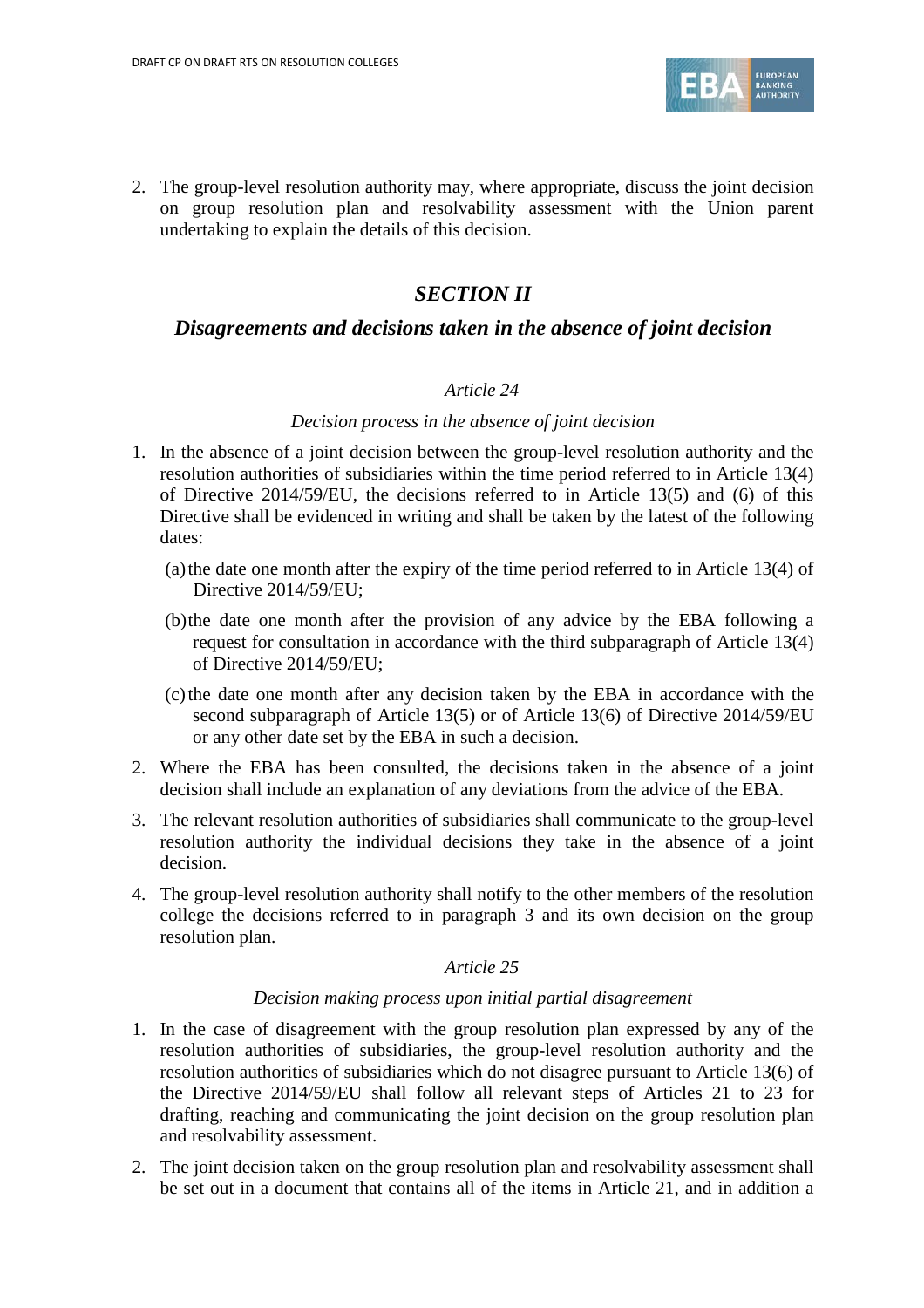2. The group-level resolution authority may, where appropriate, discuss the joint decision on group resolution plan and resolvability assessment with the Union parent undertaking to explain the details of this decision.

## *SECTION II*

### *Disagreements and decisions taken in the absence of joint decision*

#### *Article 24*

*Decision process in the absence of joint decision*

1. In the absence of a joint decision between the group-level resolution authority and the resolution authorities of subsidiaries within the time period referred to in Article 13(4) of Directive 2014/59/EU, the decisions referred to in Article 13(5) and (6) of this Directive shall be evidenced in writing and shall be taken by the latest of the following dates:

   (a) the date one month after the expiry of the time period referred to in Article 13(4) of Directive 2014/59/EU;

   (b) the date one month after the provision of any advice by the EBA following a request for consultation in accordance with the third subparagraph of Article 13(4) of Directive 2014/59/EU;

   (c) the date one month after any decision taken by the EBA in accordance with the second subparagraph of Article 13(5) or of Article 13(6) of Directive 2014/59/EU or any other date set by the EBA in such a decision.

2. Where the EBA has been consulted, the decisions taken in the absence of a joint decision shall include an explanation of any deviations from the advice of the EBA.

3. The relevant resolution authorities of subsidiaries shall communicate to the group-level resolution authority the individual decisions they take in the absence of a joint decision.

4. The group-level resolution authority shall notify to the other members of the resolution college the decisions referred to in paragraph 3 and its own decision on the group resolution plan.

#### *Article 25*

*Decision making process upon initial partial disagreement*

1. In the case of disagreement with the group resolution plan expressed by any of the resolution authorities of subsidiaries, the group-level resolution authority and the resolution authorities of subsidiaries which do not disagree pursuant to Article 13(6) of the Directive 2014/59/EU shall follow all relevant steps of Articles 21 to 23 for drafting, reaching and communicating the joint decision on the group resolution plan and resolvability assessment.

2. The joint decision taken on the group resolution plan and resolvability assessment shall be set out in a document that contains all of the items in Article 21, and in addition a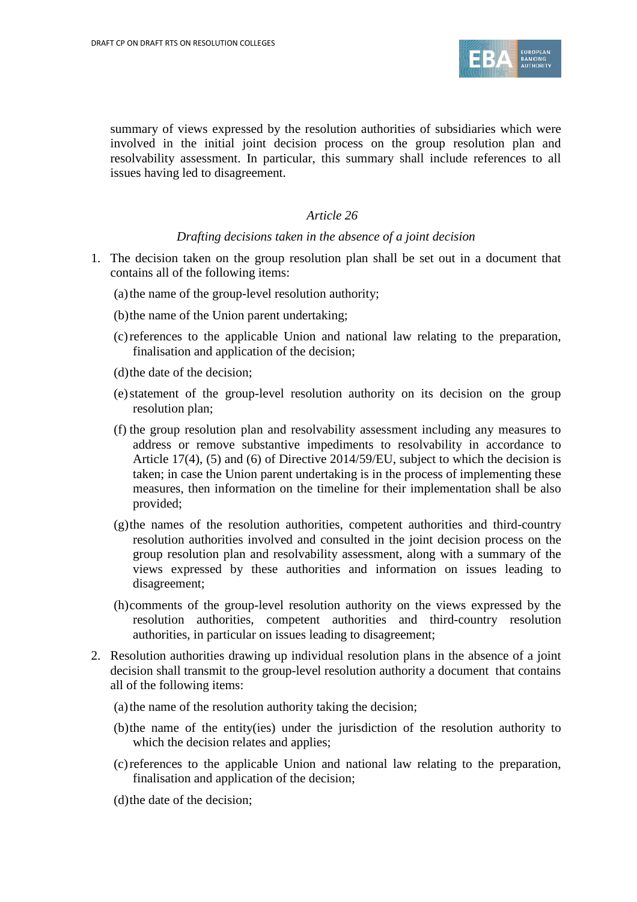summary of views expressed by the resolution authorities of subsidiaries which were involved in the initial joint decision process on the group resolution plan and resolvability assessment. In particular, this summary shall include references to all issues having led to disagreement.

*Article 26*

*Drafting decisions taken in the absence of a joint decision*

1. The decision taken on the group resolution plan shall be set out in a document that contains all of the following items:

   (a) the name of the group-level resolution authority;

   (b) the name of the Union parent undertaking;

   (c) references to the applicable Union and national law relating to the preparation, finalisation and application of the decision;

   (d) the date of the decision;

   (e) statement of the group-level resolution authority on its decision on the group resolution plan;

   (f) the group resolution plan and resolvability assessment including any measures to address or remove substantive impediments to resolvability in accordance to Article 17(4), (5) and (6) of Directive 2014/59/EU, subject to which the decision is taken; in case the Union parent undertaking is in the process of implementing these measures, then information on the timeline for their implementation shall be also provided;

   (g) the names of the resolution authorities, competent authorities and third-country resolution authorities involved and consulted in the joint decision process on the group resolution plan and resolvability assessment, along with a summary of the views expressed by these authorities and information on issues leading to disagreement;

   (h) comments of the group-level resolution authority on the views expressed by the resolution authorities, competent authorities and third-country resolution authorities, in particular on issues leading to disagreement;

2. Resolution authorities drawing up individual resolution plans in the absence of a joint decision shall transmit to the group-level resolution authority a document that contains all of the following items:

   (a) the name of the resolution authority taking the decision;

   (b) the name of the entity(ies) under the jurisdiction of the resolution authority to which the decision relates and applies;

   (c) references to the applicable Union and national law relating to the preparation, finalisation and application of the decision;

   (d) the date of the decision;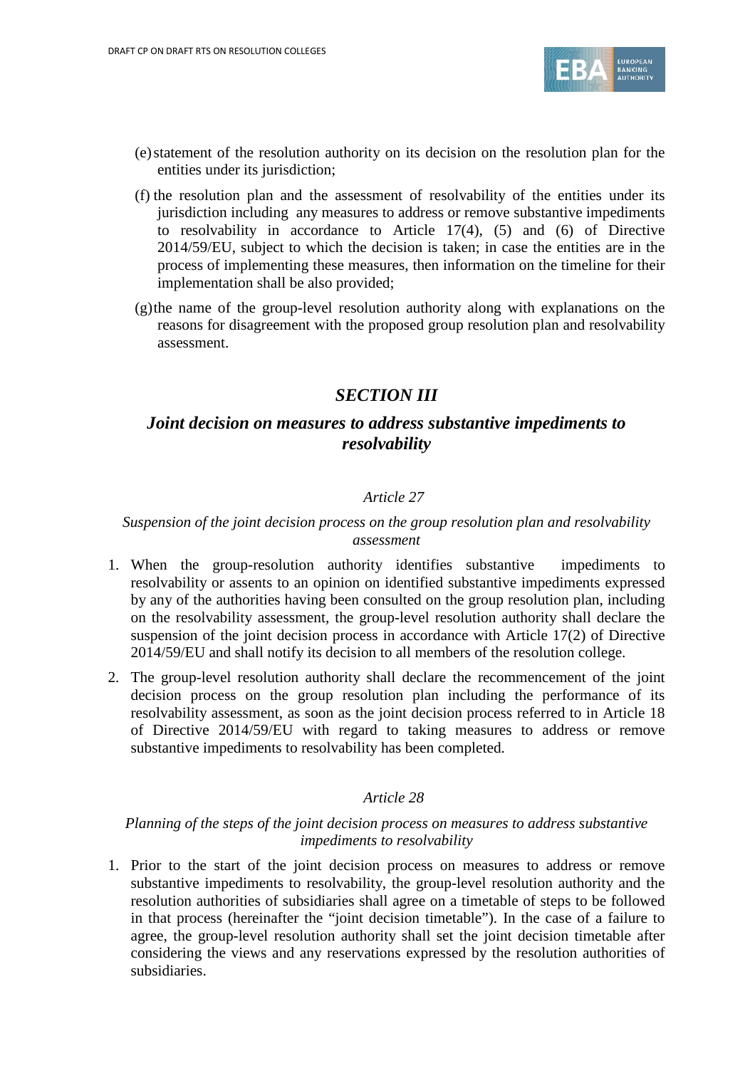(e) statement of the resolution authority on its decision on the resolution plan for the entities under its jurisdiction;

(f) the resolution plan and the assessment of resolvability of the entities under its jurisdiction including any measures to address or remove substantive impediments to resolvability in accordance to Article 17(4), (5) and (6) of Directive 2014/59/EU, subject to which the decision is taken; in case the entities are in the process of implementing these measures, then information on the timeline for their implementation shall be also provided;

(g) the name of the group-level resolution authority along with explanations on the reasons for disagreement with the proposed group resolution plan and resolvability assessment.

## *SECTION III*

## *Joint decision on measures to address substantive impediments to resolvability*

### *Article 27*

*Suspension of the joint decision process on the group resolution plan and resolvability assessment*

1. When the group-resolution authority identifies substantive impediments to resolvability or assents to an opinion on identified substantive impediments expressed by any of the authorities having been consulted on the group resolution plan, including on the resolvability assessment, the group-level resolution authority shall declare the suspension of the joint decision process in accordance with Article 17(2) of Directive 2014/59/EU and shall notify its decision to all members of the resolution college.
2. The group-level resolution authority shall declare the recommencement of the joint decision process on the group resolution plan including the performance of its resolvability assessment, as soon as the joint decision process referred to in Article 18 of Directive 2014/59/EU with regard to taking measures to address or remove substantive impediments to resolvability has been completed.

### *Article 28*

*Planning of the steps of the joint decision process on measures to address substantive impediments to resolvability*

1. Prior to the start of the joint decision process on measures to address or remove substantive impediments to resolvability, the group-level resolution authority and the resolution authorities of subsidiaries shall agree on a timetable of steps to be followed in that process (hereinafter the "joint decision timetable"). In the case of a failure to agree, the group-level resolution authority shall set the joint decision timetable after considering the views and any reservations expressed by the resolution authorities of subsidiaries.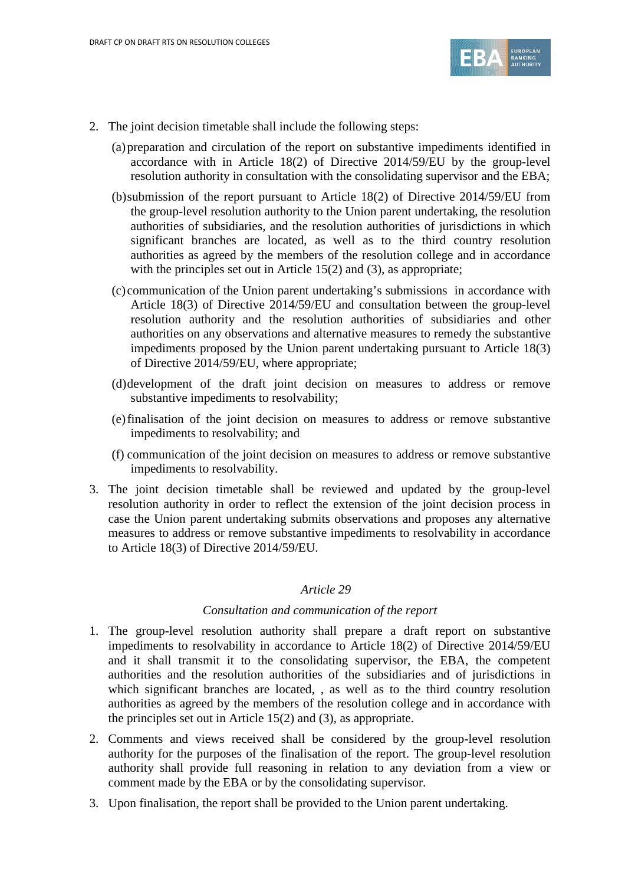2. The joint decision timetable shall include the following steps:

   (a) preparation and circulation of the report on substantive impediments identified in accordance with in Article 18(2) of Directive 2014/59/EU by the group-level resolution authority in consultation with the consolidating supervisor and the EBA;

   (b) submission of the report pursuant to Article 18(2) of Directive 2014/59/EU from the group-level resolution authority to the Union parent undertaking, the resolution authorities of subsidiaries, and the resolution authorities of jurisdictions in which significant branches are located, as well as to the third country resolution authorities as agreed by the members of the resolution college and in accordance with the principles set out in Article 15(2) and (3), as appropriate;

   (c) communication of the Union parent undertaking's submissions in accordance with Article 18(3) of Directive 2014/59/EU and consultation between the group-level resolution authority and the resolution authorities of subsidiaries and other authorities on any observations and alternative measures to remedy the substantive impediments proposed by the Union parent undertaking pursuant to Article 18(3) of Directive 2014/59/EU, where appropriate;

   (d) development of the draft joint decision on measures to address or remove substantive impediments to resolvability;

   (e) finalisation of the joint decision on measures to address or remove substantive impediments to resolvability; and

   (f) communication of the joint decision on measures to address or remove substantive impediments to resolvability.

3. The joint decision timetable shall be reviewed and updated by the group-level resolution authority in order to reflect the extension of the joint decision process in case the Union parent undertaking submits observations and proposes any alternative measures to address or remove substantive impediments to resolvability in accordance to Article 18(3) of Directive 2014/59/EU.

*Article 29*

*Consultation and communication of the report*

1. The group-level resolution authority shall prepare a draft report on substantive impediments to resolvability in accordance to Article 18(2) of Directive 2014/59/EU and it shall transmit it to the consolidating supervisor, the EBA, the competent authorities and the resolution authorities of the subsidiaries and of jurisdictions in which significant branches are located, , as well as to the third country resolution authorities as agreed by the members of the resolution college and in accordance with the principles set out in Article 15(2) and (3), as appropriate.

2. Comments and views received shall be considered by the group-level resolution authority for the purposes of the finalisation of the report. The group-level resolution authority shall provide full reasoning in relation to any deviation from a view or comment made by the EBA or by the consolidating supervisor.

3. Upon finalisation, the report shall be provided to the Union parent undertaking.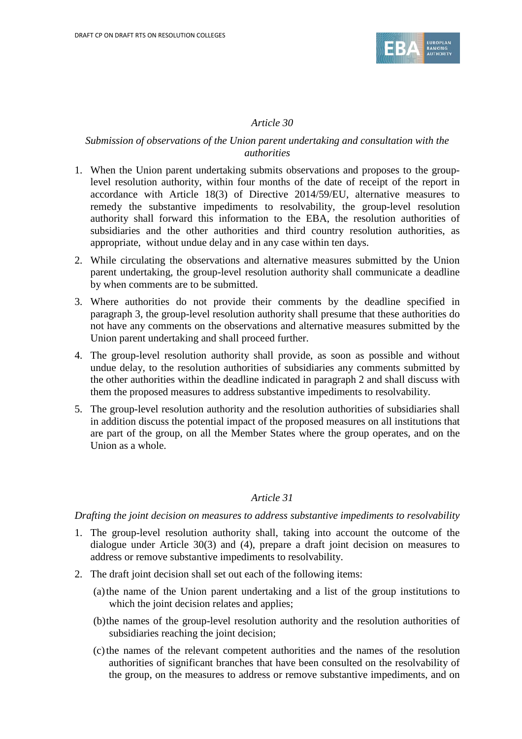*Article 30*

*Submission of observations of the Union parent undertaking and consultation with the authorities*

1. When the Union parent undertaking submits observations and proposes to the group-level resolution authority, within four months of the date of receipt of the report in accordance with Article 18(3) of Directive 2014/59/EU, alternative measures to remedy the substantive impediments to resolvability, the group-level resolution authority shall forward this information to the EBA, the resolution authorities of subsidiaries and the other authorities and third country resolution authorities, as appropriate, without undue delay and in any case within ten days.
2. While circulating the observations and alternative measures submitted by the Union parent undertaking, the group-level resolution authority shall communicate a deadline by when comments are to be submitted.
3. Where authorities do not provide their comments by the deadline specified in paragraph 3, the group-level resolution authority shall presume that these authorities do not have any comments on the observations and alternative measures submitted by the Union parent undertaking and shall proceed further.
4. The group-level resolution authority shall provide, as soon as possible and without undue delay, to the resolution authorities of subsidiaries any comments submitted by the other authorities within the deadline indicated in paragraph 2 and shall discuss with them the proposed measures to address substantive impediments to resolvability.
5. The group-level resolution authority and the resolution authorities of subsidiaries shall in addition discuss the potential impact of the proposed measures on all institutions that are part of the group, on all the Member States where the group operates, and on the Union as a whole.

*Article 31*

*Drafting the joint decision on measures to address substantive impediments to resolvability*

1. The group-level resolution authority shall, taking into account the outcome of the dialogue under Article 30(3) and (4), prepare a draft joint decision on measures to address or remove substantive impediments to resolvability.
2. The draft joint decision shall set out each of the following items:
   (a) the name of the Union parent undertaking and a list of the group institutions to which the joint decision relates and applies;
   (b) the names of the group-level resolution authority and the resolution authorities of subsidiaries reaching the joint decision;
   (c) the names of the relevant competent authorities and the names of the resolution authorities of significant branches that have been consulted on the resolvability of the group, on the measures to address or remove substantive impediments, and on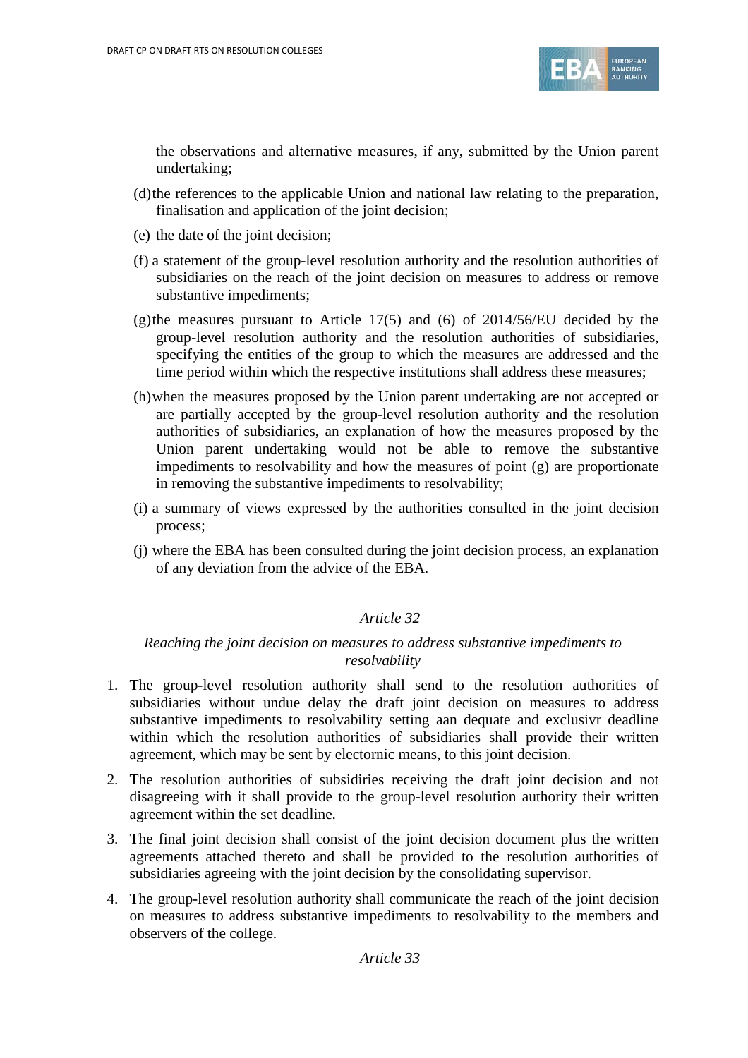the observations and alternative measures, if any, submitted by the Union parent undertaking;

(d) the references to the applicable Union and national law relating to the preparation, finalisation and application of the joint decision;

(e) the date of the joint decision;

(f) a statement of the group-level resolution authority and the resolution authorities of subsidiaries on the reach of the joint decision on measures to address or remove substantive impediments;

(g) the measures pursuant to Article 17(5) and (6) of 2014/56/EU decided by the group-level resolution authority and the resolution authorities of subsidiaries, specifying the entities of the group to which the measures are addressed and the time period within which the respective institutions shall address these measures;

(h) when the measures proposed by the Union parent undertaking are not accepted or are partially accepted by the group-level resolution authority and the resolution authorities of subsidiaries, an explanation of how the measures proposed by the Union parent undertaking would not be able to remove the substantive impediments to resolvability and how the measures of point (g) are proportionate in removing the substantive impediments to resolvability;

(i) a summary of views expressed by the authorities consulted in the joint decision process;

(j) where the EBA has been consulted during the joint decision process, an explanation of any deviation from the advice of the EBA.

*Article 32*

*Reaching the joint decision on measures to address substantive impediments to resolvability*

1. The group-level resolution authority shall send to the resolution authorities of subsidiaries without undue delay the draft joint decision on measures to address substantive impediments to resolvability setting aan dequate and exclusivr deadline within which the resolution authorities of subsidiaries shall provide their written agreement, which may be sent by electornic means, to this joint decision.

2. The resolution authorities of subsidiries receiving the draft joint decision and not disagreeing with it shall provide to the group-level resolution authority their written agreement within the set deadline.

3. The final joint decision shall consist of the joint decision document plus the written agreements attached thereto and shall be provided to the resolution authorities of subsidiaries agreeing with the joint decision by the consolidating supervisor.

4. The group-level resolution authority shall communicate the reach of the joint decision on measures to address substantive impediments to resolvability to the members and observers of the college.

*Article 33*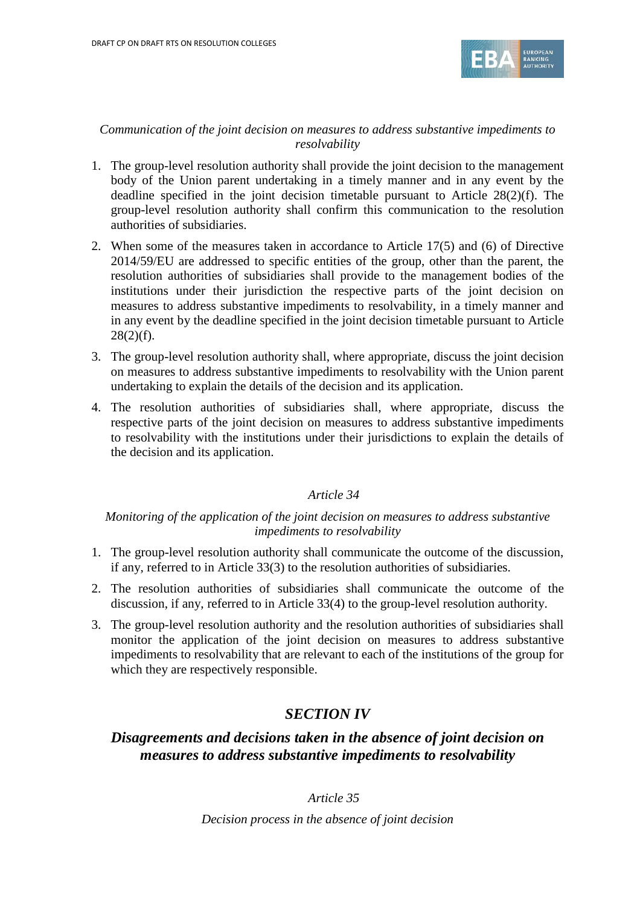*Communication of the joint decision on measures to address substantive impediments to resolvability*

1. The group-level resolution authority shall provide the joint decision to the management body of the Union parent undertaking in a timely manner and in any event by the deadline specified in the joint decision timetable pursuant to Article 28(2)(f). The group-level resolution authority shall confirm this communication to the resolution authorities of subsidiaries.
2. When some of the measures taken in accordance to Article 17(5) and (6) of Directive 2014/59/EU are addressed to specific entities of the group, other than the parent, the resolution authorities of subsidiaries shall provide to the management bodies of the institutions under their jurisdiction the respective parts of the joint decision on measures to address substantive impediments to resolvability, in a timely manner and in any event by the deadline specified in the joint decision timetable pursuant to Article 28(2)(f).
3. The group-level resolution authority shall, where appropriate, discuss the joint decision on measures to address substantive impediments to resolvability with the Union parent undertaking to explain the details of the decision and its application.
4. The resolution authorities of subsidiaries shall, where appropriate, discuss the respective parts of the joint decision on measures to address substantive impediments to resolvability with the institutions under their jurisdictions to explain the details of the decision and its application.

*Article 34*

*Monitoring of the application of the joint decision on measures to address substantive impediments to resolvability*

1. The group-level resolution authority shall communicate the outcome of the discussion, if any, referred to in Article 33(3) to the resolution authorities of subsidiaries.
2. The resolution authorities of subsidiaries shall communicate the outcome of the discussion, if any, referred to in Article 33(4) to the group-level resolution authority.
3. The group-level resolution authority and the resolution authorities of subsidiaries shall monitor the application of the joint decision on measures to address substantive impediments to resolvability that are relevant to each of the institutions of the group for which they are respectively responsible.

## *SECTION IV*

## *Disagreements and decisions taken in the absence of joint decision on measures to address substantive impediments to resolvability*

*Article 35*

*Decision process in the absence of joint decision*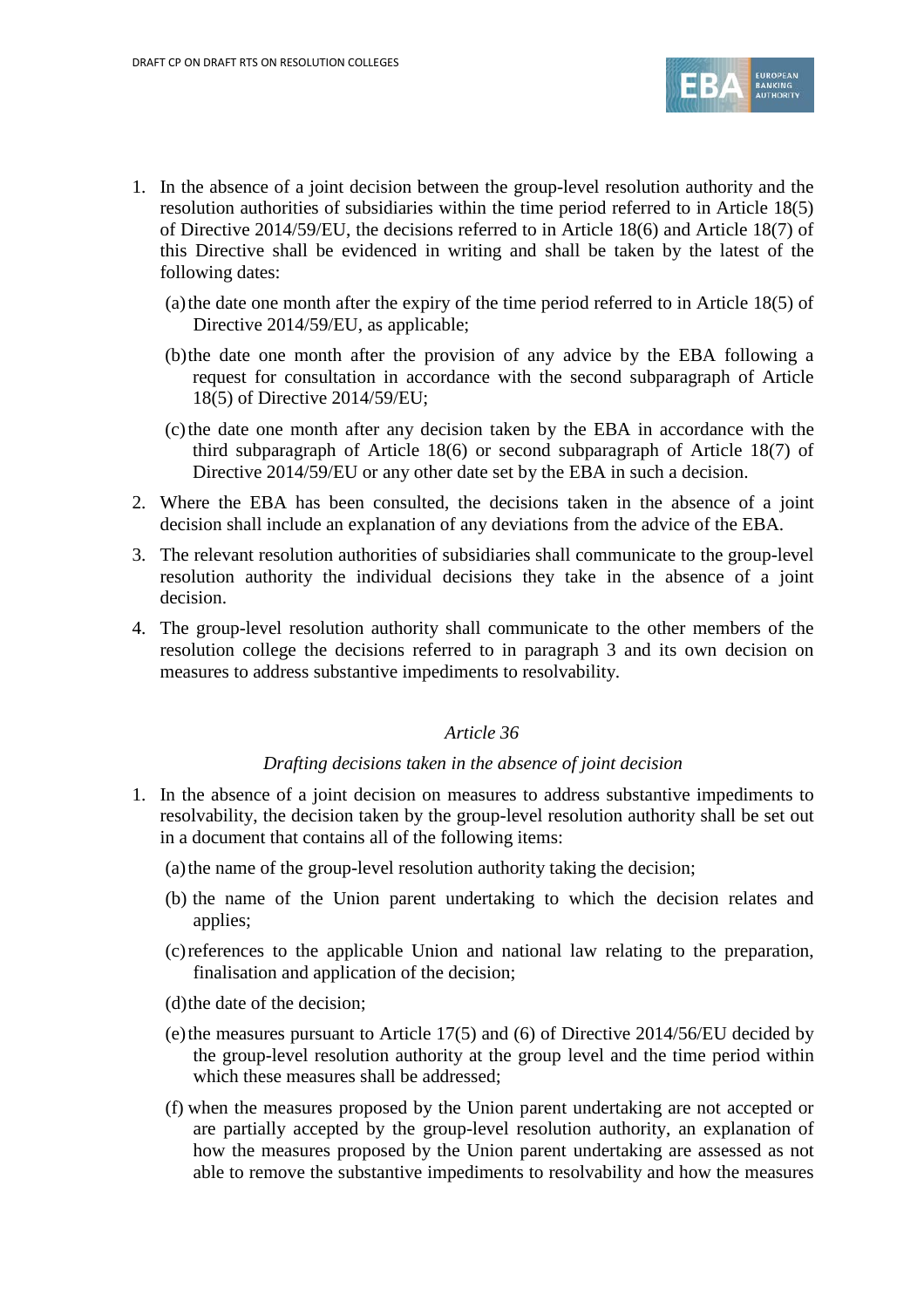1. In the absence of a joint decision between the group-level resolution authority and the resolution authorities of subsidiaries within the time period referred to in Article 18(5) of Directive 2014/59/EU, the decisions referred to in Article 18(6) and Article 18(7) of this Directive shall be evidenced in writing and shall be taken by the latest of the following dates:

   (a) the date one month after the expiry of the time period referred to in Article 18(5) of Directive 2014/59/EU, as applicable;

   (b) the date one month after the provision of any advice by the EBA following a request for consultation in accordance with the second subparagraph of Article 18(5) of Directive 2014/59/EU;

   (c) the date one month after any decision taken by the EBA in accordance with the third subparagraph of Article 18(6) or second subparagraph of Article 18(7) of Directive 2014/59/EU or any other date set by the EBA in such a decision.

2. Where the EBA has been consulted, the decisions taken in the absence of a joint decision shall include an explanation of any deviations from the advice of the EBA.

3. The relevant resolution authorities of subsidiaries shall communicate to the group-level resolution authority the individual decisions they take in the absence of a joint decision.

4. The group-level resolution authority shall communicate to the other members of the resolution college the decisions referred to in paragraph 3 and its own decision on measures to address substantive impediments to resolvability.

*Article 36*

*Drafting decisions taken in the absence of joint decision*

1. In the absence of a joint decision on measures to address substantive impediments to resolvability, the decision taken by the group-level resolution authority shall be set out in a document that contains all of the following items:

   (a) the name of the group-level resolution authority taking the decision;

   (b) the name of the Union parent undertaking to which the decision relates and applies;

   (c) references to the applicable Union and national law relating to the preparation, finalisation and application of the decision;

   (d) the date of the decision;

   (e) the measures pursuant to Article 17(5) and (6) of Directive 2014/56/EU decided by the group-level resolution authority at the group level and the time period within which these measures shall be addressed;

   (f) when the measures proposed by the Union parent undertaking are not accepted or are partially accepted by the group-level resolution authority, an explanation of how the measures proposed by the Union parent undertaking are assessed as not able to remove the substantive impediments to resolvability and how the measures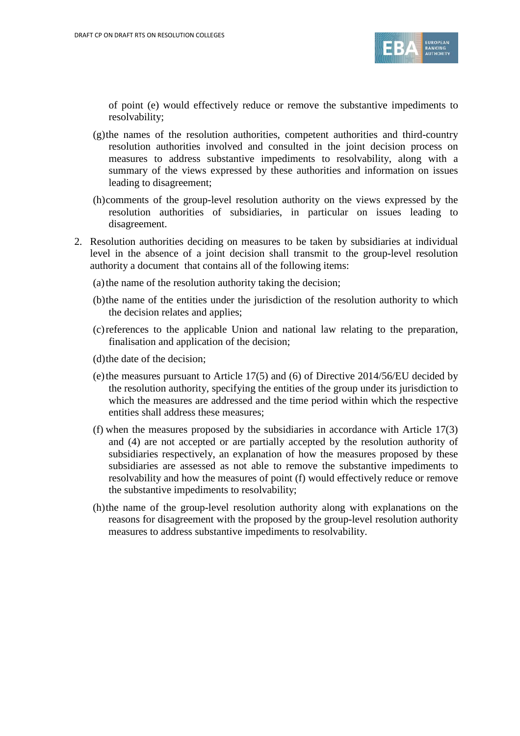of point (e) would effectively reduce or remove the substantive impediments to resolvability;

(g) the names of the resolution authorities, competent authorities and third-country resolution authorities involved and consulted in the joint decision process on measures to address substantive impediments to resolvability, along with a summary of the views expressed by these authorities and information on issues leading to disagreement;

(h) comments of the group-level resolution authority on the views expressed by the resolution authorities of subsidiaries, in particular on issues leading to disagreement.

2. Resolution authorities deciding on measures to be taken by subsidiaries at individual level in the absence of a joint decision shall transmit to the group-level resolution authority a document that contains all of the following items:

   (a) the name of the resolution authority taking the decision;

   (b) the name of the entities under the jurisdiction of the resolution authority to which the decision relates and applies;

   (c) references to the applicable Union and national law relating to the preparation, finalisation and application of the decision;

   (d) the date of the decision;

   (e) the measures pursuant to Article 17(5) and (6) of Directive 2014/56/EU decided by the resolution authority, specifying the entities of the group under its jurisdiction to which the measures are addressed and the time period within which the respective entities shall address these measures;

   (f) when the measures proposed by the subsidiaries in accordance with Article 17(3) and (4) are not accepted or are partially accepted by the resolution authority of subsidiaries respectively, an explanation of how the measures proposed by these subsidiaries are assessed as not able to remove the substantive impediments to resolvability and how the measures of point (f) would effectively reduce or remove the substantive impediments to resolvability;

   (h) the name of the group-level resolution authority along with explanations on the reasons for disagreement with the proposed by the group-level resolution authority measures to address substantive impediments to resolvability.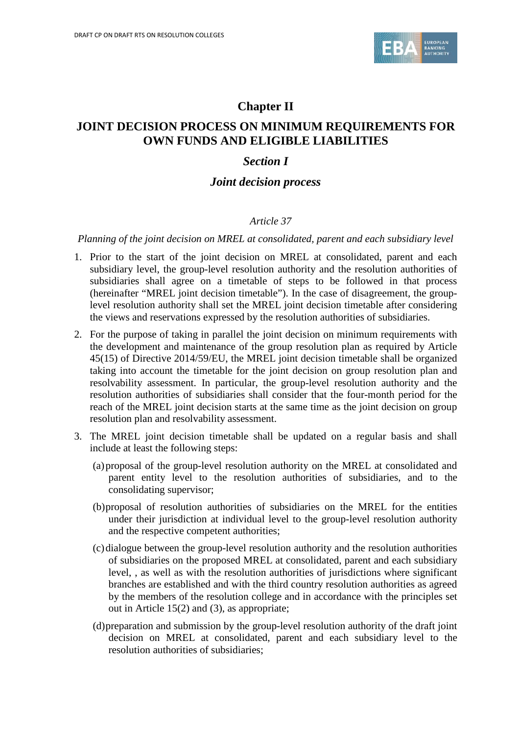## Chapter II

## JOINT DECISION PROCESS ON MINIMUM REQUIREMENTS FOR OWN FUNDS AND ELIGIBLE LIABILITIES

### *Section I*

### *Joint decision process*

*Article 37*

*Planning of the joint decision on MREL at consolidated, parent and each subsidiary level*

1. Prior to the start of the joint decision on MREL at consolidated, parent and each subsidiary level, the group-level resolution authority and the resolution authorities of subsidiaries shall agree on a timetable of steps to be followed in that process (hereinafter "MREL joint decision timetable"). In the case of disagreement, the group-level resolution authority shall set the MREL joint decision timetable after considering the views and reservations expressed by the resolution authorities of subsidiaries.

2. For the purpose of taking in parallel the joint decision on minimum requirements with the development and maintenance of the group resolution plan as required by Article 45(15) of Directive 2014/59/EU, the MREL joint decision timetable shall be organized taking into account the timetable for the joint decision on group resolution plan and resolvability assessment. In particular, the group-level resolution authority and the resolution authorities of subsidiaries shall consider that the four-month period for the reach of the MREL joint decision starts at the same time as the joint decision on group resolution plan and resolvability assessment.

3. The MREL joint decision timetable shall be updated on a regular basis and shall include at least the following steps:

   (a) proposal of the group-level resolution authority on the MREL at consolidated and parent entity level to the resolution authorities of subsidiaries, and to the consolidating supervisor;

   (b) proposal of resolution authorities of subsidiaries on the MREL for the entities under their jurisdiction at individual level to the group-level resolution authority and the respective competent authorities;

   (c) dialogue between the group-level resolution authority and the resolution authorities of subsidiaries on the proposed MREL at consolidated, parent and each subsidiary level, , as well as with the resolution authorities of jurisdictions where significant branches are established and with the third country resolution authorities as agreed by the members of the resolution college and in accordance with the principles set out in Article 15(2) and (3), as appropriate;

   (d) preparation and submission by the group-level resolution authority of the draft joint decision on MREL at consolidated, parent and each subsidiary level to the resolution authorities of subsidiaries;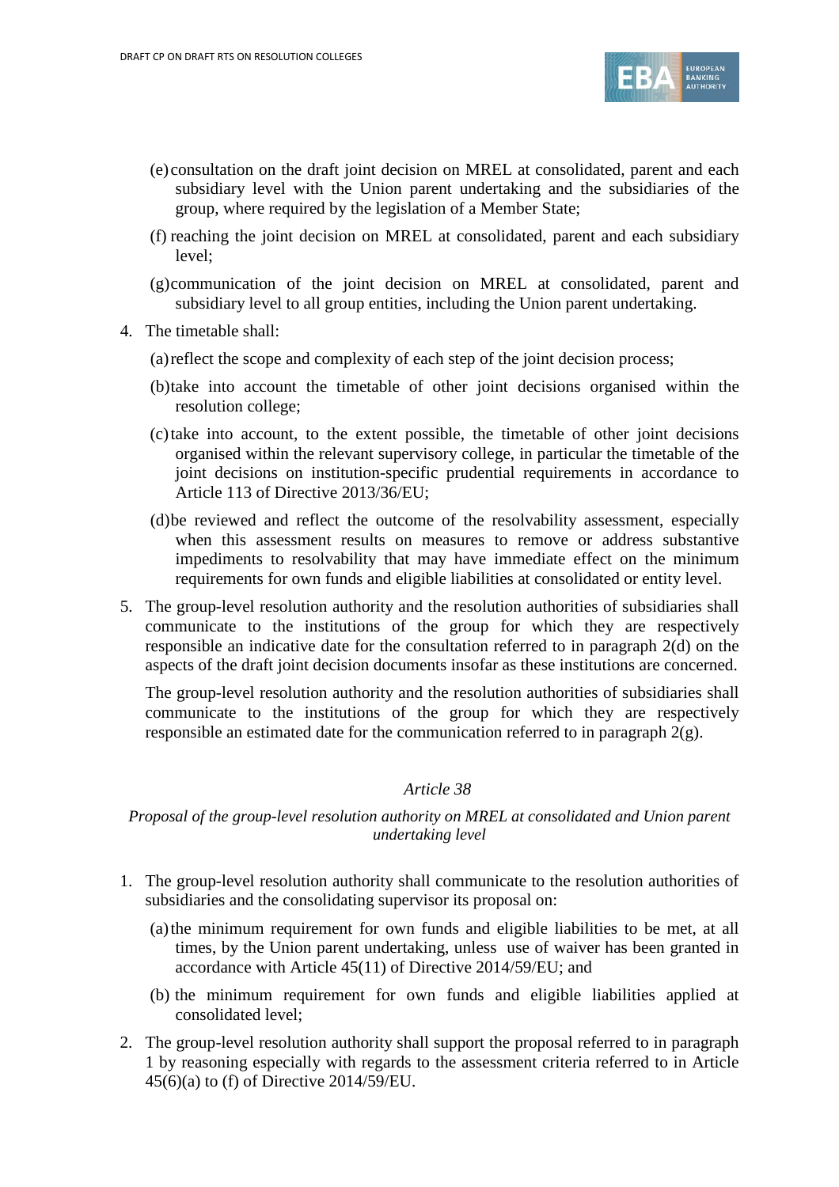(e) consultation on the draft joint decision on MREL at consolidated, parent and each subsidiary level with the Union parent undertaking and the subsidiaries of the group, where required by the legislation of a Member State;

(f) reaching the joint decision on MREL at consolidated, parent and each subsidiary level;

(g) communication of the joint decision on MREL at consolidated, parent and subsidiary level to all group entities, including the Union parent undertaking.

4. The timetable shall:

(a) reflect the scope and complexity of each step of the joint decision process;

(b) take into account the timetable of other joint decisions organised within the resolution college;

(c) take into account, to the extent possible, the timetable of other joint decisions organised within the relevant supervisory college, in particular the timetable of the joint decisions on institution-specific prudential requirements in accordance to Article 113 of Directive 2013/36/EU;

(d) be reviewed and reflect the outcome of the resolvability assessment, especially when this assessment results on measures to remove or address substantive impediments to resolvability that may have immediate effect on the minimum requirements for own funds and eligible liabilities at consolidated or entity level.

5. The group-level resolution authority and the resolution authorities of subsidiaries shall communicate to the institutions of the group for which they are respectively responsible an indicative date for the consultation referred to in paragraph 2(d) on the aspects of the draft joint decision documents insofar as these institutions are concerned.

   The group-level resolution authority and the resolution authorities of subsidiaries shall communicate to the institutions of the group for which they are respectively responsible an estimated date for the communication referred to in paragraph 2(g).

*Article 38*

*Proposal of the group-level resolution authority on MREL at consolidated and Union parent undertaking level*

1. The group-level resolution authority shall communicate to the resolution authorities of subsidiaries and the consolidating supervisor its proposal on:

   (a) the minimum requirement for own funds and eligible liabilities to be met, at all times, by the Union parent undertaking, unless use of waiver has been granted in accordance with Article 45(11) of Directive 2014/59/EU; and

   (b) the minimum requirement for own funds and eligible liabilities applied at consolidated level;

2. The group-level resolution authority shall support the proposal referred to in paragraph 1 by reasoning especially with regards to the assessment criteria referred to in Article 45(6)(a) to (f) of Directive 2014/59/EU.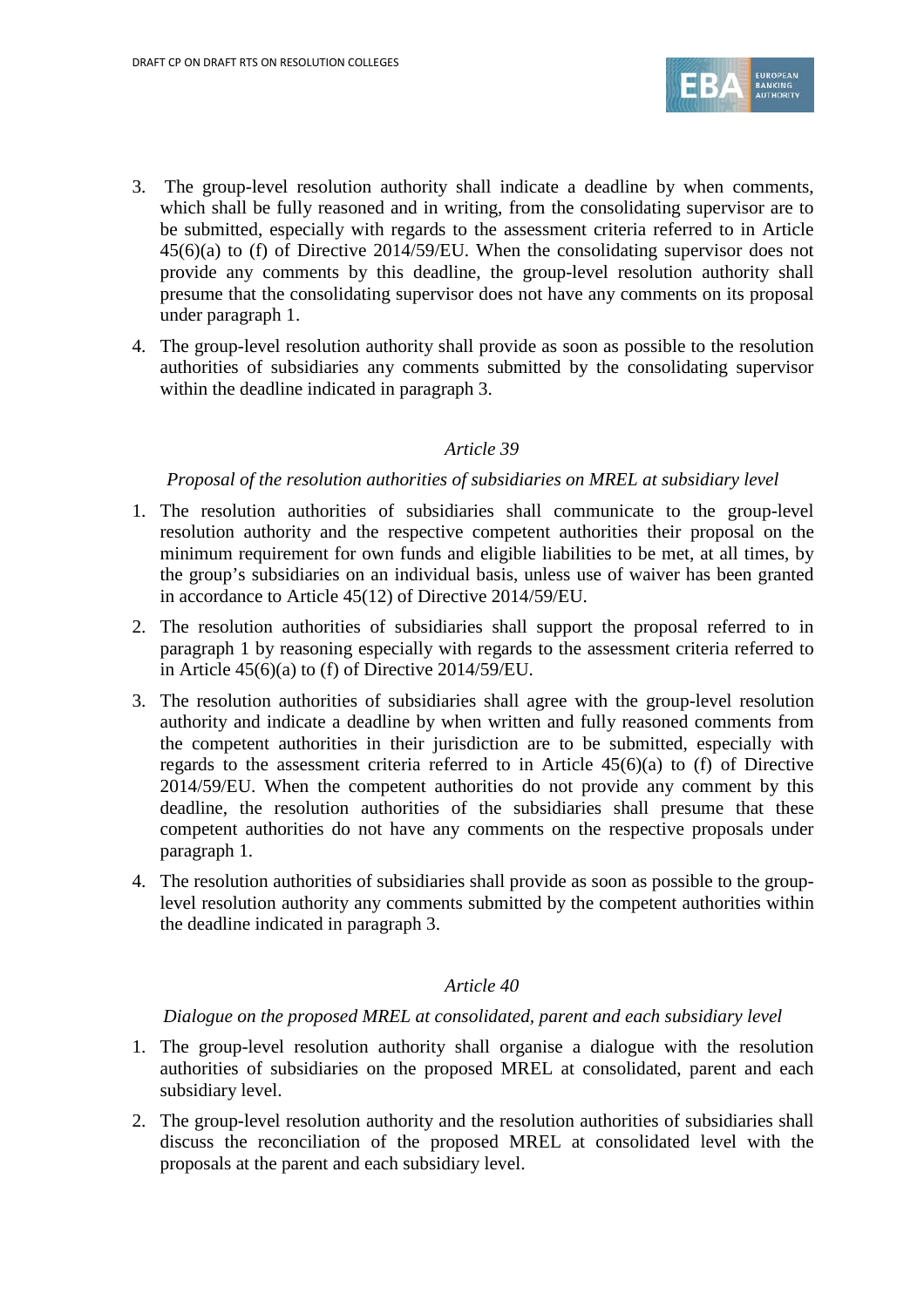3. The group-level resolution authority shall indicate a deadline by when comments, which shall be fully reasoned and in writing, from the consolidating supervisor are to be submitted, especially with regards to the assessment criteria referred to in Article 45(6)(a) to (f) of Directive 2014/59/EU. When the consolidating supervisor does not provide any comments by this deadline, the group-level resolution authority shall presume that the consolidating supervisor does not have any comments on its proposal under paragraph 1.

4. The group-level resolution authority shall provide as soon as possible to the resolution authorities of subsidiaries any comments submitted by the consolidating supervisor within the deadline indicated in paragraph 3.

*Article 39*

*Proposal of the resolution authorities of subsidiaries on MREL at subsidiary level*

1. The resolution authorities of subsidiaries shall communicate to the group-level resolution authority and the respective competent authorities their proposal on the minimum requirement for own funds and eligible liabilities to be met, at all times, by the group's subsidiaries on an individual basis, unless use of waiver has been granted in accordance to Article 45(12) of Directive 2014/59/EU.

2. The resolution authorities of subsidiaries shall support the proposal referred to in paragraph 1 by reasoning especially with regards to the assessment criteria referred to in Article 45(6)(a) to (f) of Directive 2014/59/EU.

3. The resolution authorities of subsidiaries shall agree with the group-level resolution authority and indicate a deadline by when written and fully reasoned comments from the competent authorities in their jurisdiction are to be submitted, especially with regards to the assessment criteria referred to in Article 45(6)(a) to (f) of Directive 2014/59/EU. When the competent authorities do not provide any comment by this deadline, the resolution authorities of the subsidiaries shall presume that these competent authorities do not have any comments on the respective proposals under paragraph 1.

4. The resolution authorities of subsidiaries shall provide as soon as possible to the group-level resolution authority any comments submitted by the competent authorities within the deadline indicated in paragraph 3.

*Article 40*

*Dialogue on the proposed MREL at consolidated, parent and each subsidiary level*

1. The group-level resolution authority shall organise a dialogue with the resolution authorities of subsidiaries on the proposed MREL at consolidated, parent and each subsidiary level.

2. The group-level resolution authority and the resolution authorities of subsidiaries shall discuss the reconciliation of the proposed MREL at consolidated level with the proposals at the parent and each subsidiary level.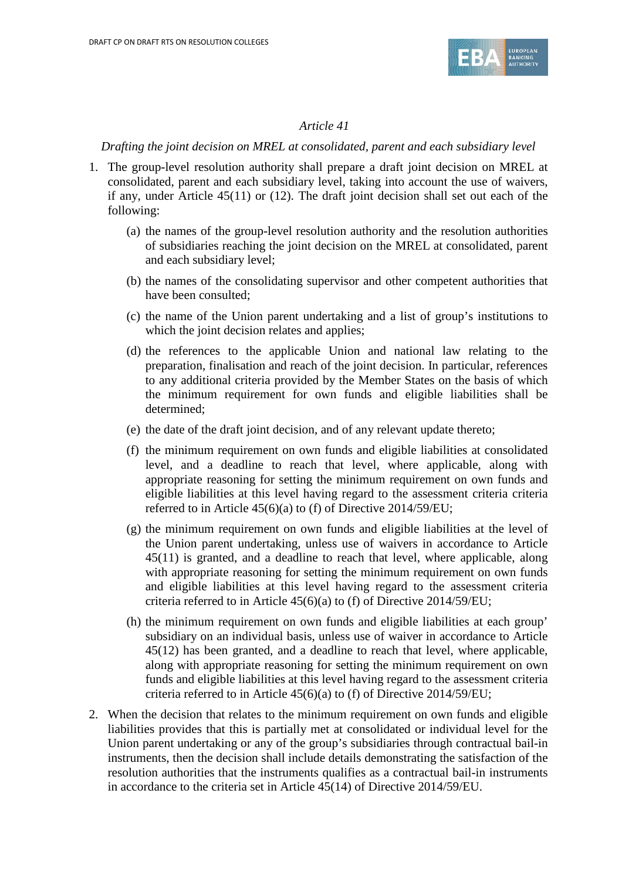*Article 41*

*Drafting the joint decision on MREL at consolidated, parent and each subsidiary level*

1. The group-level resolution authority shall prepare a draft joint decision on MREL at consolidated, parent and each subsidiary level, taking into account the use of waivers, if any, under Article 45(11) or (12). The draft joint decision shall set out each of the following:

   (a) the names of the group-level resolution authority and the resolution authorities of subsidiaries reaching the joint decision on the MREL at consolidated, parent and each subsidiary level;

   (b) the names of the consolidating supervisor and other competent authorities that have been consulted;

   (c) the name of the Union parent undertaking and a list of group's institutions to which the joint decision relates and applies;

   (d) the references to the applicable Union and national law relating to the preparation, finalisation and reach of the joint decision. In particular, references to any additional criteria provided by the Member States on the basis of which the minimum requirement for own funds and eligible liabilities shall be determined;

   (e) the date of the draft joint decision, and of any relevant update thereto;

   (f) the minimum requirement on own funds and eligible liabilities at consolidated level, and a deadline to reach that level, where applicable, along with appropriate reasoning for setting the minimum requirement on own funds and eligible liabilities at this level having regard to the assessment criteria criteria referred to in Article 45(6)(a) to (f) of Directive 2014/59/EU;

   (g) the minimum requirement on own funds and eligible liabilities at the level of the Union parent undertaking, unless use of waivers in accordance to Article 45(11) is granted, and a deadline to reach that level, where applicable, along with appropriate reasoning for setting the minimum requirement on own funds and eligible liabilities at this level having regard to the assessment criteria criteria referred to in Article 45(6)(a) to (f) of Directive 2014/59/EU;

   (h) the minimum requirement on own funds and eligible liabilities at each group' subsidiary on an individual basis, unless use of waiver in accordance to Article 45(12) has been granted, and a deadline to reach that level, where applicable, along with appropriate reasoning for setting the minimum requirement on own funds and eligible liabilities at this level having regard to the assessment criteria criteria referred to in Article 45(6)(a) to (f) of Directive 2014/59/EU;

2. When the decision that relates to the minimum requirement on own funds and eligible liabilities provides that this is partially met at consolidated or individual level for the Union parent undertaking or any of the group's subsidiaries through contractual bail-in instruments, then the decision shall include details demonstrating the satisfaction of the resolution authorities that the instruments qualifies as a contractual bail-in instruments in accordance to the criteria set in Article 45(14) of Directive 2014/59/EU.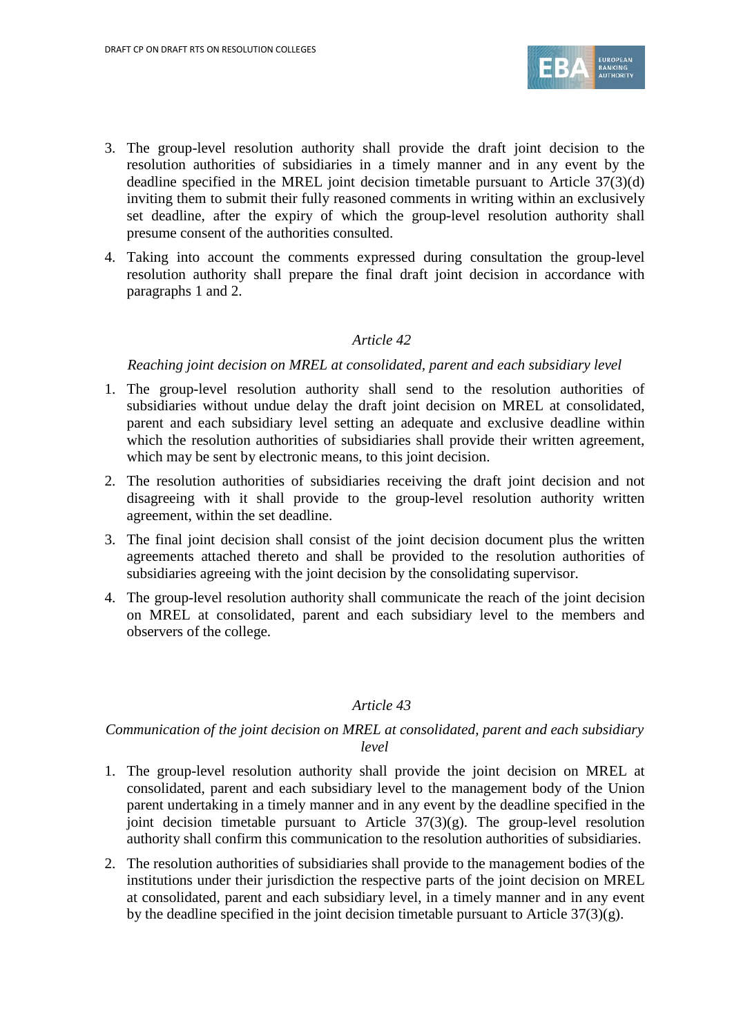3. The group-level resolution authority shall provide the draft joint decision to the resolution authorities of subsidiaries in a timely manner and in any event by the deadline specified in the MREL joint decision timetable pursuant to Article 37(3)(d) inviting them to submit their fully reasoned comments in writing within an exclusively set deadline, after the expiry of which the group-level resolution authority shall presume consent of the authorities consulted.
4. Taking into account the comments expressed during consultation the group-level resolution authority shall prepare the final draft joint decision in accordance with paragraphs 1 and 2.

*Article 42*

*Reaching joint decision on MREL at consolidated, parent and each subsidiary level*

1. The group-level resolution authority shall send to the resolution authorities of subsidiaries without undue delay the draft joint decision on MREL at consolidated, parent and each subsidiary level setting an adequate and exclusive deadline within which the resolution authorities of subsidiaries shall provide their written agreement, which may be sent by electronic means, to this joint decision.
2. The resolution authorities of subsidiaries receiving the draft joint decision and not disagreeing with it shall provide to the group-level resolution authority written agreement, within the set deadline.
3. The final joint decision shall consist of the joint decision document plus the written agreements attached thereto and shall be provided to the resolution authorities of subsidiaries agreeing with the joint decision by the consolidating supervisor.
4. The group-level resolution authority shall communicate the reach of the joint decision on MREL at consolidated, parent and each subsidiary level to the members and observers of the college.

*Article 43*

*Communication of the joint decision on MREL at consolidated, parent and each subsidiary level*

1. The group-level resolution authority shall provide the joint decision on MREL at consolidated, parent and each subsidiary level to the management body of the Union parent undertaking in a timely manner and in any event by the deadline specified in the joint decision timetable pursuant to Article 37(3)(g). The group-level resolution authority shall confirm this communication to the resolution authorities of subsidiaries.
2. The resolution authorities of subsidiaries shall provide to the management bodies of the institutions under their jurisdiction the respective parts of the joint decision on MREL at consolidated, parent and each subsidiary level, in a timely manner and in any event by the deadline specified in the joint decision timetable pursuant to Article 37(3)(g).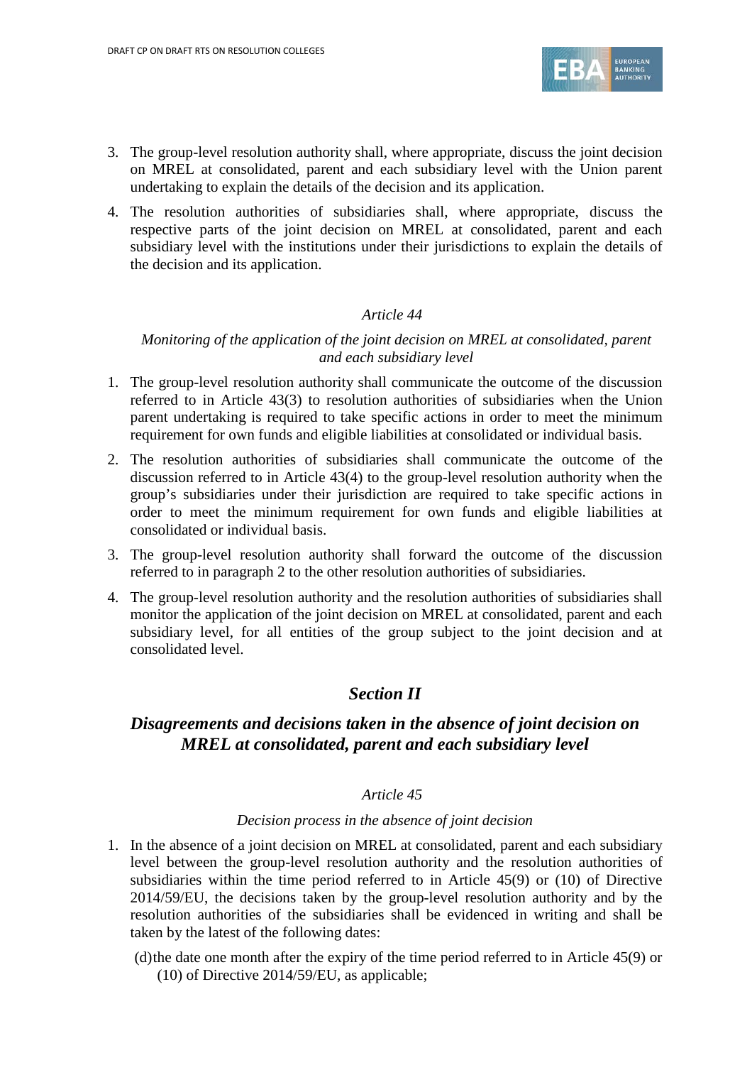3. The group-level resolution authority shall, where appropriate, discuss the joint decision on MREL at consolidated, parent and each subsidiary level with the Union parent undertaking to explain the details of the decision and its application.

4. The resolution authorities of subsidiaries shall, where appropriate, discuss the respective parts of the joint decision on MREL at consolidated, parent and each subsidiary level with the institutions under their jurisdictions to explain the details of the decision and its application.

*Article 44*

*Monitoring of the application of the joint decision on MREL at consolidated, parent and each subsidiary level*

1. The group-level resolution authority shall communicate the outcome of the discussion referred to in Article 43(3) to resolution authorities of subsidiaries when the Union parent undertaking is required to take specific actions in order to meet the minimum requirement for own funds and eligible liabilities at consolidated or individual basis.

2. The resolution authorities of subsidiaries shall communicate the outcome of the discussion referred to in Article 43(4) to the group-level resolution authority when the group's subsidiaries under their jurisdiction are required to take specific actions in order to meet the minimum requirement for own funds and eligible liabilities at consolidated or individual basis.

3. The group-level resolution authority shall forward the outcome of the discussion referred to in paragraph 2 to the other resolution authorities of subsidiaries.

4. The group-level resolution authority and the resolution authorities of subsidiaries shall monitor the application of the joint decision on MREL at consolidated, parent and each subsidiary level, for all entities of the group subject to the joint decision and at consolidated level.

## *Section II*

## *Disagreements and decisions taken in the absence of joint decision on MREL at consolidated, parent and each subsidiary level*

*Article 45*

*Decision process in the absence of joint decision*

1. In the absence of a joint decision on MREL at consolidated, parent and each subsidiary level between the group-level resolution authority and the resolution authorities of subsidiaries within the time period referred to in Article 45(9) or (10) of Directive 2014/59/EU, the decisions taken by the group-level resolution authority and by the resolution authorities of the subsidiaries shall be evidenced in writing and shall be taken by the latest of the following dates:

   (d) the date one month after the expiry of the time period referred to in Article 45(9) or (10) of Directive 2014/59/EU, as applicable;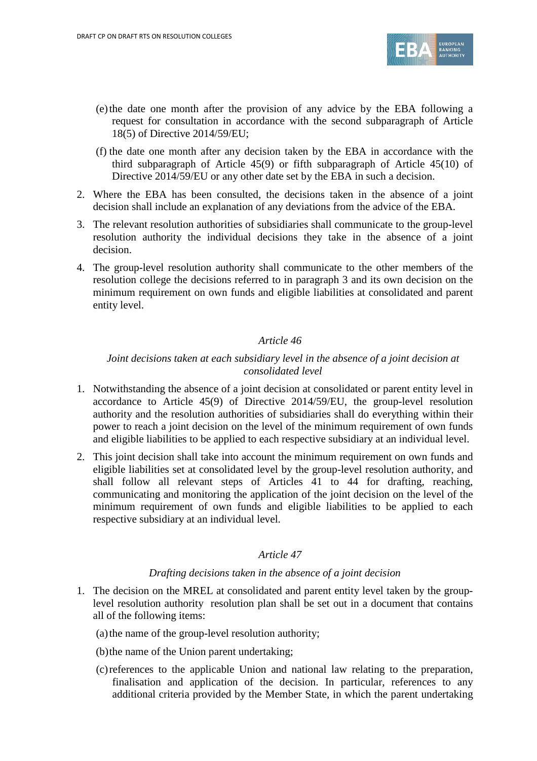(e) the date one month after the provision of any advice by the EBA following a request for consultation in accordance with the second subparagraph of Article 18(5) of Directive 2014/59/EU;

(f) the date one month after any decision taken by the EBA in accordance with the third subparagraph of Article 45(9) or fifth subparagraph of Article 45(10) of Directive 2014/59/EU or any other date set by the EBA in such a decision.

2. Where the EBA has been consulted, the decisions taken in the absence of a joint decision shall include an explanation of any deviations from the advice of the EBA.

3. The relevant resolution authorities of subsidiaries shall communicate to the group-level resolution authority the individual decisions they take in the absence of a joint decision.

4. The group-level resolution authority shall communicate to the other members of the resolution college the decisions referred to in paragraph 3 and its own decision on the minimum requirement on own funds and eligible liabilities at consolidated and parent entity level.

*Article 46*

*Joint decisions taken at each subsidiary level in the absence of a joint decision at consolidated level*

1. Notwithstanding the absence of a joint decision at consolidated or parent entity level in accordance to Article 45(9) of Directive 2014/59/EU, the group-level resolution authority and the resolution authorities of subsidiaries shall do everything within their power to reach a joint decision on the level of the minimum requirement of own funds and eligible liabilities to be applied to each respective subsidiary at an individual level.

2. This joint decision shall take into account the minimum requirement on own funds and eligible liabilities set at consolidated level by the group-level resolution authority, and shall follow all relevant steps of Articles 41 to 44 for drafting, reaching, communicating and monitoring the application of the joint decision on the level of the minimum requirement of own funds and eligible liabilities to be applied to each respective subsidiary at an individual level.

*Article 47*

*Drafting decisions taken in the absence of a joint decision*

1. The decision on the MREL at consolidated and parent entity level taken by the group-level resolution authority resolution plan shall be set out in a document that contains all of the following items:

(a) the name of the group-level resolution authority;

(b) the name of the Union parent undertaking;

(c) references to the applicable Union and national law relating to the preparation, finalisation and application of the decision. In particular, references to any additional criteria provided by the Member State, in which the parent undertaking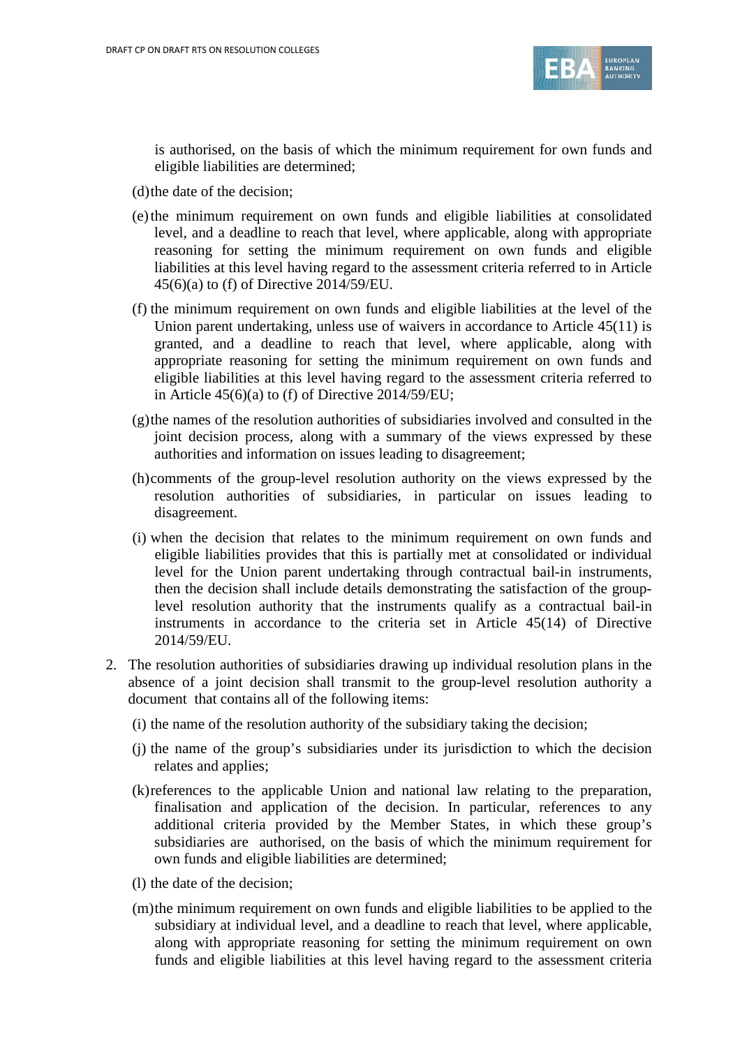is authorised, on the basis of which the minimum requirement for own funds and eligible liabilities are determined;

(d) the date of the decision;

(e) the minimum requirement on own funds and eligible liabilities at consolidated level, and a deadline to reach that level, where applicable, along with appropriate reasoning for setting the minimum requirement on own funds and eligible liabilities at this level having regard to the assessment criteria referred to in Article 45(6)(a) to (f) of Directive 2014/59/EU.

(f) the minimum requirement on own funds and eligible liabilities at the level of the Union parent undertaking, unless use of waivers in accordance to Article 45(11) is granted, and a deadline to reach that level, where applicable, along with appropriate reasoning for setting the minimum requirement on own funds and eligible liabilities at this level having regard to the assessment criteria referred to in Article 45(6)(a) to (f) of Directive 2014/59/EU;

(g) the names of the resolution authorities of subsidiaries involved and consulted in the joint decision process, along with a summary of the views expressed by these authorities and information on issues leading to disagreement;

(h) comments of the group-level resolution authority on the views expressed by the resolution authorities of subsidiaries, in particular on issues leading to disagreement.

(i) when the decision that relates to the minimum requirement on own funds and eligible liabilities provides that this is partially met at consolidated or individual level for the Union parent undertaking through contractual bail-in instruments, then the decision shall include details demonstrating the satisfaction of the group-level resolution authority that the instruments qualify as a contractual bail-in instruments in accordance to the criteria set in Article 45(14) of Directive 2014/59/EU.

2. The resolution authorities of subsidiaries drawing up individual resolution plans in the absence of a joint decision shall transmit to the group-level resolution authority a document that contains all of the following items:

(i) the name of the resolution authority of the subsidiary taking the decision;

(j) the name of the group's subsidiaries under its jurisdiction to which the decision relates and applies;

(k) references to the applicable Union and national law relating to the preparation, finalisation and application of the decision. In particular, references to any additional criteria provided by the Member States, in which these group's subsidiaries are authorised, on the basis of which the minimum requirement for own funds and eligible liabilities are determined;

(l) the date of the decision;

(m) the minimum requirement on own funds and eligible liabilities to be applied to the subsidiary at individual level, and a deadline to reach that level, where applicable, along with appropriate reasoning for setting the minimum requirement on own funds and eligible liabilities at this level having regard to the assessment criteria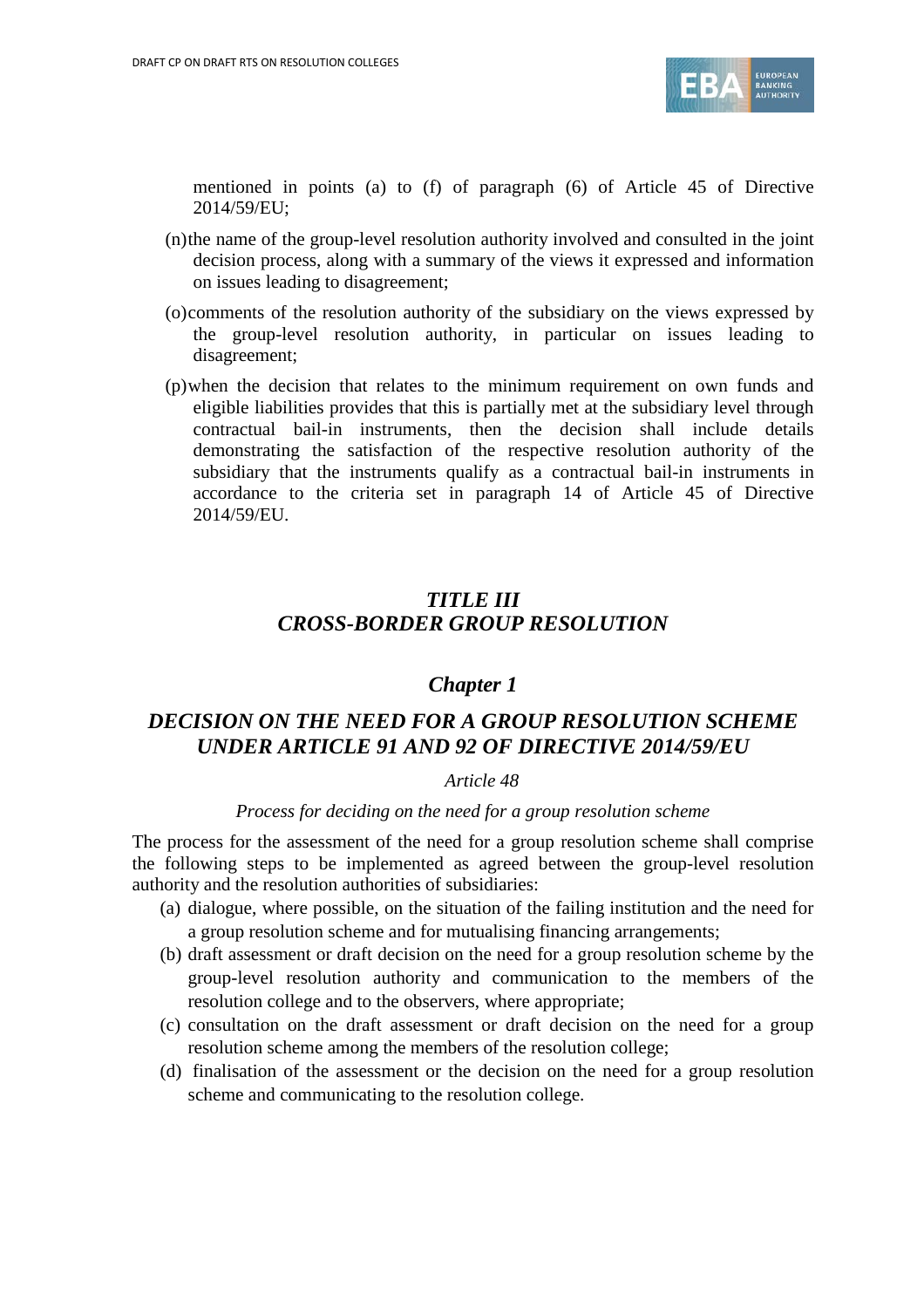mentioned in points (a) to (f) of paragraph (6) of Article 45 of Directive 2014/59/EU;

(n) the name of the group-level resolution authority involved and consulted in the joint decision process, along with a summary of the views it expressed and information on issues leading to disagreement;

(o) comments of the resolution authority of the subsidiary on the views expressed by the group-level resolution authority, in particular on issues leading to disagreement;

(p) when the decision that relates to the minimum requirement on own funds and eligible liabilities provides that this is partially met at the subsidiary level through contractual bail-in instruments, then the decision shall include details demonstrating the satisfaction of the respective resolution authority of the subsidiary that the instruments qualify as a contractual bail-in instruments in accordance to the criteria set in paragraph 14 of Article 45 of Directive 2014/59/EU.

# *TITLE III*
# *CROSS-BORDER GROUP RESOLUTION*

## *Chapter 1*

## *DECISION ON THE NEED FOR A GROUP RESOLUTION SCHEME UNDER ARTICLE 91 AND 92 OF DIRECTIVE 2014/59/EU*

### *Article 48*

*Process for deciding on the need for a group resolution scheme*

The process for the assessment of the need for a group resolution scheme shall comprise the following steps to be implemented as agreed between the group-level resolution authority and the resolution authorities of subsidiaries:

(a) dialogue, where possible, on the situation of the failing institution and the need for a group resolution scheme and for mutualising financing arrangements;

(b) draft assessment or draft decision on the need for a group resolution scheme by the group-level resolution authority and communication to the members of the resolution college and to the observers, where appropriate;

(c) consultation on the draft assessment or draft decision on the need for a group resolution scheme among the members of the resolution college;

(d) finalisation of the assessment or the decision on the need for a group resolution scheme and communicating to the resolution college.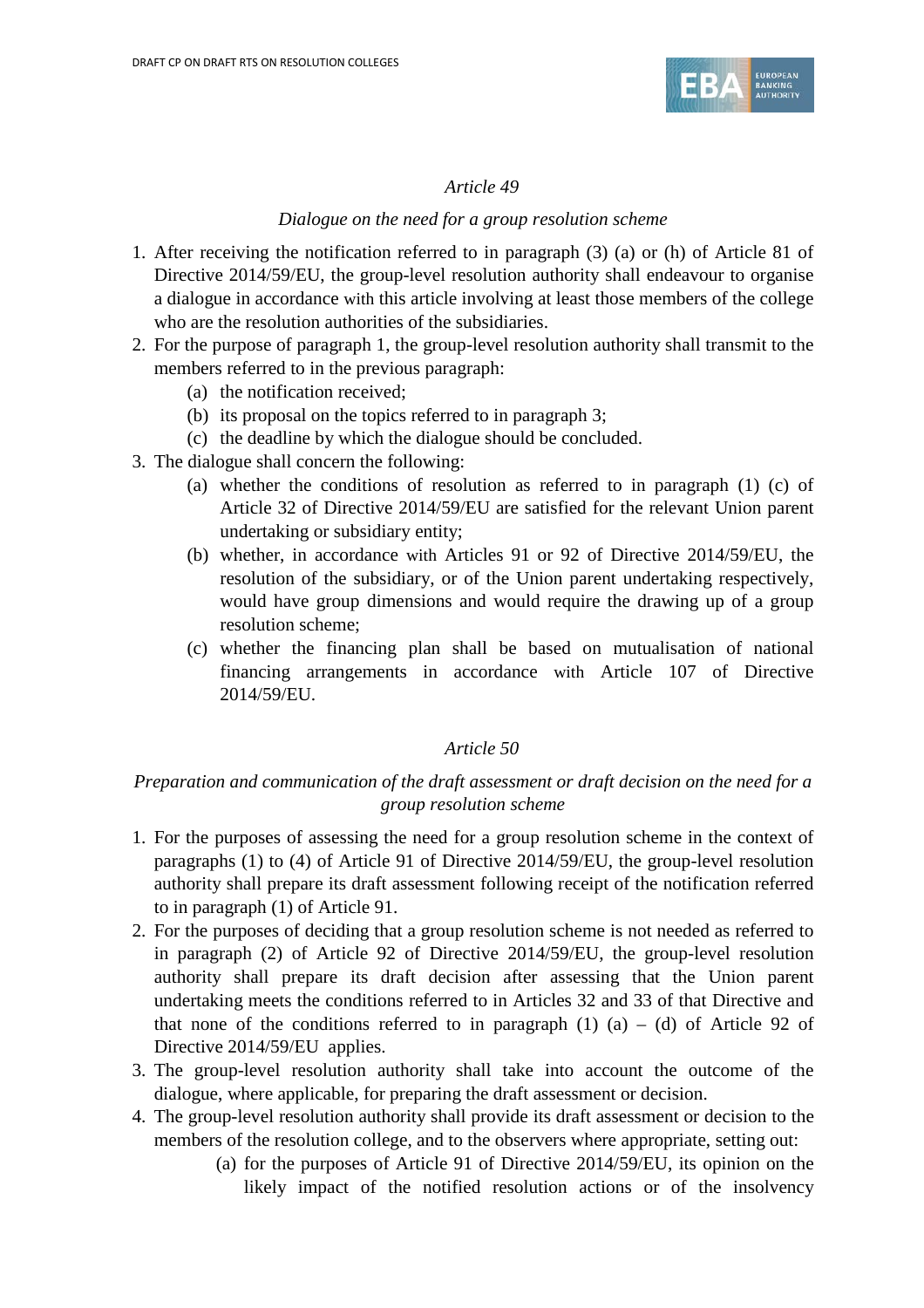*Article 49*

*Dialogue on the need for a group resolution scheme*

1. After receiving the notification referred to in paragraph (3) (a) or (h) of Article 81 of Directive 2014/59/EU, the group-level resolution authority shall endeavour to organise a dialogue in accordance with this article involving at least those members of the college who are the resolution authorities of the subsidiaries.
2. For the purpose of paragraph 1, the group-level resolution authority shall transmit to the members referred to in the previous paragraph:
   - (a) the notification received;
   - (b) its proposal on the topics referred to in paragraph 3;
   - (c) the deadline by which the dialogue should be concluded.
3. The dialogue shall concern the following:
   - (a) whether the conditions of resolution as referred to in paragraph (1) (c) of Article 32 of Directive 2014/59/EU are satisfied for the relevant Union parent undertaking or subsidiary entity;
   - (b) whether, in accordance with Articles 91 or 92 of Directive 2014/59/EU, the resolution of the subsidiary, or of the Union parent undertaking respectively, would have group dimensions and would require the drawing up of a group resolution scheme;
   - (c) whether the financing plan shall be based on mutualisation of national financing arrangements in accordance with Article 107 of Directive 2014/59/EU.

*Article 50*

*Preparation and communication of the draft assessment or draft decision on the need for a group resolution scheme*

1. For the purposes of assessing the need for a group resolution scheme in the context of paragraphs (1) to (4) of Article 91 of Directive 2014/59/EU, the group-level resolution authority shall prepare its draft assessment following receipt of the notification referred to in paragraph (1) of Article 91.
2. For the purposes of deciding that a group resolution scheme is not needed as referred to in paragraph (2) of Article 92 of Directive 2014/59/EU, the group-level resolution authority shall prepare its draft decision after assessing that the Union parent undertaking meets the conditions referred to in Articles 32 and 33 of that Directive and that none of the conditions referred to in paragraph (1) (a) – (d) of Article 92 of Directive 2014/59/EU applies.
3. The group-level resolution authority shall take into account the outcome of the dialogue, where applicable, for preparing the draft assessment or decision.
4. The group-level resolution authority shall provide its draft assessment or decision to the members of the resolution college, and to the observers where appropriate, setting out:
   - (a) for the purposes of Article 91 of Directive 2014/59/EU, its opinion on the likely impact of the notified resolution actions or of the insolvency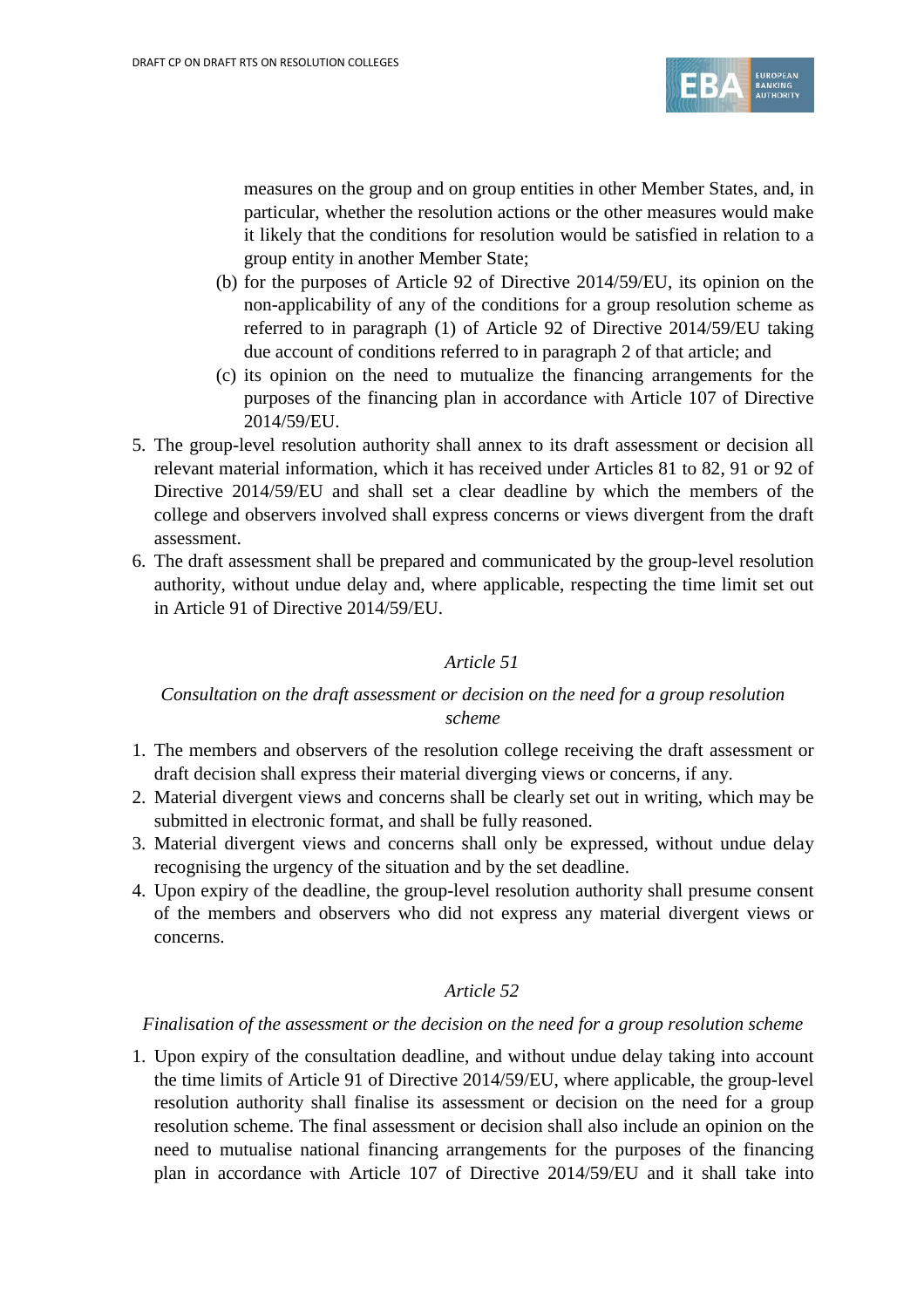measures on the group and on group entities in other Member States, and, in particular, whether the resolution actions or the other measures would make it likely that the conditions for resolution would be satisfied in relation to a group entity in another Member State;

(b) for the purposes of Article 92 of Directive 2014/59/EU, its opinion on the non-applicability of any of the conditions for a group resolution scheme as referred to in paragraph (1) of Article 92 of Directive 2014/59/EU taking due account of conditions referred to in paragraph 2 of that article; and

(c) its opinion on the need to mutualize the financing arrangements for the purposes of the financing plan in accordance with Article 107 of Directive 2014/59/EU.

5. The group-level resolution authority shall annex to its draft assessment or decision all relevant material information, which it has received under Articles 81 to 82, 91 or 92 of Directive 2014/59/EU and shall set a clear deadline by which the members of the college and observers involved shall express concerns or views divergent from the draft assessment.
6. The draft assessment shall be prepared and communicated by the group-level resolution authority, without undue delay and, where applicable, respecting the time limit set out in Article 91 of Directive 2014/59/EU.

*Article 51*

*Consultation on the draft assessment or decision on the need for a group resolution scheme*

1. The members and observers of the resolution college receiving the draft assessment or draft decision shall express their material diverging views or concerns, if any.
2. Material divergent views and concerns shall be clearly set out in writing, which may be submitted in electronic format, and shall be fully reasoned.
3. Material divergent views and concerns shall only be expressed, without undue delay recognising the urgency of the situation and by the set deadline.
4. Upon expiry of the deadline, the group-level resolution authority shall presume consent of the members and observers who did not express any material divergent views or concerns.

*Article 52*

*Finalisation of the assessment or the decision on the need for a group resolution scheme*

1. Upon expiry of the consultation deadline, and without undue delay taking into account the time limits of Article 91 of Directive 2014/59/EU, where applicable, the group-level resolution authority shall finalise its assessment or decision on the need for a group resolution scheme. The final assessment or decision shall also include an opinion on the need to mutualise national financing arrangements for the purposes of the financing plan in accordance with Article 107 of Directive 2014/59/EU and it shall take into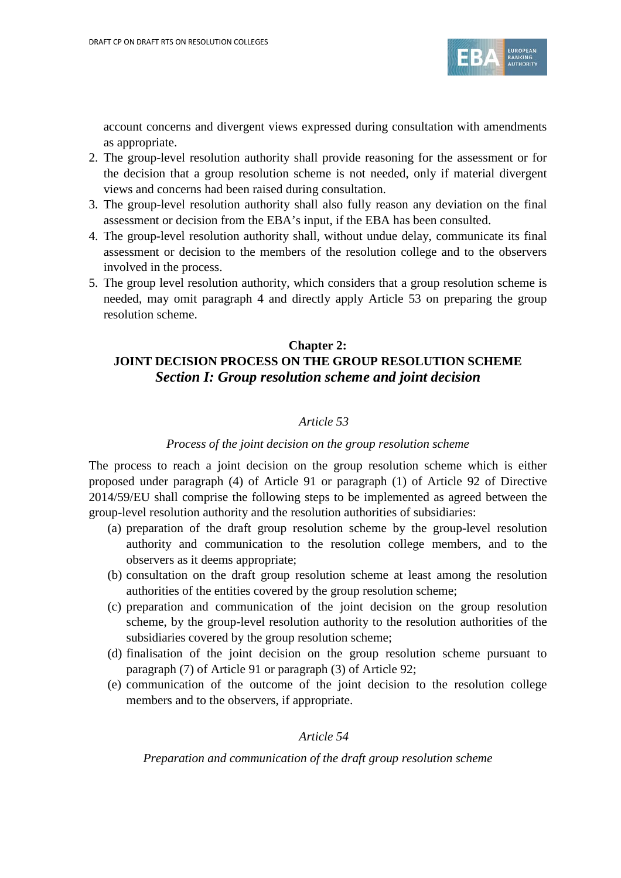account concerns and divergent views expressed during consultation with amendments as appropriate.

2. The group-level resolution authority shall provide reasoning for the assessment or for the decision that a group resolution scheme is not needed, only if material divergent views and concerns had been raised during consultation.
3. The group-level resolution authority shall also fully reason any deviation on the final assessment or decision from the EBA's input, if the EBA has been consulted.
4. The group-level resolution authority shall, without undue delay, communicate its final assessment or decision to the members of the resolution college and to the observers involved in the process.
5. The group level resolution authority, which considers that a group resolution scheme is needed, may omit paragraph 4 and directly apply Article 53 on preparing the group resolution scheme.

## Chapter 2:
## JOINT DECISION PROCESS ON THE GROUP RESOLUTION SCHEME
### *Section I: Group resolution scheme and joint decision*

*Article 53*

*Process of the joint decision on the group resolution scheme*

The process to reach a joint decision on the group resolution scheme which is either proposed under paragraph (4) of Article 91 or paragraph (1) of Article 92 of Directive 2014/59/EU shall comprise the following steps to be implemented as agreed between the group-level resolution authority and the resolution authorities of subsidiaries:

(a) preparation of the draft group resolution scheme by the group-level resolution authority and communication to the resolution college members, and to the observers as it deems appropriate;
(b) consultation on the draft group resolution scheme at least among the resolution authorities of the entities covered by the group resolution scheme;
(c) preparation and communication of the joint decision on the group resolution scheme, by the group-level resolution authority to the resolution authorities of the subsidiaries covered by the group resolution scheme;
(d) finalisation of the joint decision on the group resolution scheme pursuant to paragraph (7) of Article 91 or paragraph (3) of Article 92;
(e) communication of the outcome of the joint decision to the resolution college members and to the observers, if appropriate.

*Article 54*

*Preparation and communication of the draft group resolution scheme*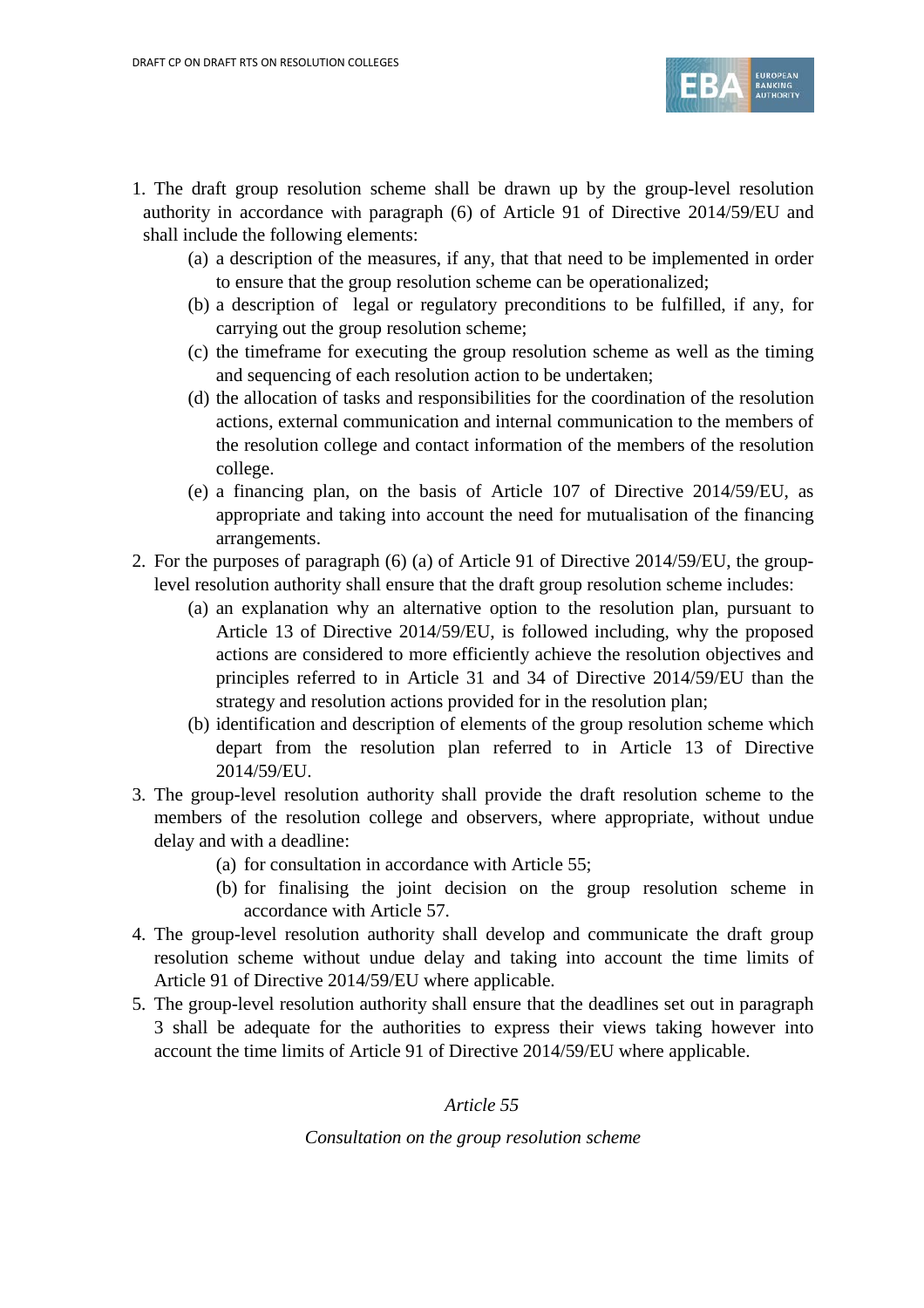1. The draft group resolution scheme shall be drawn up by the group-level resolution authority in accordance with paragraph (6) of Article 91 of Directive 2014/59/EU and shall include the following elements:
   (a) a description of the measures, if any, that that need to be implemented in order to ensure that the group resolution scheme can be operationalized;
   (b) a description of legal or regulatory preconditions to be fulfilled, if any, for carrying out the group resolution scheme;
   (c) the timeframe for executing the group resolution scheme as well as the timing and sequencing of each resolution action to be undertaken;
   (d) the allocation of tasks and responsibilities for the coordination of the resolution actions, external communication and internal communication to the members of the resolution college and contact information of the members of the resolution college.
   (e) a financing plan, on the basis of Article 107 of Directive 2014/59/EU, as appropriate and taking into account the need for mutualisation of the financing arrangements.
2. For the purposes of paragraph (6) (a) of Article 91 of Directive 2014/59/EU, the group-level resolution authority shall ensure that the draft group resolution scheme includes:
   (a) an explanation why an alternative option to the resolution plan, pursuant to Article 13 of Directive 2014/59/EU, is followed including, why the proposed actions are considered to more efficiently achieve the resolution objectives and principles referred to in Article 31 and 34 of Directive 2014/59/EU than the strategy and resolution actions provided for in the resolution plan;
   (b) identification and description of elements of the group resolution scheme which depart from the resolution plan referred to in Article 13 of Directive 2014/59/EU.
3. The group-level resolution authority shall provide the draft resolution scheme to the members of the resolution college and observers, where appropriate, without undue delay and with a deadline:
   (a) for consultation in accordance with Article 55;
   (b) for finalising the joint decision on the group resolution scheme in accordance with Article 57.
4. The group-level resolution authority shall develop and communicate the draft group resolution scheme without undue delay and taking into account the time limits of Article 91 of Directive 2014/59/EU where applicable.
5. The group-level resolution authority shall ensure that the deadlines set out in paragraph 3 shall be adequate for the authorities to express their views taking however into account the time limits of Article 91 of Directive 2014/59/EU where applicable.

*Article 55*

*Consultation on the group resolution scheme*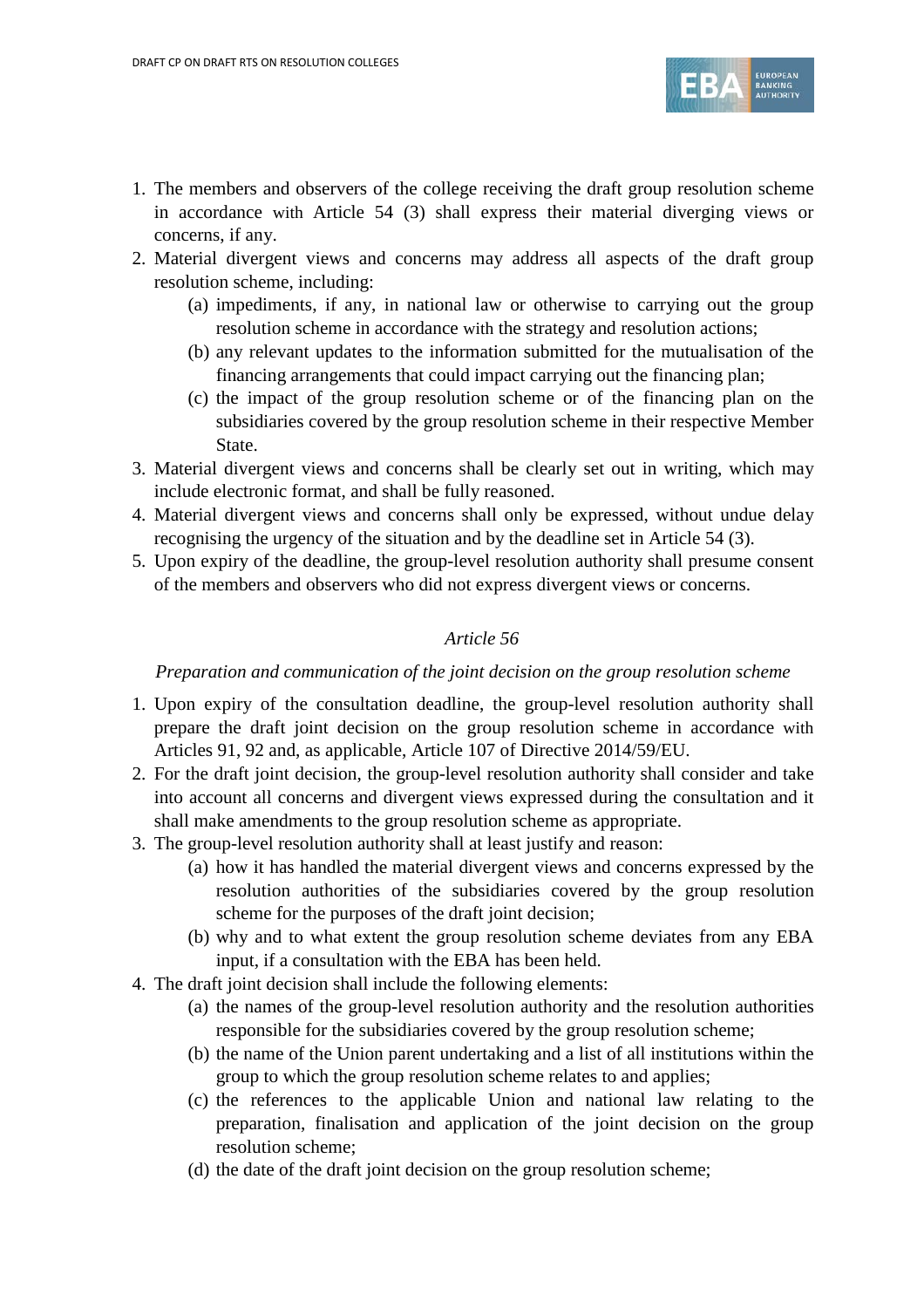1. The members and observers of the college receiving the draft group resolution scheme in accordance with Article 54 (3) shall express their material diverging views or concerns, if any.
2. Material divergent views and concerns may address all aspects of the draft group resolution scheme, including:
   (a) impediments, if any, in national law or otherwise to carrying out the group resolution scheme in accordance with the strategy and resolution actions;
   (b) any relevant updates to the information submitted for the mutualisation of the financing arrangements that could impact carrying out the financing plan;
   (c) the impact of the group resolution scheme or of the financing plan on the subsidiaries covered by the group resolution scheme in their respective Member State.
3. Material divergent views and concerns shall be clearly set out in writing, which may include electronic format, and shall be fully reasoned.
4. Material divergent views and concerns shall only be expressed, without undue delay recognising the urgency of the situation and by the deadline set in Article 54 (3).
5. Upon expiry of the deadline, the group-level resolution authority shall presume consent of the members and observers who did not express divergent views or concerns.

*Article 56*

*Preparation and communication of the joint decision on the group resolution scheme*

1. Upon expiry of the consultation deadline, the group-level resolution authority shall prepare the draft joint decision on the group resolution scheme in accordance with Articles 91, 92 and, as applicable, Article 107 of Directive 2014/59/EU.
2. For the draft joint decision, the group-level resolution authority shall consider and take into account all concerns and divergent views expressed during the consultation and it shall make amendments to the group resolution scheme as appropriate.
3. The group-level resolution authority shall at least justify and reason:
   (a) how it has handled the material divergent views and concerns expressed by the resolution authorities of the subsidiaries covered by the group resolution scheme for the purposes of the draft joint decision;
   (b) why and to what extent the group resolution scheme deviates from any EBA input, if a consultation with the EBA has been held.
4. The draft joint decision shall include the following elements:
   (a) the names of the group-level resolution authority and the resolution authorities responsible for the subsidiaries covered by the group resolution scheme;
   (b) the name of the Union parent undertaking and a list of all institutions within the group to which the group resolution scheme relates to and applies;
   (c) the references to the applicable Union and national law relating to the preparation, finalisation and application of the joint decision on the group resolution scheme;
   (d) the date of the draft joint decision on the group resolution scheme;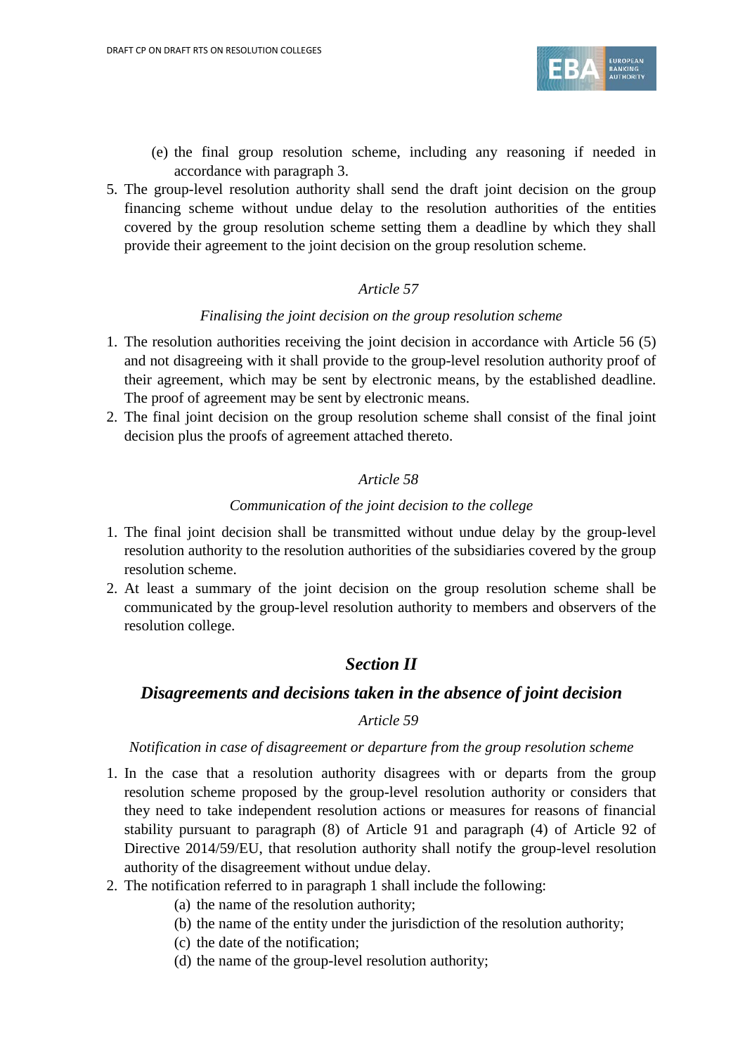(e) the final group resolution scheme, including any reasoning if needed in accordance with paragraph 3.

5. The group-level resolution authority shall send the draft joint decision on the group financing scheme without undue delay to the resolution authorities of the entities covered by the group resolution scheme setting them a deadline by which they shall provide their agreement to the joint decision on the group resolution scheme.

*Article 57*

*Finalising the joint decision on the group resolution scheme*

1. The resolution authorities receiving the joint decision in accordance with Article 56 (5) and not disagreeing with it shall provide to the group-level resolution authority proof of their agreement, which may be sent by electronic means, by the established deadline. The proof of agreement may be sent by electronic means.
2. The final joint decision on the group resolution scheme shall consist of the final joint decision plus the proofs of agreement attached thereto.

*Article 58*

*Communication of the joint decision to the college*

1. The final joint decision shall be transmitted without undue delay by the group-level resolution authority to the resolution authorities of the subsidiaries covered by the group resolution scheme.
2. At least a summary of the joint decision on the group resolution scheme shall be communicated by the group-level resolution authority to members and observers of the resolution college.

## *Section II*

## *Disagreements and decisions taken in the absence of joint decision*

*Article 59*

*Notification in case of disagreement or departure from the group resolution scheme*

1. In the case that a resolution authority disagrees with or departs from the group resolution scheme proposed by the group-level resolution authority or considers that they need to take independent resolution actions or measures for reasons of financial stability pursuant to paragraph (8) of Article 91 and paragraph (4) of Article 92 of Directive 2014/59/EU, that resolution authority shall notify the group-level resolution authority of the disagreement without undue delay.
2. The notification referred to in paragraph 1 shall include the following:
   - (a) the name of the resolution authority;
   - (b) the name of the entity under the jurisdiction of the resolution authority;
   - (c) the date of the notification;
   - (d) the name of the group-level resolution authority;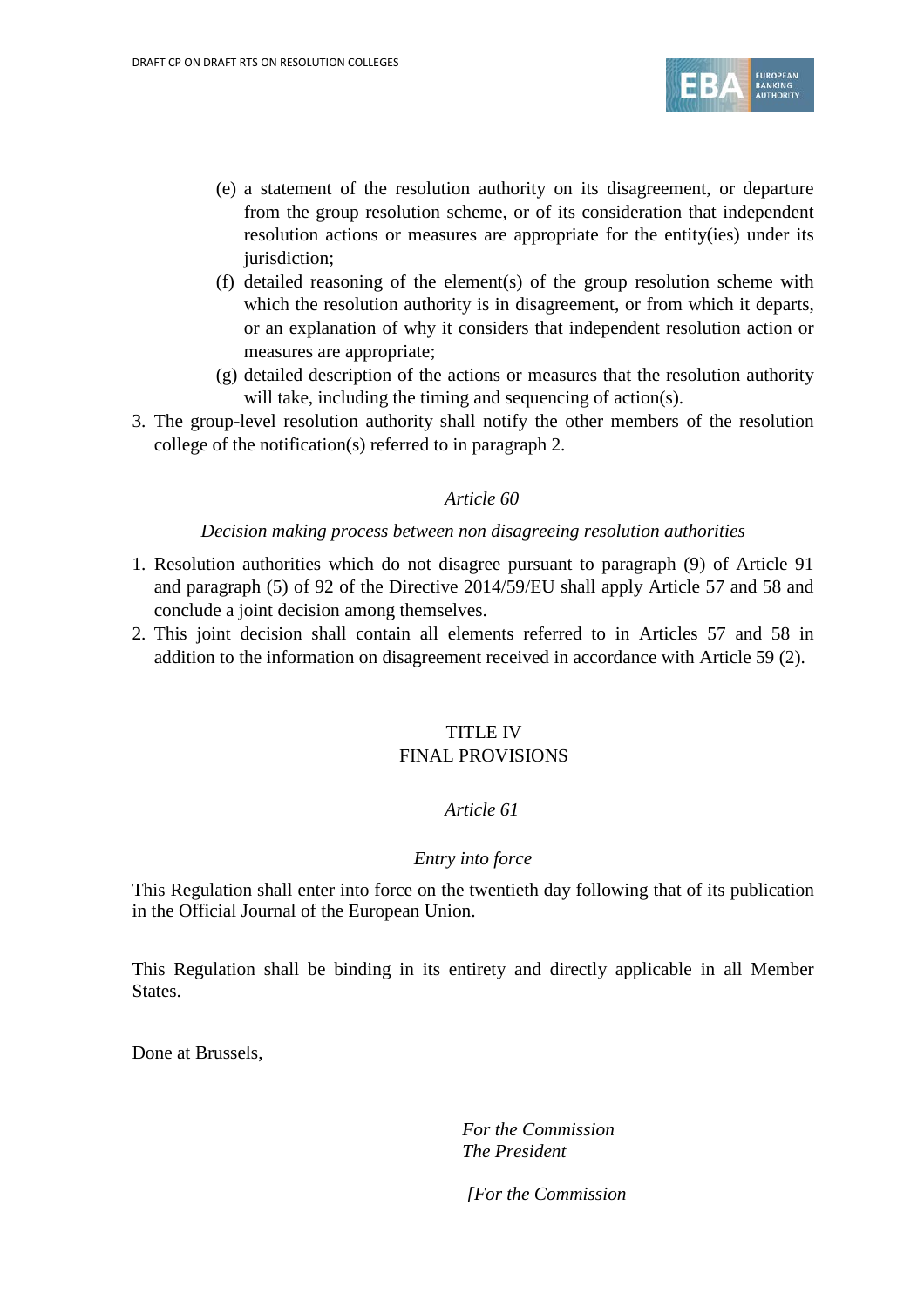(e) a statement of the resolution authority on its disagreement, or departure from the group resolution scheme, or of its consideration that independent resolution actions or measures are appropriate for the entity(ies) under its jurisdiction;

(f) detailed reasoning of the element(s) of the group resolution scheme with which the resolution authority is in disagreement, or from which it departs, or an explanation of why it considers that independent resolution action or measures are appropriate;

(g) detailed description of the actions or measures that the resolution authority will take, including the timing and sequencing of action(s).

3. The group-level resolution authority shall notify the other members of the resolution college of the notification(s) referred to in paragraph 2.

*Article 60*

*Decision making process between non disagreeing resolution authorities*

1. Resolution authorities which do not disagree pursuant to paragraph (9) of Article 91 and paragraph (5) of 92 of the Directive 2014/59/EU shall apply Article 57 and 58 and conclude a joint decision among themselves.
2. This joint decision shall contain all elements referred to in Articles 57 and 58 in addition to the information on disagreement received in accordance with Article 59 (2).

TITLE IV
FINAL PROVISIONS

*Article 61*

*Entry into force*

This Regulation shall enter into force on the twentieth day following that of its publication in the Official Journal of the European Union.

This Regulation shall be binding in its entirety and directly applicable in all Member States.

Done at Brussels,

*For the Commission*
*The President*

*[For the Commission*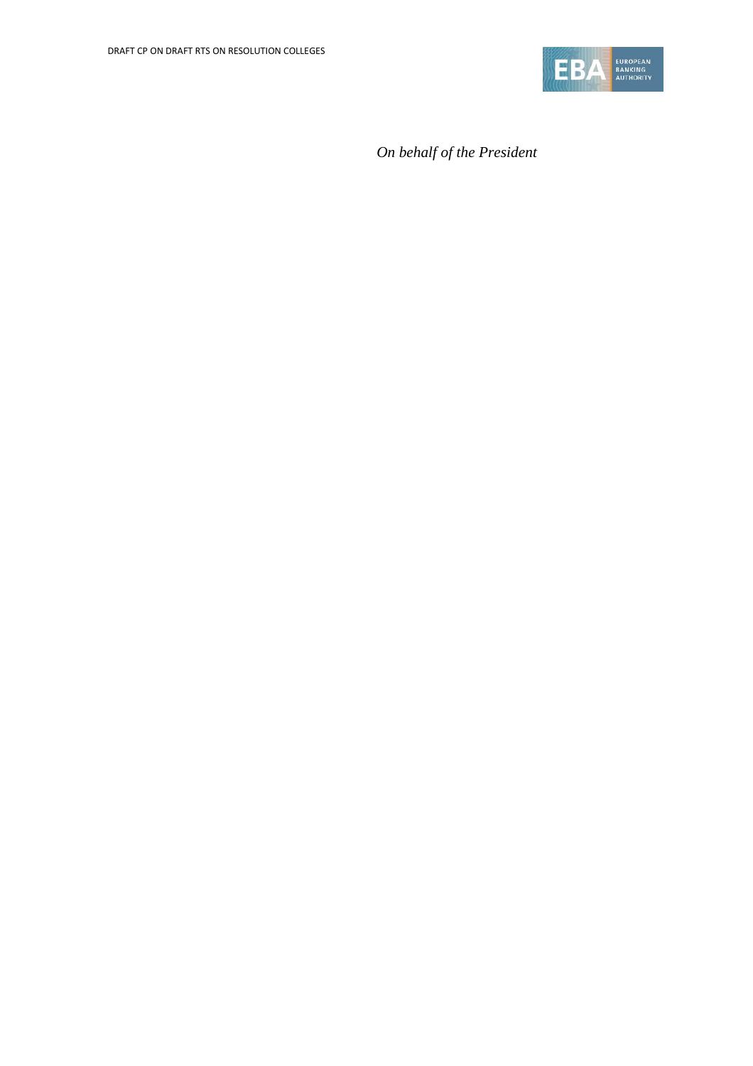*On behalf of the President*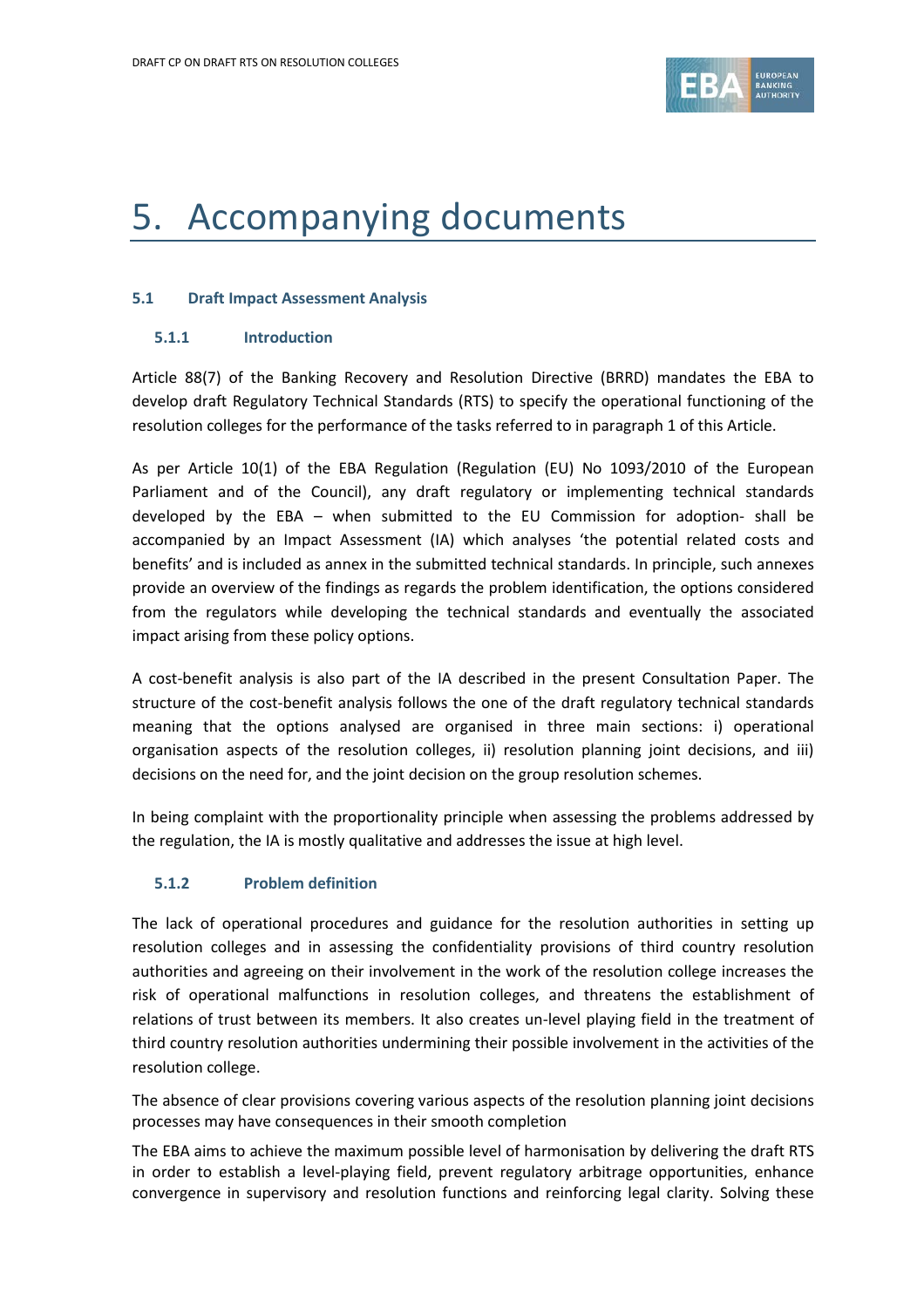# 5. Accompanying documents

### 5.1 Draft Impact Assessment Analysis

#### 5.1.1 Introduction

Article 88(7) of the Banking Recovery and Resolution Directive (BRRD) mandates the EBA to develop draft Regulatory Technical Standards (RTS) to specify the operational functioning of the resolution colleges for the performance of the tasks referred to in paragraph 1 of this Article.

As per Article 10(1) of the EBA Regulation (Regulation (EU) No 1093/2010 of the European Parliament and of the Council), any draft regulatory or implementing technical standards developed by the EBA – when submitted to the EU Commission for adoption- shall be accompanied by an Impact Assessment (IA) which analyses 'the potential related costs and benefits' and is included as annex in the submitted technical standards. In principle, such annexes provide an overview of the findings as regards the problem identification, the options considered from the regulators while developing the technical standards and eventually the associated impact arising from these policy options.

A cost-benefit analysis is also part of the IA described in the present Consultation Paper. The structure of the cost-benefit analysis follows the one of the draft regulatory technical standards meaning that the options analysed are organised in three main sections: i) operational organisation aspects of the resolution colleges, ii) resolution planning joint decisions, and iii) decisions on the need for, and the joint decision on the group resolution schemes.

In being complaint with the proportionality principle when assessing the problems addressed by the regulation, the IA is mostly qualitative and addresses the issue at high level.

#### 5.1.2 Problem definition

The lack of operational procedures and guidance for the resolution authorities in setting up resolution colleges and in assessing the confidentiality provisions of third country resolution authorities and agreeing on their involvement in the work of the resolution college increases the risk of operational malfunctions in resolution colleges, and threatens the establishment of relations of trust between its members. It also creates un-level playing field in the treatment of third country resolution authorities undermining their possible involvement in the activities of the resolution college.

The absence of clear provisions covering various aspects of the resolution planning joint decisions processes may have consequences in their smooth completion

The EBA aims to achieve the maximum possible level of harmonisation by delivering the draft RTS in order to establish a level-playing field, prevent regulatory arbitrage opportunities, enhance convergence in supervisory and resolution functions and reinforcing legal clarity. Solving these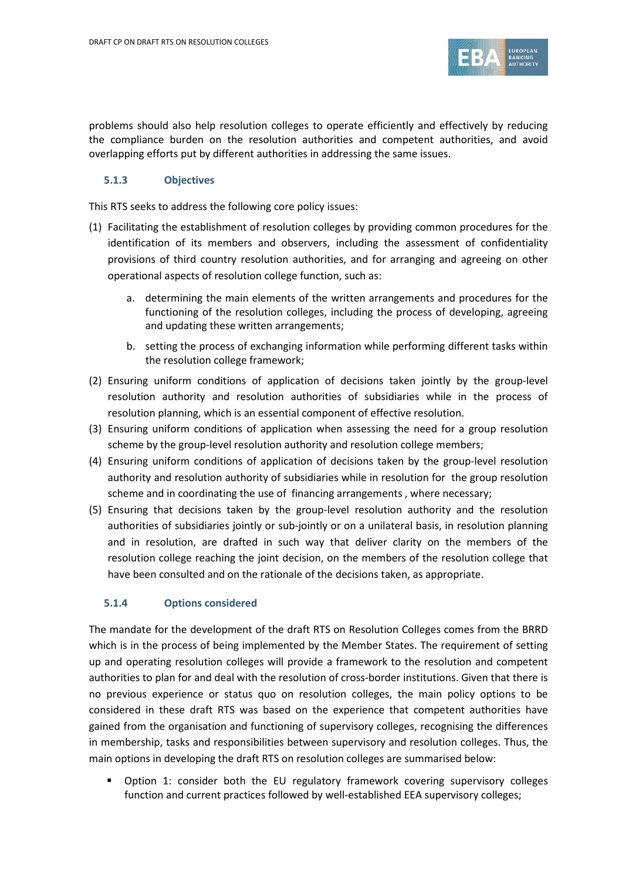problems should also help resolution colleges to operate efficiently and effectively by reducing the compliance burden on the resolution authorities and competent authorities, and avoid overlapping efforts put by different authorities in addressing the same issues.

### 5.1.3 Objectives

This RTS seeks to address the following core policy issues:

(1) Facilitating the establishment of resolution colleges by providing common procedures for the identification of its members and observers, including the assessment of confidentiality provisions of third country resolution authorities, and for arranging and agreeing on other operational aspects of resolution college function, such as:

  a. determining the main elements of the written arrangements and procedures for the functioning of the resolution colleges, including the process of developing, agreeing and updating these written arrangements;

  b. setting the process of exchanging information while performing different tasks within the resolution college framework;

(2) Ensuring uniform conditions of application of decisions taken jointly by the group-level resolution authority and resolution authorities of subsidiaries while in the process of resolution planning, which is an essential component of effective resolution.

(3) Ensuring uniform conditions of application when assessing the need for a group resolution scheme by the group-level resolution authority and resolution college members;

(4) Ensuring uniform conditions of application of decisions taken by the group-level resolution authority and resolution authority of subsidiaries while in resolution for the group resolution scheme and in coordinating the use of financing arrangements , where necessary;

(5) Ensuring that decisions taken by the group-level resolution authority and the resolution authorities of subsidiaries jointly or sub-jointly or on a unilateral basis, in resolution planning and in resolution, are drafted in such way that deliver clarity on the members of the resolution college reaching the joint decision, on the members of the resolution college that have been consulted and on the rationale of the decisions taken, as appropriate.

### 5.1.4 Options considered

The mandate for the development of the draft RTS on Resolution Colleges comes from the BRRD which is in the process of being implemented by the Member States. The requirement of setting up and operating resolution colleges will provide a framework to the resolution and competent authorities to plan for and deal with the resolution of cross-border institutions. Given that there is no previous experience or status quo on resolution colleges, the main policy options to be considered in these draft RTS was based on the experience that competent authorities have gained from the organisation and functioning of supervisory colleges, recognising the differences in membership, tasks and responsibilities between supervisory and resolution colleges. Thus, the main options in developing the draft RTS on resolution colleges are summarised below:

- Option 1: consider both the EU regulatory framework covering supervisory colleges function and current practices followed by well-established EEA supervisory colleges;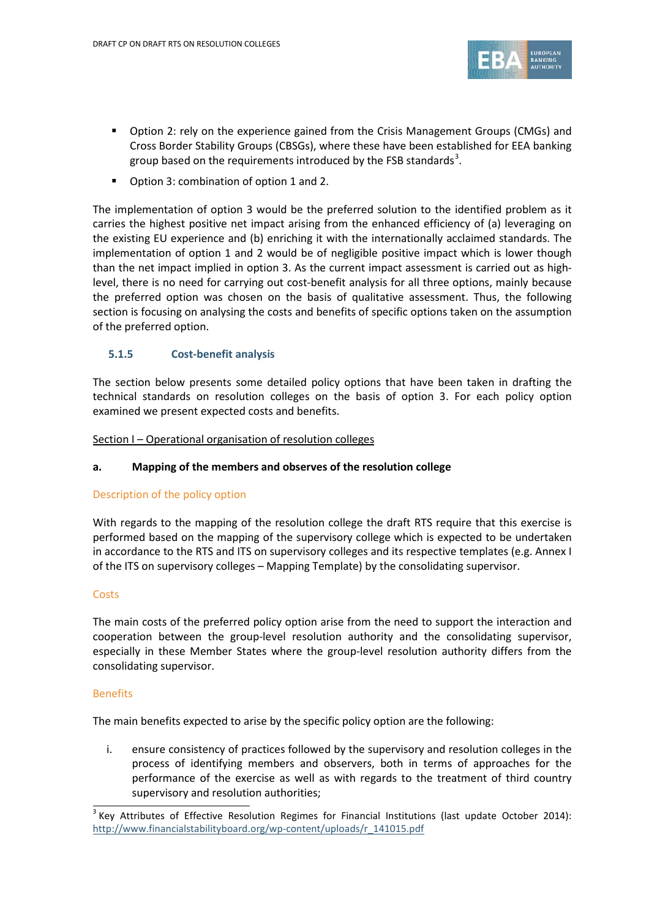- Option 2: rely on the experience gained from the Crisis Management Groups (CMGs) and Cross Border Stability Groups (CBSGs), where these have been established for EEA banking group based on the requirements introduced by the FSB standards[3].
- Option 3: combination of option 1 and 2.

The implementation of option 3 would be the preferred solution to the identified problem as it carries the highest positive net impact arising from the enhanced efficiency of (a) leveraging on the existing EU experience and (b) enriching it with the internationally acclaimed standards. The implementation of option 1 and 2 would be of negligible positive impact which is lower though than the net impact implied in option 3. As the current impact assessment is carried out as high-level, there is no need for carrying out cost-benefit analysis for all three options, mainly because the preferred option was chosen on the basis of qualitative assessment. Thus, the following section is focusing on analysing the costs and benefits of specific options taken on the assumption of the preferred option.

### 5.1.5 Cost-benefit analysis

The section below presents some detailed policy options that have been taken in drafting the technical standards on resolution colleges on the basis of option 3. For each policy option examined we present expected costs and benefits.

Section I – Operational organisation of resolution colleges

**a. Mapping of the members and observes of the resolution college**

Description of the policy option

With regards to the mapping of the resolution college the draft RTS require that this exercise is performed based on the mapping of the supervisory college which is expected to be undertaken in accordance to the RTS and ITS on supervisory colleges and its respective templates (e.g. Annex I of the ITS on supervisory colleges – Mapping Template) by the consolidating supervisor.

Costs

The main costs of the preferred policy option arise from the need to support the interaction and cooperation between the group-level resolution authority and the consolidating supervisor, especially in these Member States where the group-level resolution authority differs from the consolidating supervisor.

Benefits

The main benefits expected to arise by the specific policy option are the following:

i. ensure consistency of practices followed by the supervisory and resolution colleges in the process of identifying members and observers, both in terms of approaches for the performance of the exercise as well as with regards to the treatment of third country supervisory and resolution authorities;

[3] Key Attributes of Effective Resolution Regimes for Financial Institutions (last update October 2014): http://www.financialstabilityboard.org/wp-content/uploads/r_141015.pdf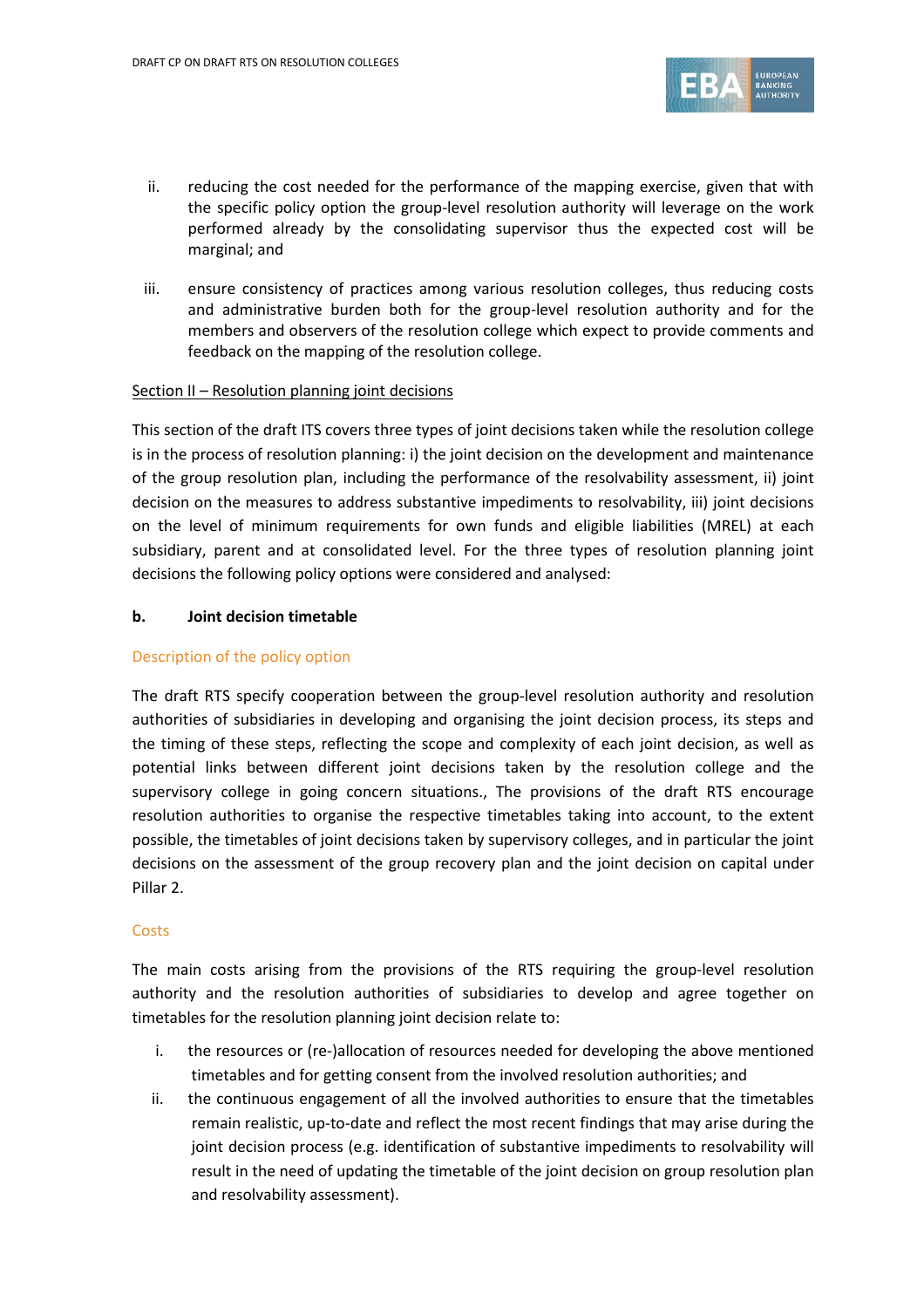ii. reducing the cost needed for the performance of the mapping exercise, given that with the specific policy option the group-level resolution authority will leverage on the work performed already by the consolidating supervisor thus the expected cost will be marginal; and

iii. ensure consistency of practices among various resolution colleges, thus reducing costs and administrative burden both for the group-level resolution authority and for the members and observers of the resolution college which expect to provide comments and feedback on the mapping of the resolution college.

Section II – Resolution planning joint decisions

This section of the draft ITS covers three types of joint decisions taken while the resolution college is in the process of resolution planning: i) the joint decision on the development and maintenance of the group resolution plan, including the performance of the resolvability assessment, ii) joint decision on the measures to address substantive impediments to resolvability, iii) joint decisions on the level of minimum requirements for own funds and eligible liabilities (MREL) at each subsidiary, parent and at consolidated level. For the three types of resolution planning joint decisions the following policy options were considered and analysed:

**b. Joint decision timetable**

Description of the policy option

The draft RTS specify cooperation between the group-level resolution authority and resolution authorities of subsidiaries in developing and organising the joint decision process, its steps and the timing of these steps, reflecting the scope and complexity of each joint decision, as well as potential links between different joint decisions taken by the resolution college and the supervisory college in going concern situations., The provisions of the draft RTS encourage resolution authorities to organise the respective timetables taking into account, to the extent possible, the timetables of joint decisions taken by supervisory colleges, and in particular the joint decisions on the assessment of the group recovery plan and the joint decision on capital under Pillar 2.

Costs

The main costs arising from the provisions of the RTS requiring the group-level resolution authority and the resolution authorities of subsidiaries to develop and agree together on timetables for the resolution planning joint decision relate to:

i. the resources or (re-)allocation of resources needed for developing the above mentioned timetables and for getting consent from the involved resolution authorities; and

ii. the continuous engagement of all the involved authorities to ensure that the timetables remain realistic, up-to-date and reflect the most recent findings that may arise during the joint decision process (e.g. identification of substantive impediments to resolvability will result in the need of updating the timetable of the joint decision on group resolution plan and resolvability assessment).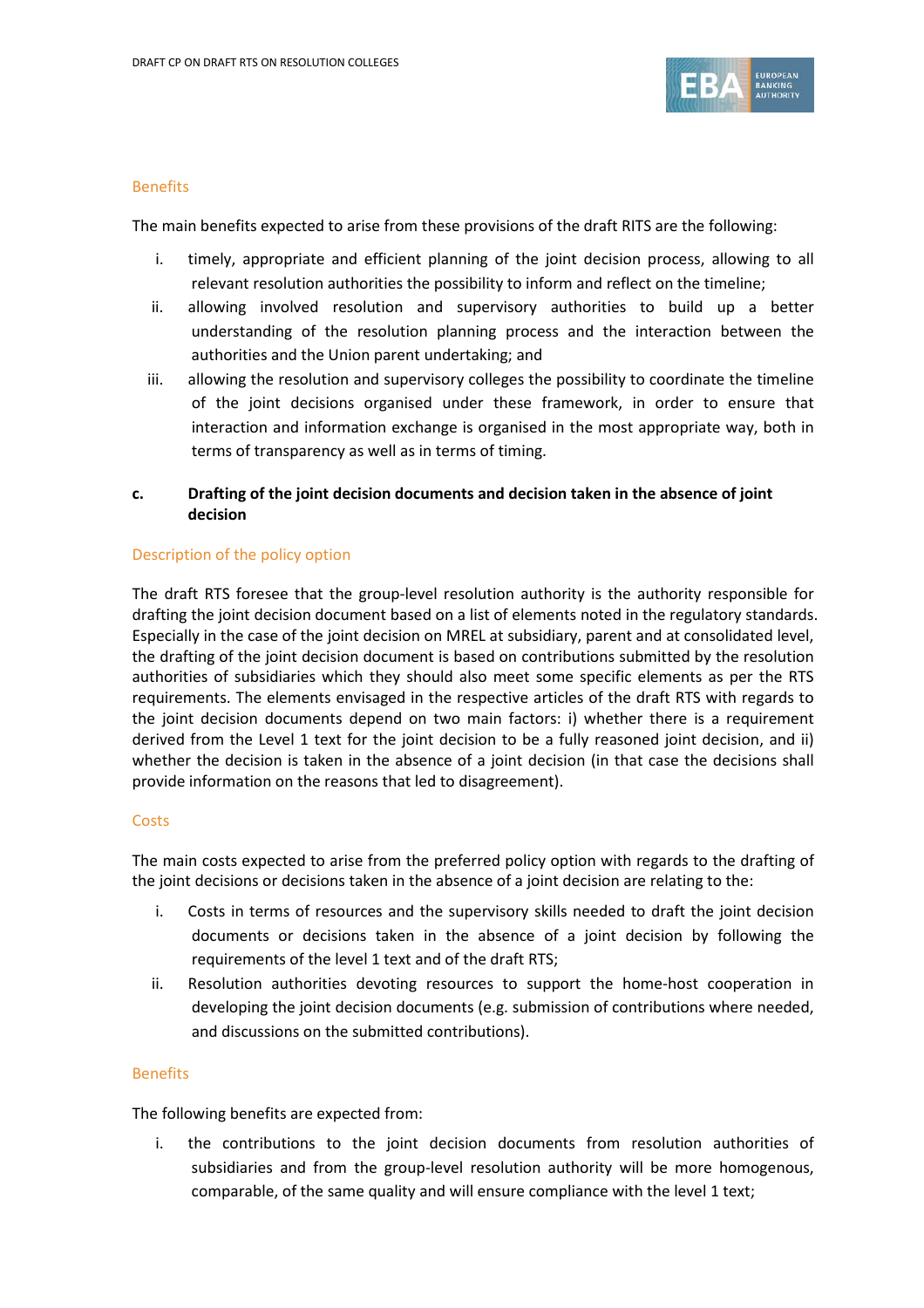#### Benefits

The main benefits expected to arise from these provisions of the draft RITS are the following:

i. timely, appropriate and efficient planning of the joint decision process, allowing to all relevant resolution authorities the possibility to inform and reflect on the timeline;
ii. allowing involved resolution and supervisory authorities to build up a better understanding of the resolution planning process and the interaction between the authorities and the Union parent undertaking; and
iii. allowing the resolution and supervisory colleges the possibility to coordinate the timeline of the joint decisions organised under these framework, in order to ensure that interaction and information exchange is organised in the most appropriate way, both in terms of transparency as well as in terms of timing.

### c. Drafting of the joint decision documents and decision taken in the absence of joint decision

#### Description of the policy option

The draft RTS foresee that the group-level resolution authority is the authority responsible for drafting the joint decision document based on a list of elements noted in the regulatory standards. Especially in the case of the joint decision on MREL at subsidiary, parent and at consolidated level, the drafting of the joint decision document is based on contributions submitted by the resolution authorities of subsidiaries which they should also meet some specific elements as per the RTS requirements. The elements envisaged in the respective articles of the draft RTS with regards to the joint decision documents depend on two main factors: i) whether there is a requirement derived from the Level 1 text for the joint decision to be a fully reasoned joint decision, and ii) whether the decision is taken in the absence of a joint decision (in that case the decisions shall provide information on the reasons that led to disagreement).

#### Costs

The main costs expected to arise from the preferred policy option with regards to the drafting of the joint decisions or decisions taken in the absence of a joint decision are relating to the:

i. Costs in terms of resources and the supervisory skills needed to draft the joint decision documents or decisions taken in the absence of a joint decision by following the requirements of the level 1 text and of the draft RTS;
ii. Resolution authorities devoting resources to support the home-host cooperation in developing the joint decision documents (e.g. submission of contributions where needed, and discussions on the submitted contributions).

#### Benefits

The following benefits are expected from:

i. the contributions to the joint decision documents from resolution authorities of subsidiaries and from the group-level resolution authority will be more homogenous, comparable, of the same quality and will ensure compliance with the level 1 text;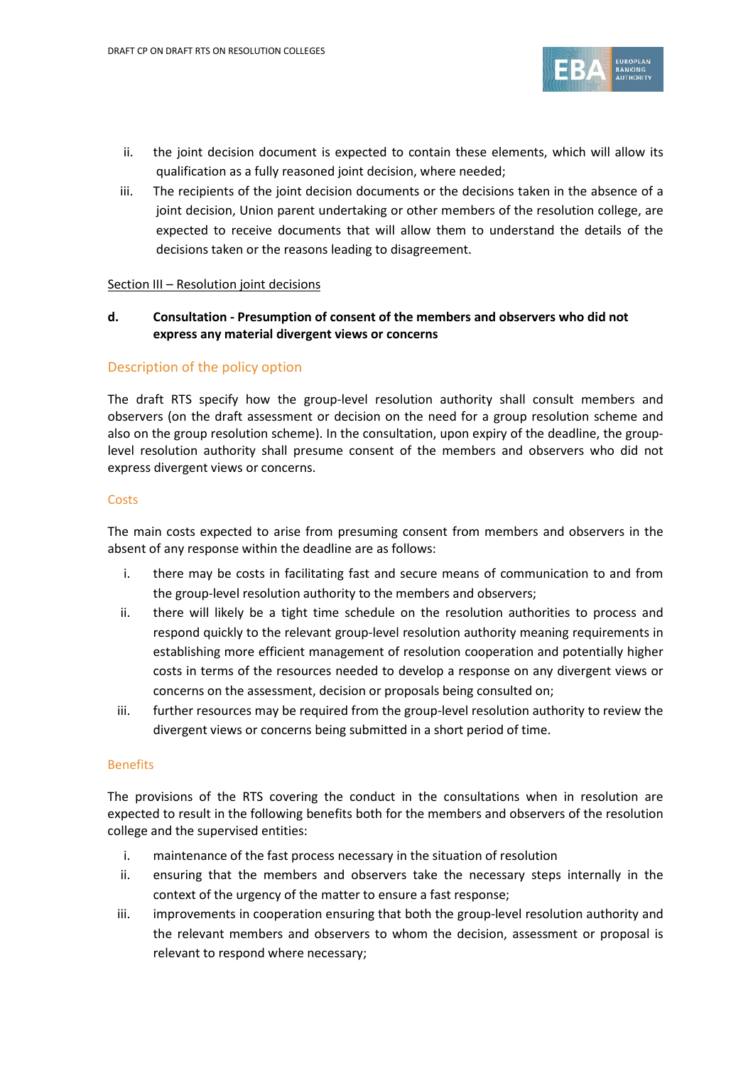ii. the joint decision document is expected to contain these elements, which will allow its qualification as a fully reasoned joint decision, where needed;

iii. The recipients of the joint decision documents or the decisions taken in the absence of a joint decision, Union parent undertaking or other members of the resolution college, are expected to receive documents that will allow them to understand the details of the decisions taken or the reasons leading to disagreement.

Section III – Resolution joint decisions

**d. Consultation - Presumption of consent of the members and observers who did not express any material divergent views or concerns**

### Description of the policy option

The draft RTS specify how the group-level resolution authority shall consult members and observers (on the draft assessment or decision on the need for a group resolution scheme and also on the group resolution scheme). In the consultation, upon expiry of the deadline, the group-level resolution authority shall presume consent of the members and observers who did not express divergent views or concerns.

#### Costs

The main costs expected to arise from presuming consent from members and observers in the absent of any response within the deadline are as follows:

i. there may be costs in facilitating fast and secure means of communication to and from the group-level resolution authority to the members and observers;

ii. there will likely be a tight time schedule on the resolution authorities to process and respond quickly to the relevant group-level resolution authority meaning requirements in establishing more efficient management of resolution cooperation and potentially higher costs in terms of the resources needed to develop a response on any divergent views or concerns on the assessment, decision or proposals being consulted on;

iii. further resources may be required from the group-level resolution authority to review the divergent views or concerns being submitted in a short period of time.

#### Benefits

The provisions of the RTS covering the conduct in the consultations when in resolution are expected to result in the following benefits both for the members and observers of the resolution college and the supervised entities:

i. maintenance of the fast process necessary in the situation of resolution

ii. ensuring that the members and observers take the necessary steps internally in the context of the urgency of the matter to ensure a fast response;

iii. improvements in cooperation ensuring that both the group-level resolution authority and the relevant members and observers to whom the decision, assessment or proposal is relevant to respond where necessary;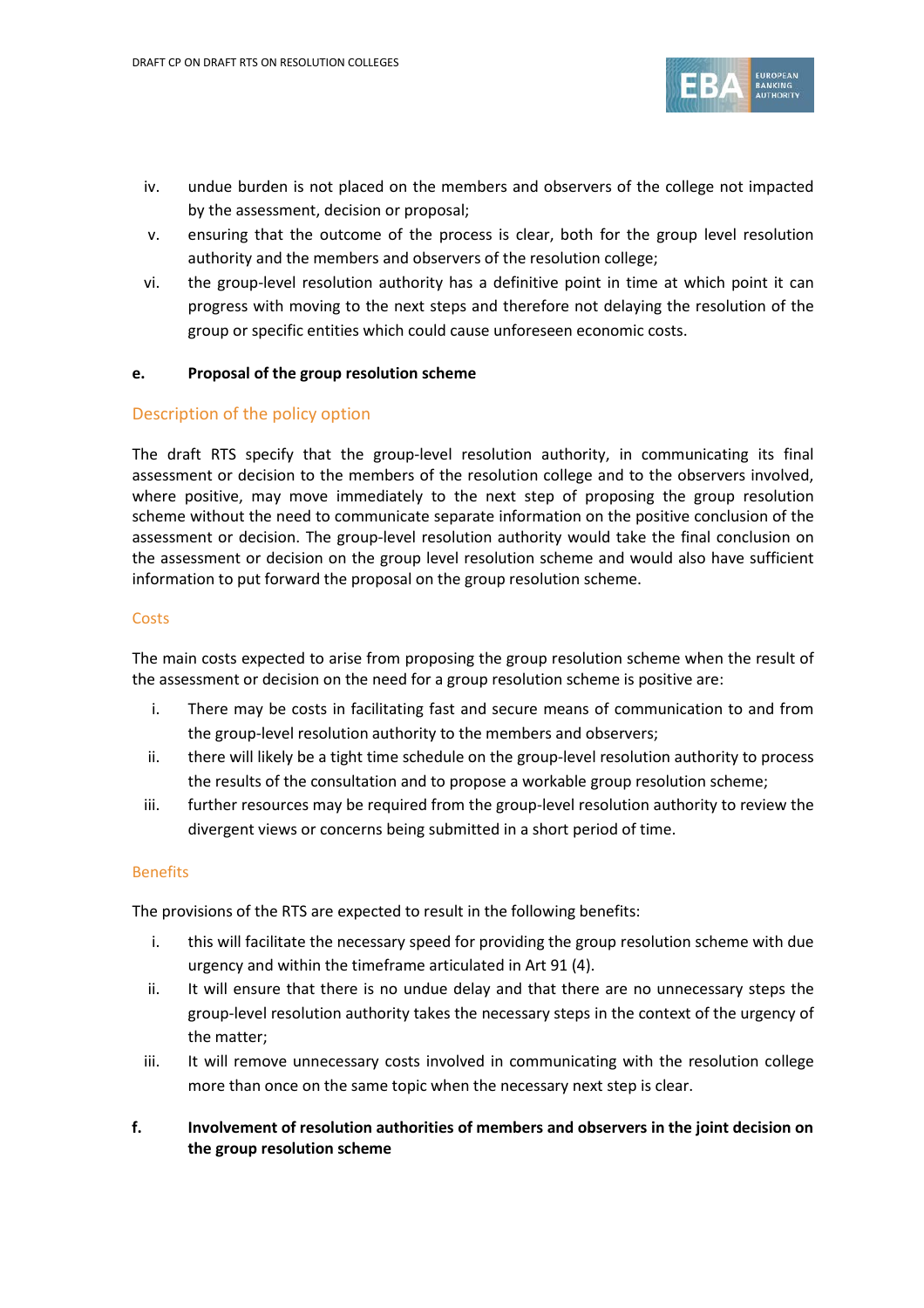iv. undue burden is not placed on the members and observers of the college not impacted by the assessment, decision or proposal;

v. ensuring that the outcome of the process is clear, both for the group level resolution authority and the members and observers of the resolution college;

vi. the group-level resolution authority has a definitive point in time at which point it can progress with moving to the next steps and therefore not delaying the resolution of the group or specific entities which could cause unforeseen economic costs.

**e. Proposal of the group resolution scheme**

## Description of the policy option

The draft RTS specify that the group-level resolution authority, in communicating its final assessment or decision to the members of the resolution college and to the observers involved, where positive, may move immediately to the next step of proposing the group resolution scheme without the need to communicate separate information on the positive conclusion of the assessment or decision. The group-level resolution authority would take the final conclusion on the assessment or decision on the group level resolution scheme and would also have sufficient information to put forward the proposal on the group resolution scheme.

### Costs

The main costs expected to arise from proposing the group resolution scheme when the result of the assessment or decision on the need for a group resolution scheme is positive are:

i. There may be costs in facilitating fast and secure means of communication to and from the group-level resolution authority to the members and observers;

ii. there will likely be a tight time schedule on the group-level resolution authority to process the results of the consultation and to propose a workable group resolution scheme;

iii. further resources may be required from the group-level resolution authority to review the divergent views or concerns being submitted in a short period of time.

### Benefits

The provisions of the RTS are expected to result in the following benefits:

i. this will facilitate the necessary speed for providing the group resolution scheme with due urgency and within the timeframe articulated in Art 91 (4).

ii. It will ensure that there is no undue delay and that there are no unnecessary steps the group-level resolution authority takes the necessary steps in the context of the urgency of the matter;

iii. It will remove unnecessary costs involved in communicating with the resolution college more than once on the same topic when the necessary next step is clear.

**f. Involvement of resolution authorities of members and observers in the joint decision on the group resolution scheme**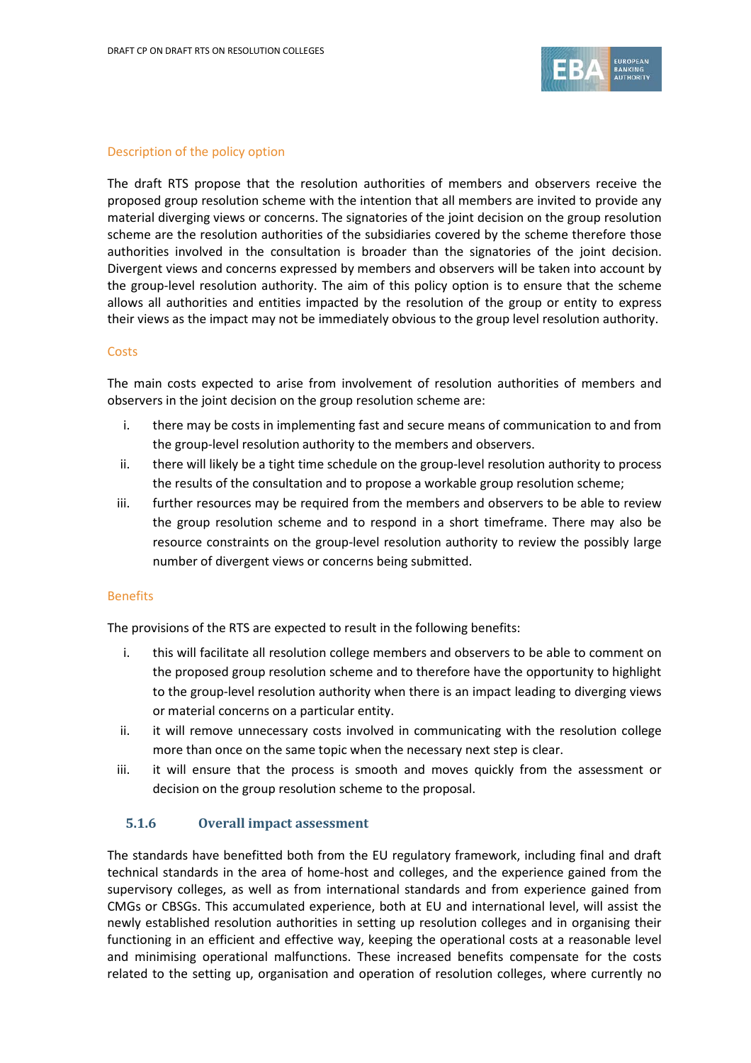#### Description of the policy option

The draft RTS propose that the resolution authorities of members and observers receive the proposed group resolution scheme with the intention that all members are invited to provide any material diverging views or concerns. The signatories of the joint decision on the group resolution scheme are the resolution authorities of the subsidiaries covered by the scheme therefore those authorities involved in the consultation is broader than the signatories of the joint decision. Divergent views and concerns expressed by members and observers will be taken into account by the group-level resolution authority. The aim of this policy option is to ensure that the scheme allows all authorities and entities impacted by the resolution of the group or entity to express their views as the impact may not be immediately obvious to the group level resolution authority.

#### Costs

The main costs expected to arise from involvement of resolution authorities of members and observers in the joint decision on the group resolution scheme are:

i. there may be costs in implementing fast and secure means of communication to and from the group-level resolution authority to the members and observers.

ii. there will likely be a tight time schedule on the group-level resolution authority to process the results of the consultation and to propose a workable group resolution scheme;

iii. further resources may be required from the members and observers to be able to review the group resolution scheme and to respond in a short timeframe. There may also be resource constraints on the group-level resolution authority to review the possibly large number of divergent views or concerns being submitted.

#### Benefits

The provisions of the RTS are expected to result in the following benefits:

i. this will facilitate all resolution college members and observers to be able to comment on the proposed group resolution scheme and to therefore have the opportunity to highlight to the group-level resolution authority when there is an impact leading to diverging views or material concerns on a particular entity.

ii. it will remove unnecessary costs involved in communicating with the resolution college more than once on the same topic when the necessary next step is clear.

iii. it will ensure that the process is smooth and moves quickly from the assessment or decision on the group resolution scheme to the proposal.

### 5.1.6 Overall impact assessment

The standards have benefitted both from the EU regulatory framework, including final and draft technical standards in the area of home-host and colleges, and the experience gained from the supervisory colleges, as well as from international standards and from experience gained from CMGs or CBSGs. This accumulated experience, both at EU and international level, will assist the newly established resolution authorities in setting up resolution colleges and in organising their functioning in an efficient and effective way, keeping the operational costs at a reasonable level and minimising operational malfunctions. These increased benefits compensate for the costs related to the setting up, organisation and operation of resolution colleges, where currently no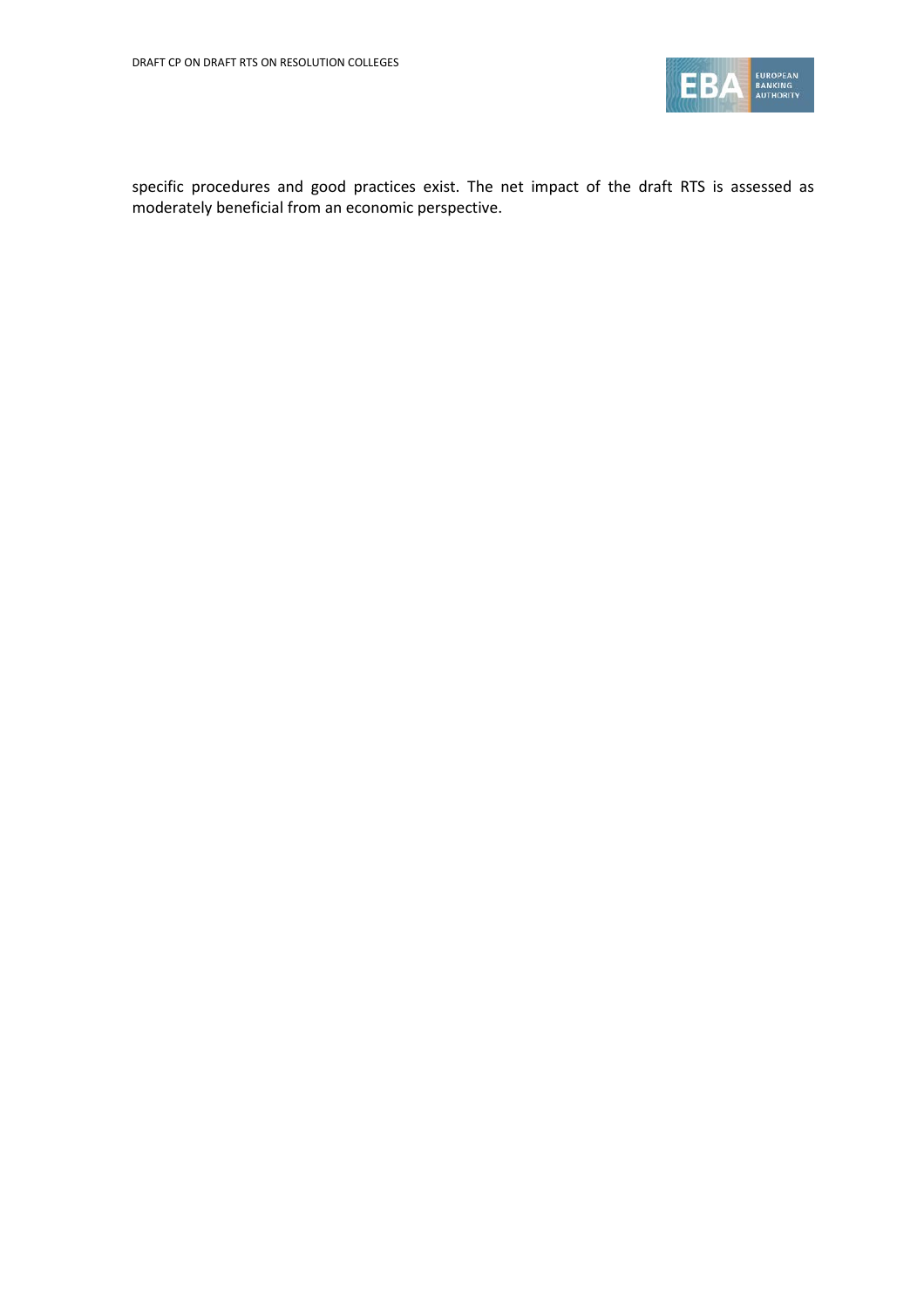specific procedures and good practices exist. The net impact of the draft RTS is assessed as moderately beneficial from an economic perspective.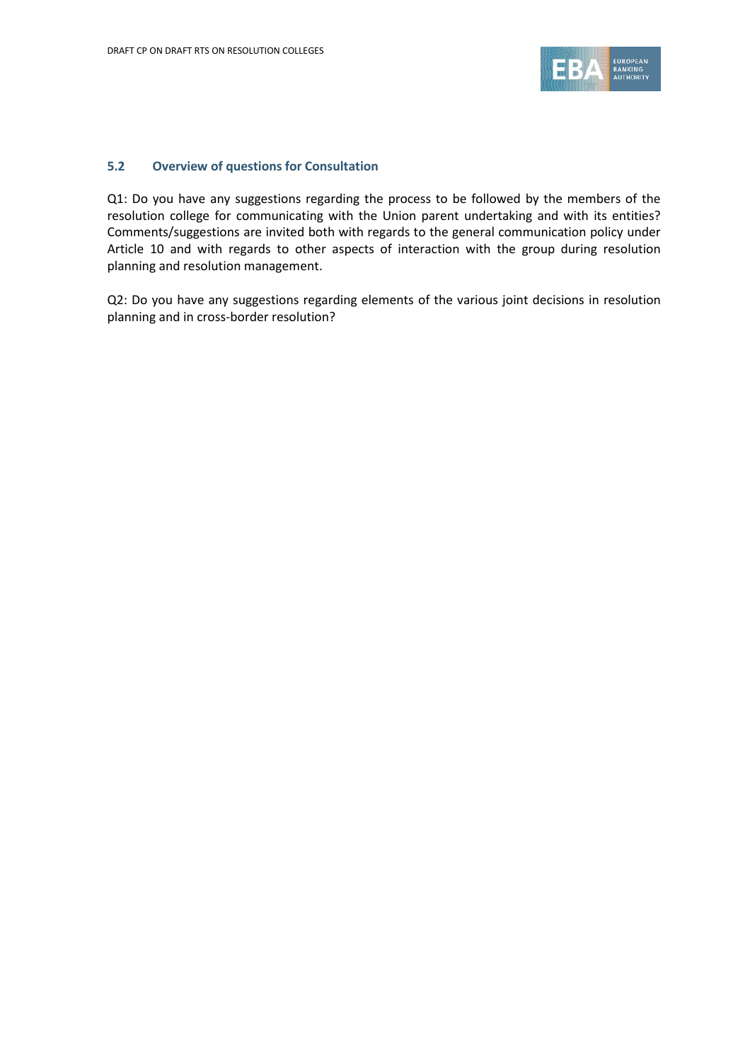### 5.2 Overview of questions for Consultation

Q1: Do you have any suggestions regarding the process to be followed by the members of the resolution college for communicating with the Union parent undertaking and with its entities? Comments/suggestions are invited both with regards to the general communication policy under Article 10 and with regards to other aspects of interaction with the group during resolution planning and resolution management.

Q2: Do you have any suggestions regarding elements of the various joint decisions in resolution planning and in cross-border resolution?